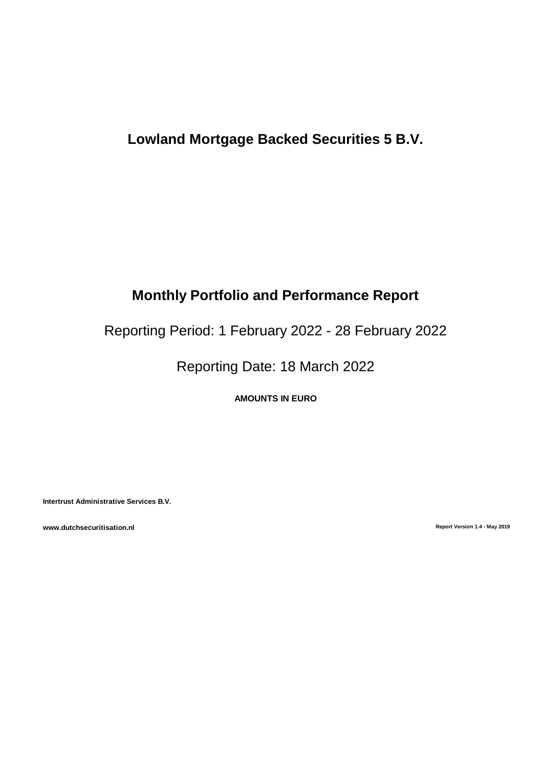# Lowland Mortgage Backed Securities 5 B.V.

## Monthly Portfolio and Performance Report

Reporting Period: 1 February 2022 - 28 February 2022

Reporting Date: 18 March 2022

**AMOUNTS IN EURO**

**Intertrust Administrative Services B.V.**

**www.dutchsecuritisation.nl**

**Report Version 1.4 - May 2019**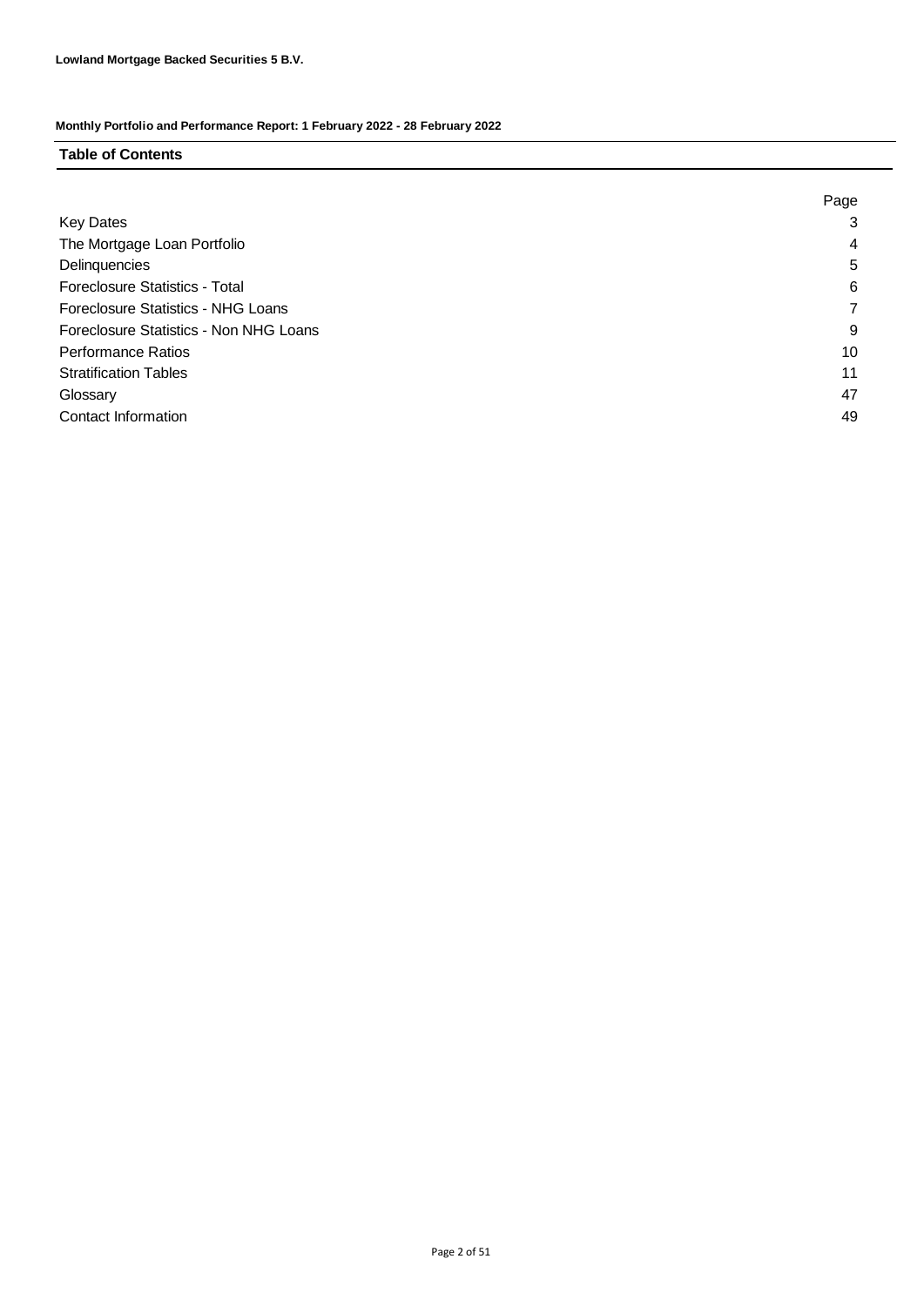**Lowland Mortgage Backed Securities 5 B.V.**

**Monthly Portfolio and Performance Report: 1 February 2022 - 28 February 2022**

## Table of Contents

| | Page |
|---|---|
| Key Dates | 3 |
| The Mortgage Loan Portfolio | 4 |
| Delinquencies | 5 |
| Foreclosure Statistics - Total | 6 |
| Foreclosure Statistics - NHG Loans | 7 |
| Foreclosure Statistics - Non NHG Loans | 9 |
| Performance Ratios | 10 |
| Stratification Tables | 11 |
| Glossary | 47 |
| Contact Information | 49 |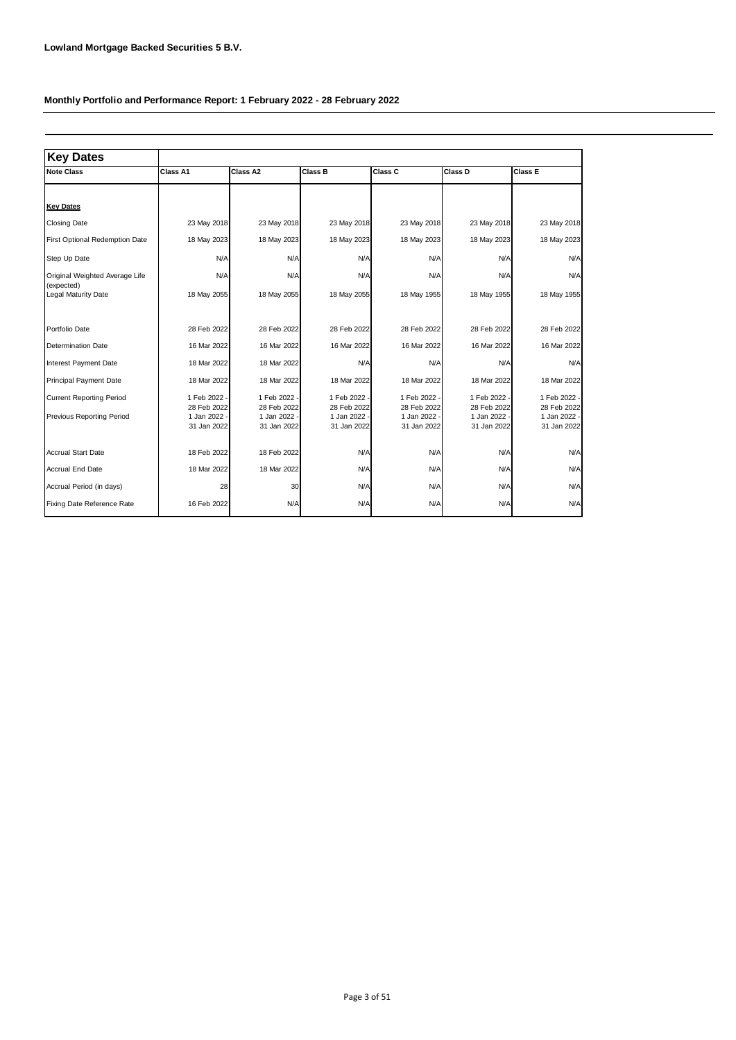**Lowland Mortgage Backed Securities 5 B.V.**

**Monthly Portfolio and Performance Report: 1 February 2022 - 28 February 2022**

| Key Dates | | | | | | |
|---|---|---|---|---|---|---|
| **Note Class** | **Class A1** | **Class A2** | **Class B** | **Class C** | **Class D** | **Class E** |
| **Key Dates** | | | | | | |
| Closing Date | 23 May 2018 | 23 May 2018 | 23 May 2018 | 23 May 2018 | 23 May 2018 | 23 May 2018 |
| First Optional Redemption Date | 18 May 2023 | 18 May 2023 | 18 May 2023 | 18 May 2023 | 18 May 2023 | 18 May 2023 |
| Step Up Date | N/A | N/A | N/A | N/A | N/A | N/A |
| Original Weighted Average Life (expected) | N/A | N/A | N/A | N/A | N/A | N/A |
| Legal Maturity Date | 18 May 2055 | 18 May 2055 | 18 May 2055 | 18 May 1955 | 18 May 1955 | 18 May 1955 |
| Portfolio Date | 28 Feb 2022 | 28 Feb 2022 | 28 Feb 2022 | 28 Feb 2022 | 28 Feb 2022 | 28 Feb 2022 |
| Determination Date | 16 Mar 2022 | 16 Mar 2022 | 16 Mar 2022 | 16 Mar 2022 | 16 Mar 2022 | 16 Mar 2022 |
| Interest Payment Date | 18 Mar 2022 | 18 Mar 2022 | N/A | N/A | N/A | N/A |
| Principal Payment Date | 18 Mar 2022 | 18 Mar 2022 | 18 Mar 2022 | 18 Mar 2022 | 18 Mar 2022 | 18 Mar 2022 |
| Current Reporting Period | 1 Feb 2022 - 28 Feb 2022 | 1 Feb 2022 - 28 Feb 2022 | 1 Feb 2022 - 28 Feb 2022 | 1 Feb 2022 - 28 Feb 2022 | 1 Feb 2022 - 28 Feb 2022 | 1 Feb 2022 - 28 Feb 2022 |
| Previous Reporting Period | 1 Jan 2022 - 31 Jan 2022 | 1 Jan 2022 - 31 Jan 2022 | 1 Jan 2022 - 31 Jan 2022 | 1 Jan 2022 - 31 Jan 2022 | 1 Jan 2022 - 31 Jan 2022 | 1 Jan 2022 - 31 Jan 2022 |
| Accrual Start Date | 18 Feb 2022 | 18 Feb 2022 | N/A | N/A | N/A | N/A |
| Accrual End Date | 18 Mar 2022 | 18 Mar 2022 | N/A | N/A | N/A | N/A |
| Accrual Period (in days) | 28 | 30 | N/A | N/A | N/A | N/A |
| Fixing Date Reference Rate | 16 Feb 2022 | N/A | N/A | N/A | N/A | N/A |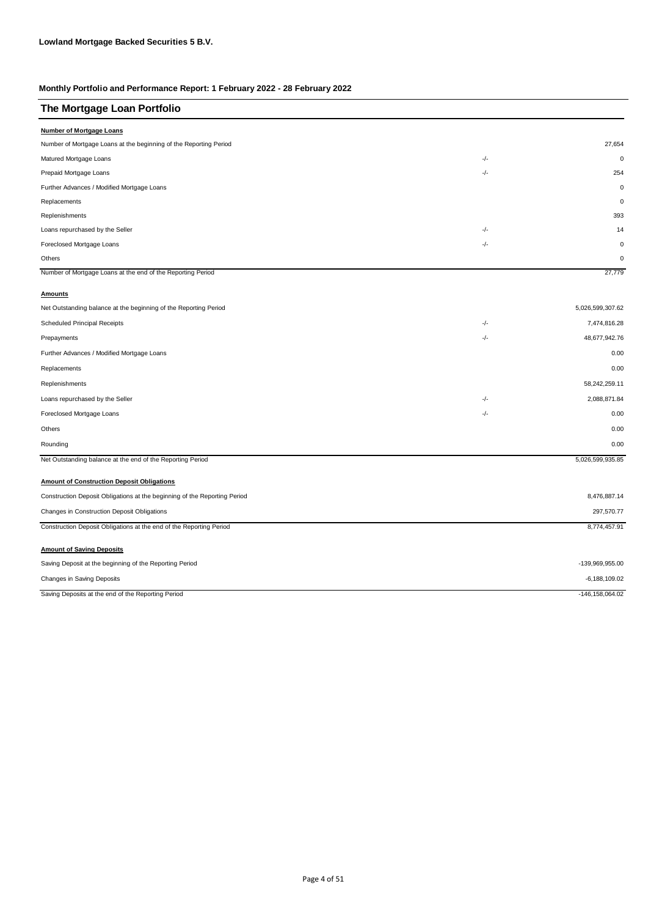**Lowland Mortgage Backed Securities 5 B.V.**

**Monthly Portfolio and Performance Report: 1 February 2022 - 28 February 2022**

## The Mortgage Loan Portfolio

**Number of Mortgage Loans**

| | | |
|---|---|---|
| Number of Mortgage Loans at the beginning of the Reporting Period | | 27,654 |
| Matured Mortgage Loans | -/- | 0 |
| Prepaid Mortgage Loans | -/- | 254 |
| Further Advances / Modified Mortgage Loans | | 0 |
| Replacements | | 0 |
| Replenishments | | 393 |
| Loans repurchased by the Seller | -/- | 14 |
| Foreclosed Mortgage Loans | -/- | 0 |
| Others | | 0 |
| Number of Mortgage Loans at the end of the Reporting Period | | 27,779 |

**Amounts**

| | | |
|---|---|---|
| Net Outstanding balance at the beginning of the Reporting Period | | 5,026,599,307.62 |
| Scheduled Principal Receipts | -/- | 7,474,816.28 |
| Prepayments | -/- | 48,677,942.76 |
| Further Advances / Modified Mortgage Loans | | 0.00 |
| Replacements | | 0.00 |
| Replenishments | | 58,242,259.11 |
| Loans repurchased by the Seller | -/- | 2,088,871.84 |
| Foreclosed Mortgage Loans | -/- | 0.00 |
| Others | | 0.00 |
| Rounding | | 0.00 |
| Net Outstanding balance at the end of the Reporting Period | | 5,026,599,935.85 |

**Amount of Construction Deposit Obligations**

| | |
|---|---|
| Construction Deposit Obligations at the beginning of the Reporting Period | 8,476,887.14 |
| Changes in Construction Deposit Obligations | 297,570.77 |
| Construction Deposit Obligations at the end of the Reporting Period | 8,774,457.91 |

**Amount of Saving Deposits**

| | |
|---|---|
| Saving Deposit at the beginning of the Reporting Period | -139,969,955.00 |
| Changes in Saving Deposits | -6,188,109.02 |
| Saving Deposits at the end of the Reporting Period | -146,158,064.02 |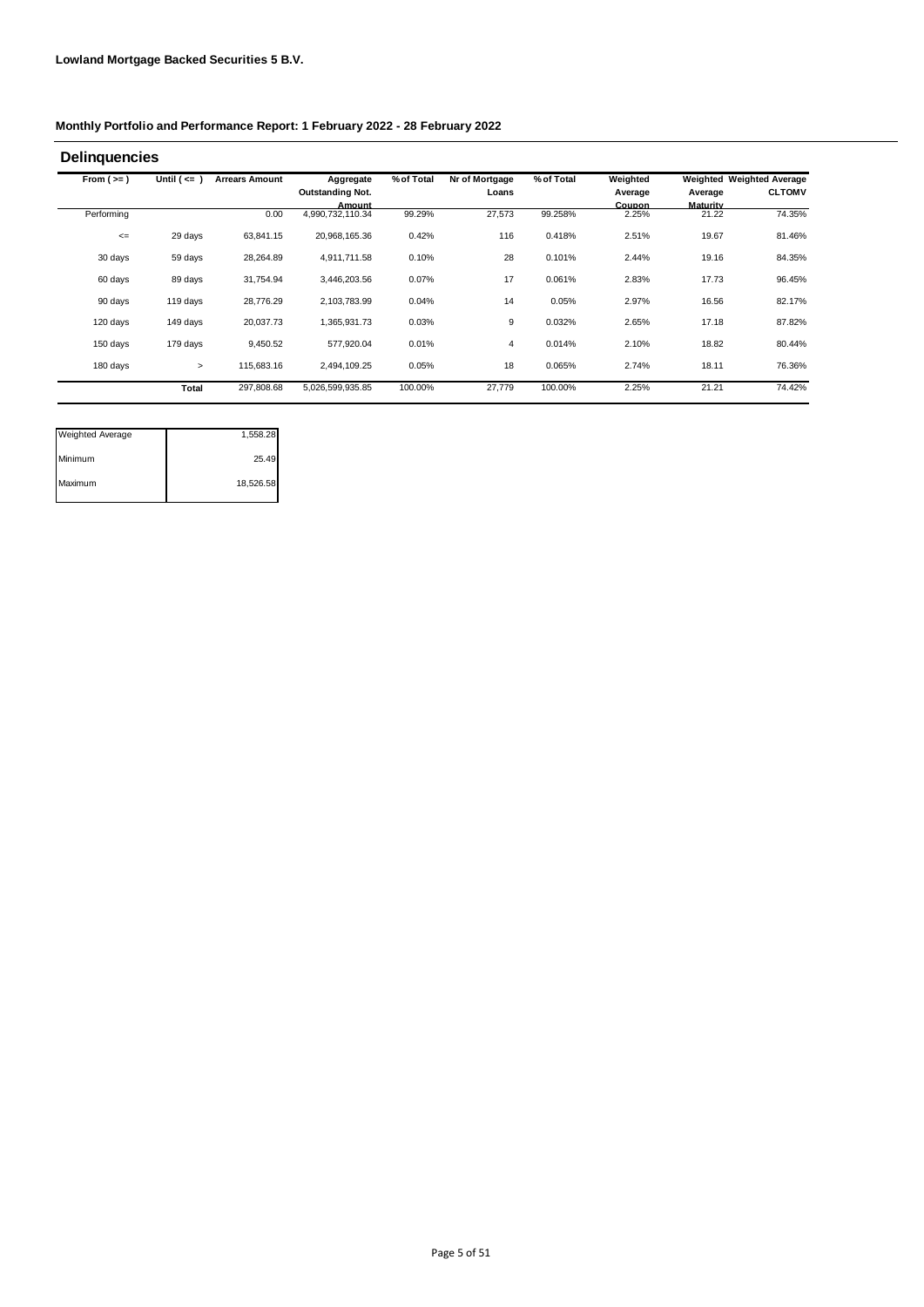**Lowland Mortgage Backed Securities 5 B.V.**

**Monthly Portfolio and Performance Report: 1 February 2022 - 28 February 2022**

## Delinquencies

| From ( >= ) | Until ( <= ) | Arrears Amount | Aggregate Outstanding Not. Amount | % of Total | Nr of Mortgage Loans | % of Total | Weighted Average Coupon | Weighted Average Maturity | Weighted Average CLTOMV |
|---|---|---|---|---|---|---|---|---|---|
| Performing | | 0.00 | 4,990,732,110.34 | 99.29% | 27,573 | 99.258% | 2.25% | 21.22 | 74.35% |
| <= | 29 days | 63,841.15 | 20,968,165.36 | 0.42% | 116 | 0.418% | 2.51% | 19.67 | 81.46% |
| 30 days | 59 days | 28,264.89 | 4,911,711.58 | 0.10% | 28 | 0.101% | 2.44% | 19.16 | 84.35% |
| 60 days | 89 days | 31,754.94 | 3,446,203.56 | 0.07% | 17 | 0.061% | 2.83% | 17.73 | 96.45% |
| 90 days | 119 days | 28,776.29 | 2,103,783.99 | 0.04% | 14 | 0.05% | 2.97% | 16.56 | 82.17% |
| 120 days | 149 days | 20,037.73 | 1,365,931.73 | 0.03% | 9 | 0.032% | 2.65% | 17.18 | 87.82% |
| 150 days | 179 days | 9,450.52 | 577,920.04 | 0.01% | 4 | 0.014% | 2.10% | 18.82 | 80.44% |
| 180 days | > | 115,683.16 | 2,494,109.25 | 0.05% | 18 | 0.065% | 2.74% | 18.11 | 76.36% |
| | **Total** | 297,808.68 | 5,026,599,935.85 | 100.00% | 27,779 | 100.00% | 2.25% | 21.21 | 74.42% |

| | |
|---|---|
| Weighted Average | 1,558.28 |
| Minimum | 25.49 |
| Maximum | 18,526.58 |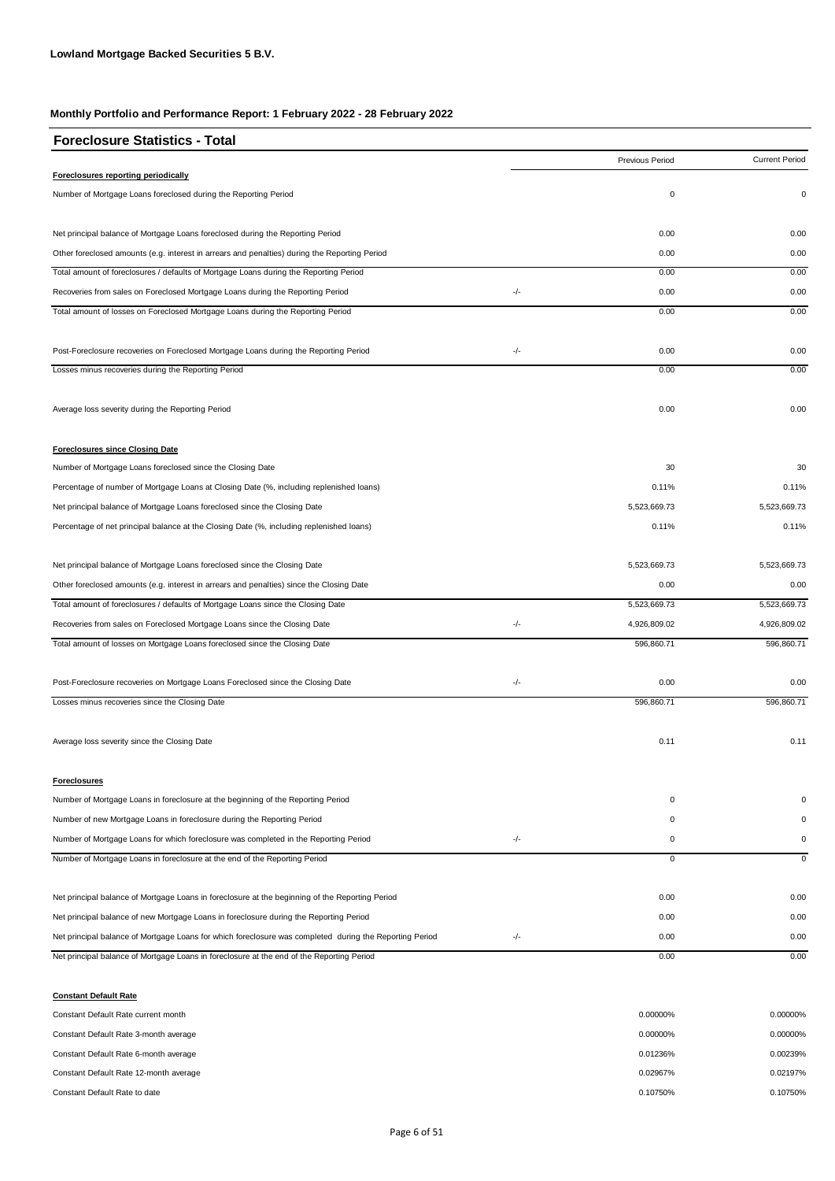**Lowland Mortgage Backed Securities 5 B.V.**

**Monthly Portfolio and Performance Report: 1 February 2022 - 28 February 2022**

## Foreclosure Statistics - Total

| | | Previous Period | Current Period |
|---|---|---|---|
| **Foreclosures reporting periodically** | | | |
| Number of Mortgage Loans foreclosed during the Reporting Period | | 0 | 0 |
| | | | |
| Net principal balance of Mortgage Loans foreclosed during the Reporting Period | | 0.00 | 0.00 |
| Other foreclosed amounts (e.g. interest in arrears and penalties) during the Reporting Period | | 0.00 | 0.00 |
| Total amount of foreclosures / defaults of Mortgage Loans during the Reporting Period | | 0.00 | 0.00 |
| Recoveries from sales on Foreclosed Mortgage Loans during the Reporting Period | -/- | 0.00 | 0.00 |
| Total amount of losses on Foreclosed Mortgage Loans during the Reporting Period | | 0.00 | 0.00 |
| | | | |
| Post-Foreclosure recoveries on Foreclosed Mortgage Loans during the Reporting Period | -/- | 0.00 | 0.00 |
| Losses minus recoveries during the Reporting Period | | 0.00 | 0.00 |
| | | | |
| Average loss severity during the Reporting Period | | 0.00 | 0.00 |
| | | | |
| **Foreclosures since Closing Date** | | | |
| Number of Mortgage Loans foreclosed since the Closing Date | | 30 | 30 |
| Percentage of number of Mortgage Loans at Closing Date (%, including replenished loans) | | 0.11% | 0.11% |
| Net principal balance of Mortgage Loans foreclosed since the Closing Date | | 5,523,669.73 | 5,523,669.73 |
| Percentage of net principal balance at the Closing Date (%, including replenished loans) | | 0.11% | 0.11% |
| | | | |
| Net principal balance of Mortgage Loans foreclosed since the Closing Date | | 5,523,669.73 | 5,523,669.73 |
| Other foreclosed amounts (e.g. interest in arrears and penalties) since the Closing Date | | 0.00 | 0.00 |
| Total amount of foreclosures / defaults of Mortgage Loans since the Closing Date | | 5,523,669.73 | 5,523,669.73 |
| Recoveries from sales on Foreclosed Mortgage Loans since the Closing Date | -/- | 4,926,809.02 | 4,926,809.02 |
| Total amount of losses on Mortgage Loans foreclosed since the Closing Date | | 596,860.71 | 596,860.71 |
| | | | |
| Post-Foreclosure recoveries on Mortgage Loans Foreclosed since the Closing Date | -/- | 0.00 | 0.00 |
| Losses minus recoveries since the Closing Date | | 596,860.71 | 596,860.71 |
| | | | |
| Average loss severity since the Closing Date | | 0.11 | 0.11 |
| | | | |
| **Foreclosures** | | | |
| Number of Mortgage Loans in foreclosure at the beginning of the Reporting Period | | 0 | 0 |
| Number of new Mortgage Loans in foreclosure during the Reporting Period | | 0 | 0 |
| Number of Mortgage Loans for which foreclosure was completed in the Reporting Period | -/- | 0 | 0 |
| Number of Mortgage Loans in foreclosure at the end of the Reporting Period | | 0 | 0 |
| | | | |
| Net principal balance of Mortgage Loans in foreclosure at the beginning of the Reporting Period | | 0.00 | 0.00 |
| Net principal balance of new Mortgage Loans in foreclosure during the Reporting Period | | 0.00 | 0.00 |
| Net principal balance of Mortgage Loans for which foreclosure was completed during the Reporting Period | -/- | 0.00 | 0.00 |
| Net principal balance of Mortgage Loans in foreclosure at the end of the Reporting Period | | 0.00 | 0.00 |
| | | | |
| **Constant Default Rate** | | | |
| Constant Default Rate current month | | 0.00000% | 0.00000% |
| Constant Default Rate 3-month average | | 0.00000% | 0.00000% |
| Constant Default Rate 6-month average | | 0.01236% | 0.00239% |
| Constant Default Rate 12-month average | | 0.02967% | 0.02197% |
| Constant Default Rate to date | | 0.10750% | 0.10750% |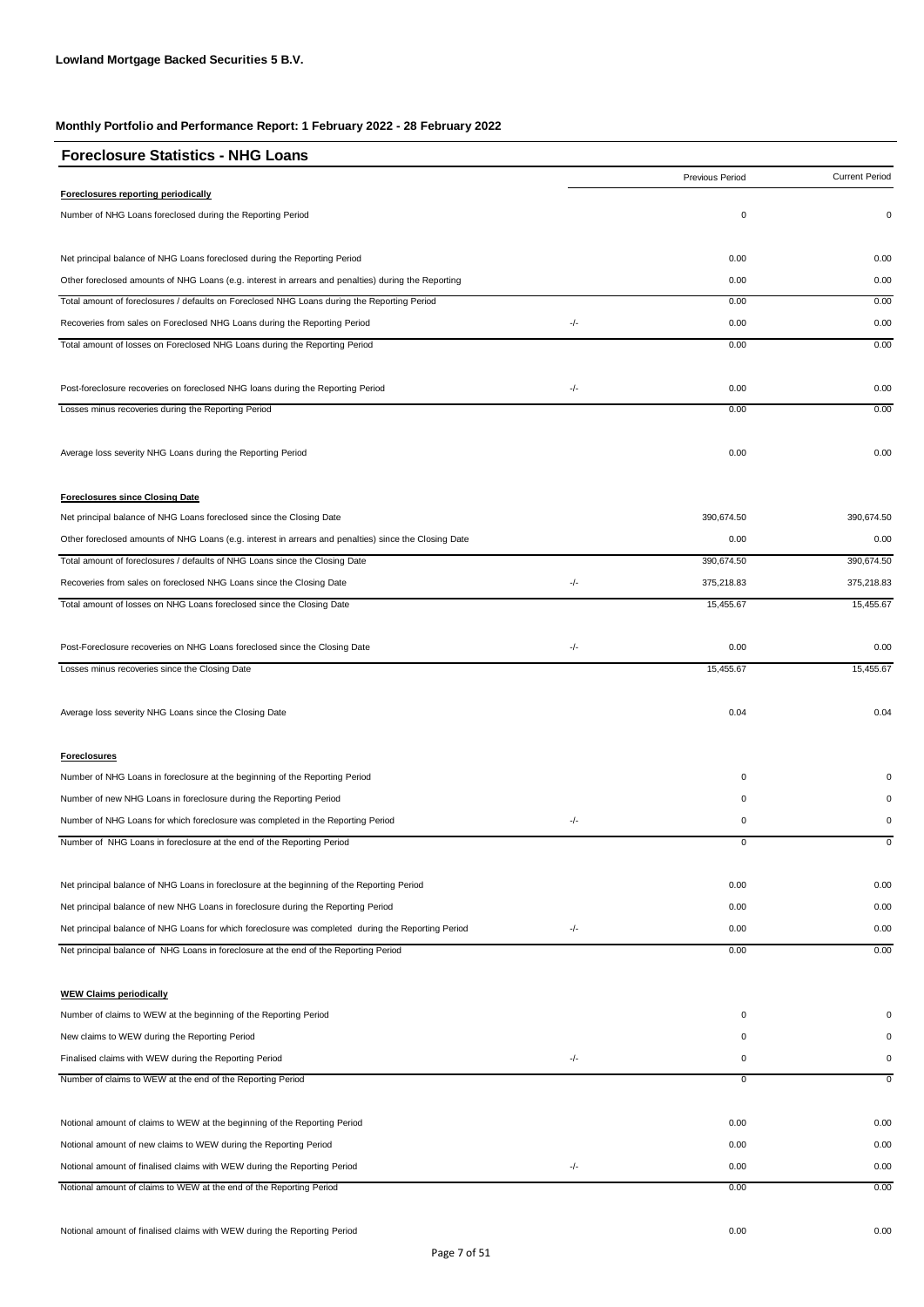**Lowland Mortgage Backed Securities 5 B.V.**

**Monthly Portfolio and Performance Report: 1 February 2022 - 28 February 2022**

## Foreclosure Statistics - NHG Loans

| | | Previous Period | Current Period |
|---|---|---|---|
| **Foreclosures reporting periodically** | | | |
| Number of NHG Loans foreclosed during the Reporting Period | | 0 | 0 |
| | | | |
| Net principal balance of NHG Loans foreclosed during the Reporting Period | | 0.00 | 0.00 |
| Other foreclosed amounts of NHG Loans (e.g. interest in arrears and penalties) during the Reporting | | 0.00 | 0.00 |
| Total amount of foreclosures / defaults on Foreclosed NHG Loans during the Reporting Period | | 0.00 | 0.00 |
| Recoveries from sales on Foreclosed NHG Loans during the Reporting Period | -/- | 0.00 | 0.00 |
| Total amount of losses on Foreclosed NHG Loans during the Reporting Period | | 0.00 | 0.00 |
| | | | |
| Post-foreclosure recoveries on foreclosed NHG loans during the Reporting Period | -/- | 0.00 | 0.00 |
| Losses minus recoveries during the Reporting Period | | 0.00 | 0.00 |
| | | | |
| Average loss severity NHG Loans during the Reporting Period | | 0.00 | 0.00 |
| | | | |
| **Foreclosures since Closing Date** | | | |
| Net principal balance of NHG Loans foreclosed since the Closing Date | | 390,674.50 | 390,674.50 |
| Other foreclosed amounts of NHG Loans (e.g. interest in arrears and penalties) since the Closing Date | | 0.00 | 0.00 |
| Total amount of foreclosures / defaults of NHG Loans since the Closing Date | | 390,674.50 | 390,674.50 |
| Recoveries from sales on foreclosed NHG Loans since the Closing Date | -/- | 375,218.83 | 375,218.83 |
| Total amount of losses on NHG Loans foreclosed since the Closing Date | | 15,455.67 | 15,455.67 |
| | | | |
| Post-Foreclosure recoveries on NHG Loans foreclosed since the Closing Date | -/- | 0.00 | 0.00 |
| Losses minus recoveries since the Closing Date | | 15,455.67 | 15,455.67 |
| | | | |
| Average loss severity NHG Loans since the Closing Date | | 0.04 | 0.04 |
| | | | |
| **Foreclosures** | | | |
| Number of NHG Loans in foreclosure at the beginning of the Reporting Period | | 0 | 0 |
| Number of new NHG Loans in foreclosure during the Reporting Period | | 0 | 0 |
| Number of NHG Loans for which foreclosure was completed in the Reporting Period | -/- | 0 | 0 |
| Number of NHG Loans in foreclosure at the end of the Reporting Period | | 0 | 0 |
| | | | |
| Net principal balance of NHG Loans in foreclosure at the beginning of the Reporting Period | | 0.00 | 0.00 |
| Net principal balance of new NHG Loans in foreclosure during the Reporting Period | | 0.00 | 0.00 |
| Net principal balance of NHG Loans for which foreclosure was completed during the Reporting Period | -/- | 0.00 | 0.00 |
| Net principal balance of NHG Loans in foreclosure at the end of the Reporting Period | | 0.00 | 0.00 |
| | | | |
| **WEW Claims periodically** | | | |
| Number of claims to WEW at the beginning of the Reporting Period | | 0 | 0 |
| New claims to WEW during the Reporting Period | | 0 | 0 |
| Finalised claims with WEW during the Reporting Period | -/- | 0 | 0 |
| Number of claims to WEW at the end of the Reporting Period | | 0 | 0 |
| | | | |
| Notional amount of claims to WEW at the beginning of the Reporting Period | | 0.00 | 0.00 |
| Notional amount of new claims to WEW during the Reporting Period | | 0.00 | 0.00 |
| Notional amount of finalised claims with WEW during the Reporting Period | -/- | 0.00 | 0.00 |
| Notional amount of claims to WEW at the end of the Reporting Period | | 0.00 | 0.00 |
| | | | |
| Notional amount of finalised claims with WEW during the Reporting Period | | 0.00 | 0.00 |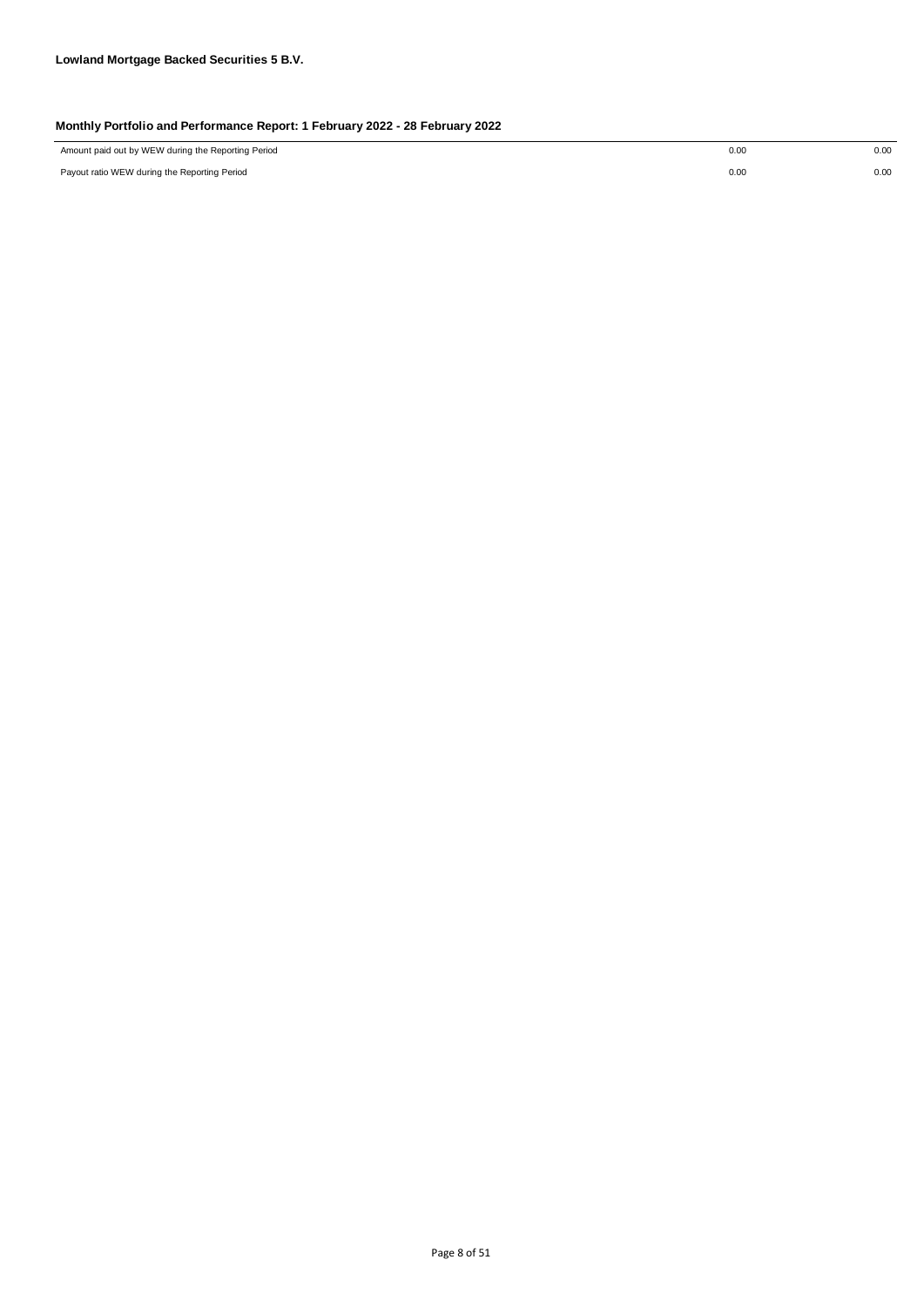**Lowland Mortgage Backed Securities 5 B.V.**

**Monthly Portfolio and Performance Report: 1 February 2022 - 28 February 2022**

| | | |
|---|---|---|
| Amount paid out by WEW during the Reporting Period | 0.00 | 0.00 |
| Payout ratio WEW during the Reporting Period | 0.00 | 0.00 |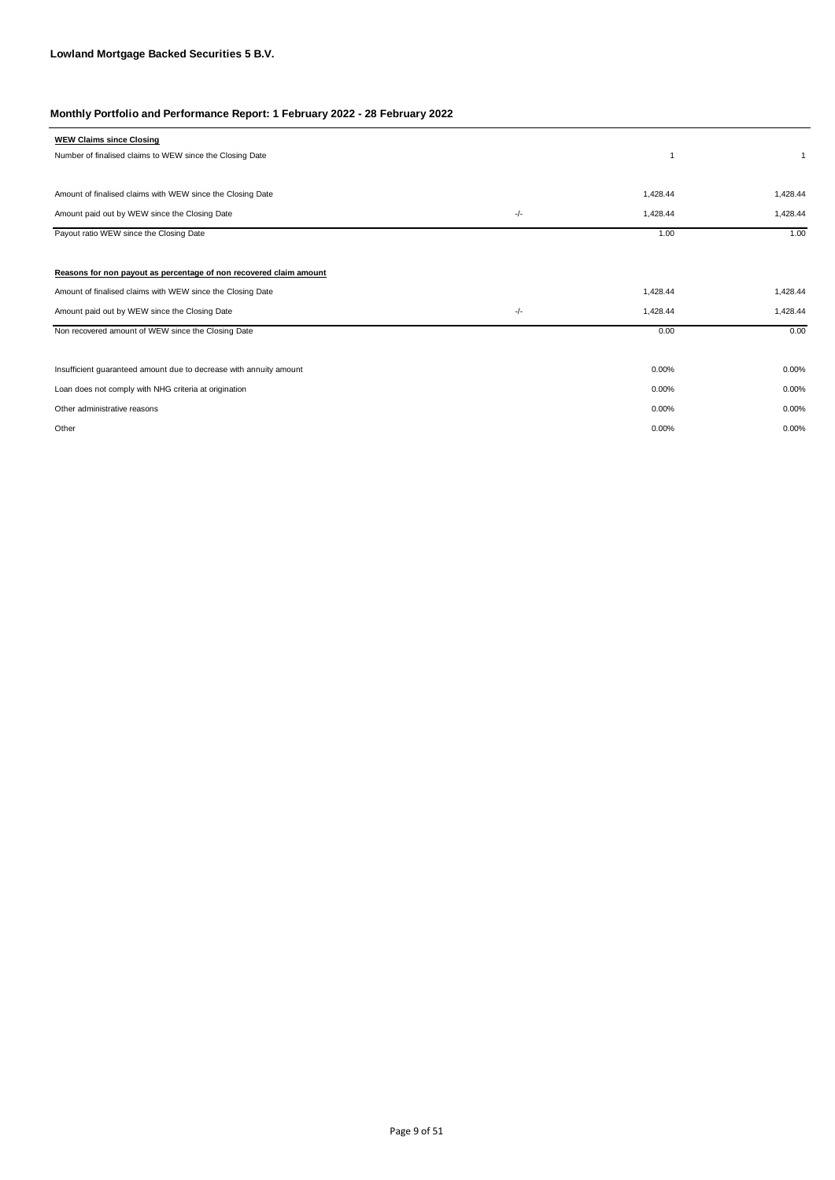**Lowland Mortgage Backed Securities 5 B.V.**

**Monthly Portfolio and Performance Report: 1 February 2022 - 28 February 2022**

| **WEW Claims since Closing** | | | |
|---|---|---|---|
| Number of finalised claims to WEW since the Closing Date | | 1 | 1 |
| | | | |
| Amount of finalised claims with WEW since the Closing Date | | 1,428.44 | 1,428.44 |
| Amount paid out by WEW since the Closing Date | -/- | 1,428.44 | 1,428.44 |
| Payout ratio WEW since the Closing Date | | 1.00 | 1.00 |

| **Reasons for non payout as percentage of non recovered claim amount** | | | |
|---|---|---|---|
| Amount of finalised claims with WEW since the Closing Date | | 1,428.44 | 1,428.44 |
| Amount paid out by WEW since the Closing Date | -/- | 1,428.44 | 1,428.44 |
| Non recovered amount of WEW since the Closing Date | | 0.00 | 0.00 |
| | | | |
| Insufficient guaranteed amount due to decrease with annuity amount | | 0.00% | 0.00% |
| Loan does not comply with NHG criteria at origination | | 0.00% | 0.00% |
| Other administrative reasons | | 0.00% | 0.00% |
| Other | | 0.00% | 0.00% |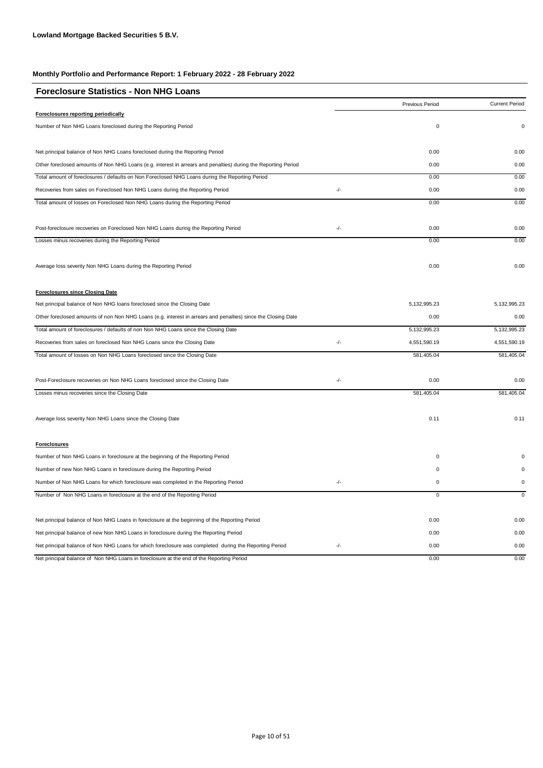**Lowland Mortgage Backed Securities 5 B.V.**

**Monthly Portfolio and Performance Report: 1 February 2022 - 28 February 2022**

## Foreclosure Statistics - Non NHG Loans

| | | Previous Period | Current Period |
|---|---|---|---|
| **Foreclosures reporting periodically** | | | |
| Number of Non NHG Loans foreclosed during the Reporting Period | | 0 | 0 |
| | | | |
| Net principal balance of Non NHG Loans foreclosed during the Reporting Period | | 0.00 | 0.00 |
| Other foreclosed amounts of Non NHG Loans (e.g. interest in arrears and penalties) during the Reporting Period | | 0.00 | 0.00 |
| Total amount of foreclosures / defaults on Non Foreclosed NHG Loans during the Reporting Period | | 0.00 | 0.00 |
| Recoveries from sales on Foreclosed Non NHG Loans during the Reporting Period | -/- | 0.00 | 0.00 |
| Total amount of losses on Foreclosed Non NHG Loans during the Reporting Period | | 0.00 | 0.00 |
| | | | |
| Post-foreclosure recoveries on Foreclosed Non NHG Loans during the Reporting Period | -/- | 0.00 | 0.00 |
| Losses minus recoveries during the Reporting Period | | 0.00 | 0.00 |
| | | | |
| Average loss severity Non NHG Loans during the Reporting Period | | 0.00 | 0.00 |
| | | | |
| **Foreclosures since Closing Date** | | | |
| Net principal balance of Non NHG loans foreclosed since the Closing Date | | 5,132,995.23 | 5,132,995.23 |
| Other foreclosed amounts of non Non NHG Loans (e.g. interest in arrears and penalties) since the Closing Date | | 0.00 | 0.00 |
| Total amount of foreclosures / defaults of non Non NHG Loans since the Closing Date | | 5,132,995.23 | 5,132,995.23 |
| Recoveries from sales on foreclosed Non NHG Loans since the Closing Date | -/- | 4,551,590.19 | 4,551,590.19 |
| Total amount of losses on Non NHG Loans foreclosed since the Closing Date | | 581,405.04 | 581,405.04 |
| | | | |
| Post-Foreclosure recoveries on Non NHG Loans foreclosed since the Closing Date | -/- | 0.00 | 0.00 |
| Losses minus recoveries since the Closing Date | | 581,405.04 | 581,405.04 |
| | | | |
| Average loss severity Non NHG Loans since the Closing Date | | 0.11 | 0.11 |
| | | | |
| **Foreclosures** | | | |
| Number of Non NHG Loans in foreclosure at the beginning of the Reporting Period | | 0 | 0 |
| Number of new Non NHG Loans in foreclosure during the Reporting Period | | 0 | 0 |
| Number of Non NHG Loans for which foreclosure was completed in the Reporting Period | -/- | 0 | 0 |
| Number of Non NHG Loans in foreclosure at the end of the Reporting Period | | 0 | 0 |
| | | | |
| Net principal balance of Non NHG Loans in foreclosure at the beginning of the Reporting Period | | 0.00 | 0.00 |
| Net principal balance of new Non NHG Loans in foreclosure during the Reporting Period | | 0.00 | 0.00 |
| Net principal balance of Non NHG Loans for which foreclosure was completed during the Reporting Period | -/- | 0.00 | 0.00 |
| Net principal balance of Non NHG Loans in foreclosure at the end of the Reporting Period | | 0.00 | 0.00 |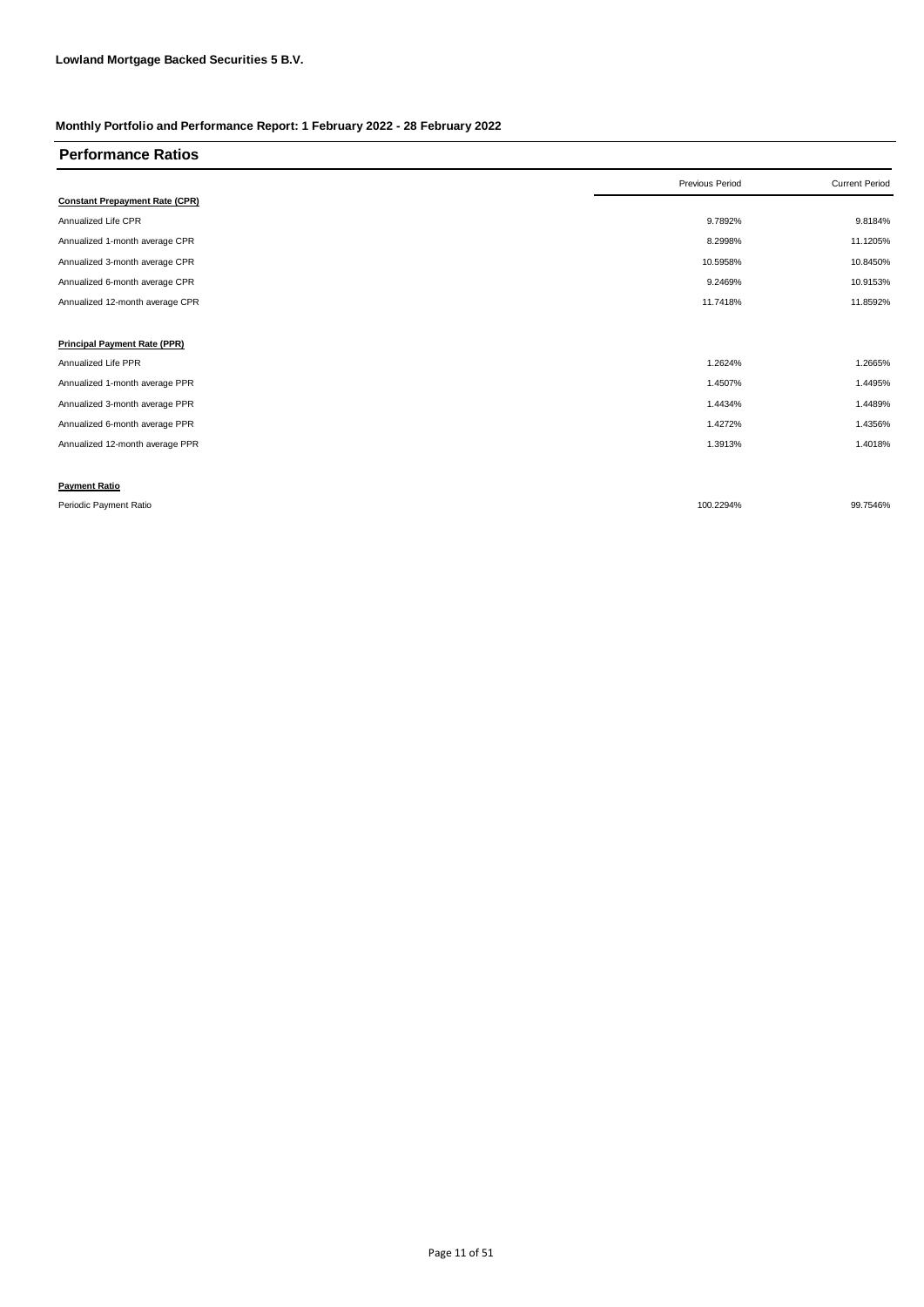**Lowland Mortgage Backed Securities 5 B.V.**

**Monthly Portfolio and Performance Report: 1 February 2022 - 28 February 2022**

## Performance Ratios

| | Previous Period | Current Period |
|---|---|---|
| **Constant Prepayment Rate (CPR)** | | |
| Annualized Life CPR | 9.7892% | 9.8184% |
| Annualized 1-month average CPR | 8.2998% | 11.1205% |
| Annualized 3-month average CPR | 10.5958% | 10.8450% |
| Annualized 6-month average CPR | 9.2469% | 10.9153% |
| Annualized 12-month average CPR | 11.7418% | 11.8592% |
| | | |
| **Principal Payment Rate (PPR)** | | |
| Annualized Life PPR | 1.2624% | 1.2665% |
| Annualized 1-month average PPR | 1.4507% | 1.4495% |
| Annualized 3-month average PPR | 1.4434% | 1.4489% |
| Annualized 6-month average PPR | 1.4272% | 1.4356% |
| Annualized 12-month average PPR | 1.3913% | 1.4018% |
| | | |
| **Payment Ratio** | | |
| Periodic Payment Ratio | 100.2294% | 99.7546% |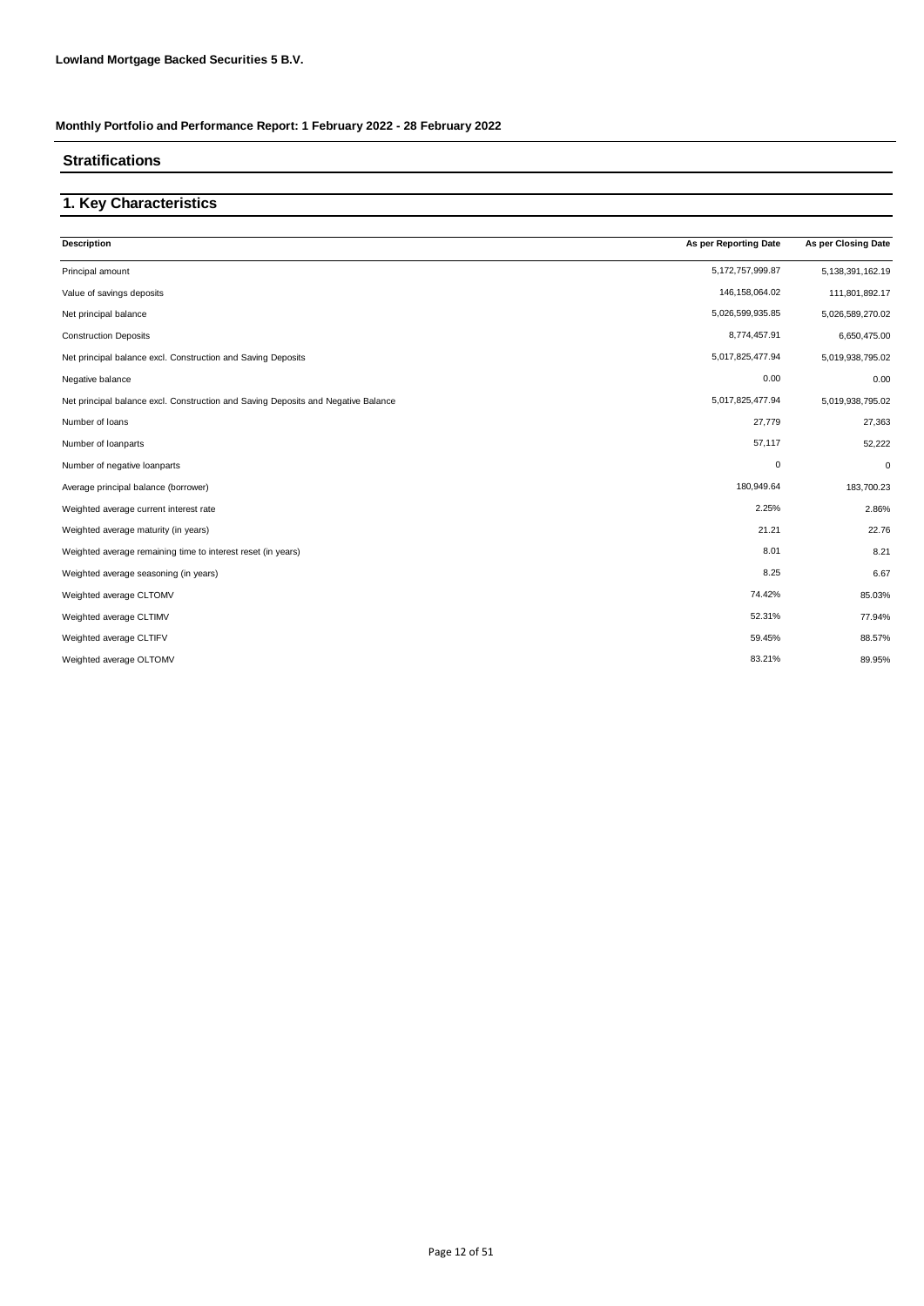**Lowland Mortgage Backed Securities 5 B.V.**

**Monthly Portfolio and Performance Report: 1 February 2022 - 28 February 2022**

## Stratifications

## 1. Key Characteristics

| Description | As per Reporting Date | As per Closing Date |
|---|---|---|
| Principal amount | 5,172,757,999.87 | 5,138,391,162.19 |
| Value of savings deposits | 146,158,064.02 | 111,801,892.17 |
| Net principal balance | 5,026,599,935.85 | 5,026,589,270.02 |
| Construction Deposits | 8,774,457.91 | 6,650,475.00 |
| Net principal balance excl. Construction and Saving Deposits | 5,017,825,477.94 | 5,019,938,795.02 |
| Negative balance | 0.00 | 0.00 |
| Net principal balance excl. Construction and Saving Deposits and Negative Balance | 5,017,825,477.94 | 5,019,938,795.02 |
| Number of loans | 27,779 | 27,363 |
| Number of loanparts | 57,117 | 52,222 |
| Number of negative loanparts | 0 | 0 |
| Average principal balance (borrower) | 180,949.64 | 183,700.23 |
| Weighted average current interest rate | 2.25% | 2.86% |
| Weighted average maturity (in years) | 21.21 | 22.76 |
| Weighted average remaining time to interest reset (in years) | 8.01 | 8.21 |
| Weighted average seasoning (in years) | 8.25 | 6.67 |
| Weighted average CLTOMV | 74.42% | 85.03% |
| Weighted average CLTIMV | 52.31% | 77.94% |
| Weighted average CLTIFV | 59.45% | 88.57% |
| Weighted average OLTOMV | 83.21% | 89.95% |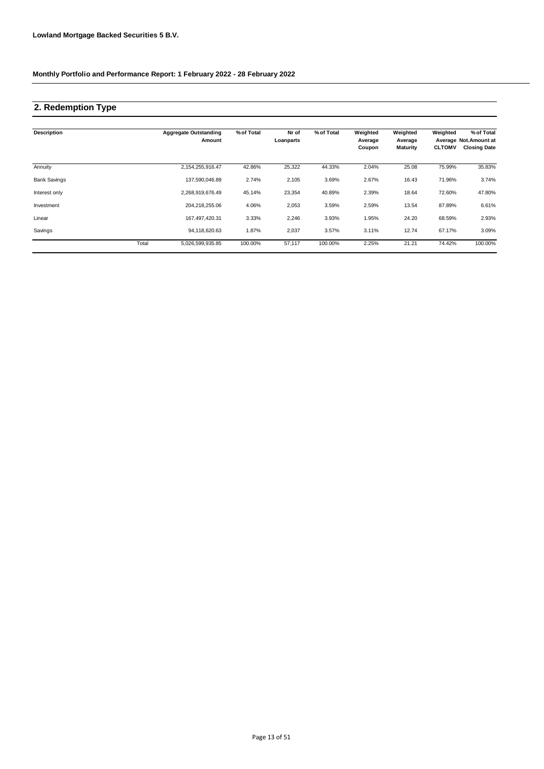**Lowland Mortgage Backed Securities 5 B.V.**

**Monthly Portfolio and Performance Report: 1 February 2022 - 28 February 2022**

## 2. Redemption Type

| Description | | Aggregate Outstanding Amount | % of Total | Nr of Loanparts | % of Total | Weighted Average Coupon | Weighted Average Maturity | Weighted Average CLTOMV | % of Total Not.Amount at Closing Date |
|---|---|---|---|---|---|---|---|---|---|
| Annuity | | 2,154,255,916.47 | 42.86% | 25,322 | 44.33% | 2.04% | 25.08 | 75.99% | 35.83% |
| Bank Savings | | 137,590,046.89 | 2.74% | 2,105 | 3.69% | 2.67% | 16.43 | 71.96% | 3.74% |
| Interest only | | 2,268,919,676.49 | 45.14% | 23,354 | 40.89% | 2.39% | 18.64 | 72.60% | 47.80% |
| Investment | | 204,218,255.06 | 4.06% | 2,053 | 3.59% | 2.59% | 13.54 | 87.89% | 6.61% |
| Linear | | 167,497,420.31 | 3.33% | 2,246 | 3.93% | 1.95% | 24.20 | 68.59% | 2.93% |
| Savings | | 94,118,620.63 | 1.87% | 2,037 | 3.57% | 3.11% | 12.74 | 67.17% | 3.09% |
| | Total | 5,026,599,935.85 | 100.00% | 57,117 | 100.00% | 2.25% | 21.21 | 74.42% | 100.00% |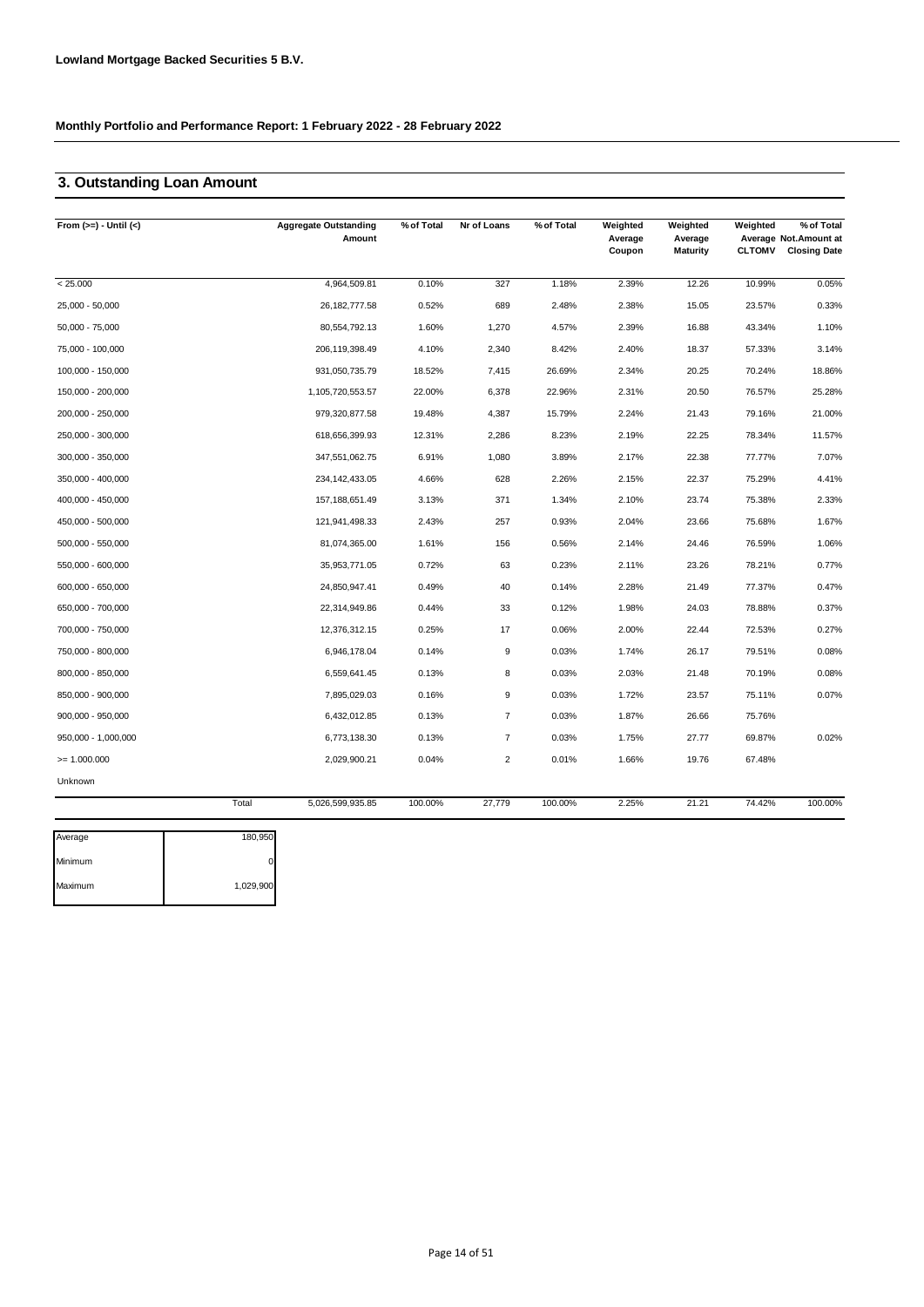**Lowland Mortgage Backed Securities 5 B.V.**

**Monthly Portfolio and Performance Report: 1 February 2022 - 28 February 2022**

## 3. Outstanding Loan Amount

| From (>=) - Until (<) | Aggregate Outstanding Amount | % of Total | Nr of Loans | % of Total | Weighted Average Coupon | Weighted Average Maturity | Weighted Average CLTOMV | % of Total Not.Amount at Closing Date |
|---|---|---|---|---|---|---|---|---|
| < 25.000 | 4,964,509.81 | 0.10% | 327 | 1.18% | 2.39% | 12.26 | 10.99% | 0.05% |
| 25,000 - 50,000 | 26,182,777.58 | 0.52% | 689 | 2.48% | 2.38% | 15.05 | 23.57% | 0.33% |
| 50,000 - 75,000 | 80,554,792.13 | 1.60% | 1,270 | 4.57% | 2.39% | 16.88 | 43.34% | 1.10% |
| 75,000 - 100,000 | 206,119,398.49 | 4.10% | 2,340 | 8.42% | 2.40% | 18.37 | 57.33% | 3.14% |
| 100,000 - 150,000 | 931,050,735.79 | 18.52% | 7,415 | 26.69% | 2.34% | 20.25 | 70.24% | 18.86% |
| 150,000 - 200,000 | 1,105,720,553.57 | 22.00% | 6,378 | 22.96% | 2.31% | 20.50 | 76.57% | 25.28% |
| 200,000 - 250,000 | 979,320,877.58 | 19.48% | 4,387 | 15.79% | 2.24% | 21.43 | 79.16% | 21.00% |
| 250,000 - 300,000 | 618,656,399.93 | 12.31% | 2,286 | 8.23% | 2.19% | 22.25 | 78.34% | 11.57% |
| 300,000 - 350,000 | 347,551,062.75 | 6.91% | 1,080 | 3.89% | 2.17% | 22.38 | 77.77% | 7.07% |
| 350,000 - 400,000 | 234,142,433.05 | 4.66% | 628 | 2.26% | 2.15% | 22.37 | 75.29% | 4.41% |
| 400,000 - 450,000 | 157,188,651.49 | 3.13% | 371 | 1.34% | 2.10% | 23.74 | 75.38% | 2.33% |
| 450,000 - 500,000 | 121,941,498.33 | 2.43% | 257 | 0.93% | 2.04% | 23.66 | 75.68% | 1.67% |
| 500,000 - 550,000 | 81,074,365.00 | 1.61% | 156 | 0.56% | 2.14% | 24.46 | 76.59% | 1.06% |
| 550,000 - 600,000 | 35,953,771.05 | 0.72% | 63 | 0.23% | 2.11% | 23.26 | 78.21% | 0.77% |
| 600,000 - 650,000 | 24,850,947.41 | 0.49% | 40 | 0.14% | 2.28% | 21.49 | 77.37% | 0.47% |
| 650,000 - 700,000 | 22,314,949.86 | 0.44% | 33 | 0.12% | 1.98% | 24.03 | 78.88% | 0.37% |
| 700,000 - 750,000 | 12,376,312.15 | 0.25% | 17 | 0.06% | 2.00% | 22.44 | 72.53% | 0.27% |
| 750,000 - 800,000 | 6,946,178.04 | 0.14% | 9 | 0.03% | 1.74% | 26.17 | 79.51% | 0.08% |
| 800,000 - 850,000 | 6,559,641.45 | 0.13% | 8 | 0.03% | 2.03% | 21.48 | 70.19% | 0.08% |
| 850,000 - 900,000 | 7,895,029.03 | 0.16% | 9 | 0.03% | 1.72% | 23.57 | 75.11% | 0.07% |
| 900,000 - 950,000 | 6,432,012.85 | 0.13% | 7 | 0.03% | 1.87% | 26.66 | 75.76% | |
| 950,000 - 1,000,000 | 6,773,138.30 | 0.13% | 7 | 0.03% | 1.75% | 27.77 | 69.87% | 0.02% |
| >= 1.000.000 | 2,029,900.21 | 0.04% | 2 | 0.01% | 1.66% | 19.76 | 67.48% | |
| Unknown | | | | | | | | |
| Total | 5,026,599,935.85 | 100.00% | 27,779 | 100.00% | 2.25% | 21.21 | 74.42% | 100.00% |

| | |
|---|---|
| Average | 180,950 |
| Minimum | 0 |
| Maximum | 1,029,900 |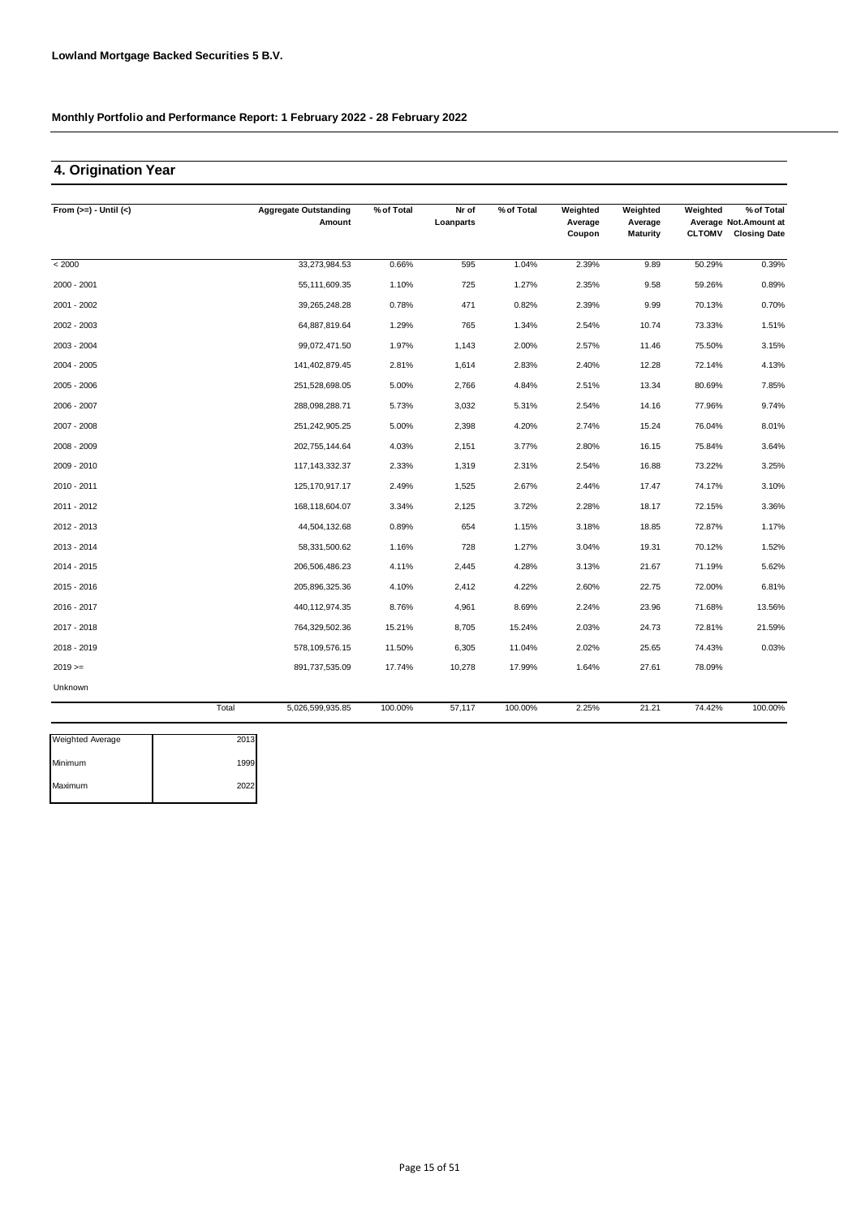**Lowland Mortgage Backed Securities 5 B.V.**

**Monthly Portfolio and Performance Report: 1 February 2022 - 28 February 2022**

## 4. Origination Year

| From (>=) - Until (<) | Aggregate Outstanding Amount | % of Total | Nr of Loanparts | % of Total | Weighted Average Coupon | Weighted Average Maturity | Weighted Average CLTOMV | % of Total Not.Amount at Closing Date |
|---|---|---|---|---|---|---|---|---|
| < 2000 | 33,273,984.53 | 0.66% | 595 | 1.04% | 2.39% | 9.89 | 50.29% | 0.39% |
| 2000 - 2001 | 55,111,609.35 | 1.10% | 725 | 1.27% | 2.35% | 9.58 | 59.26% | 0.89% |
| 2001 - 2002 | 39,265,248.28 | 0.78% | 471 | 0.82% | 2.39% | 9.99 | 70.13% | 0.70% |
| 2002 - 2003 | 64,887,819.64 | 1.29% | 765 | 1.34% | 2.54% | 10.74 | 73.33% | 1.51% |
| 2003 - 2004 | 99,072,471.50 | 1.97% | 1,143 | 2.00% | 2.57% | 11.46 | 75.50% | 3.15% |
| 2004 - 2005 | 141,402,879.45 | 2.81% | 1,614 | 2.83% | 2.40% | 12.28 | 72.14% | 4.13% |
| 2005 - 2006 | 251,528,698.05 | 5.00% | 2,766 | 4.84% | 2.51% | 13.34 | 80.69% | 7.85% |
| 2006 - 2007 | 288,098,288.71 | 5.73% | 3,032 | 5.31% | 2.54% | 14.16 | 77.96% | 9.74% |
| 2007 - 2008 | 251,242,905.25 | 5.00% | 2,398 | 4.20% | 2.74% | 15.24 | 76.04% | 8.01% |
| 2008 - 2009 | 202,755,144.64 | 4.03% | 2,151 | 3.77% | 2.80% | 16.15 | 75.84% | 3.64% |
| 2009 - 2010 | 117,143,332.37 | 2.33% | 1,319 | 2.31% | 2.54% | 16.88 | 73.22% | 3.25% |
| 2010 - 2011 | 125,170,917.17 | 2.49% | 1,525 | 2.67% | 2.44% | 17.47 | 74.17% | 3.10% |
| 2011 - 2012 | 168,118,604.07 | 3.34% | 2,125 | 3.72% | 2.28% | 18.17 | 72.15% | 3.36% |
| 2012 - 2013 | 44,504,132.68 | 0.89% | 654 | 1.15% | 3.18% | 18.85 | 72.87% | 1.17% |
| 2013 - 2014 | 58,331,500.62 | 1.16% | 728 | 1.27% | 3.04% | 19.31 | 70.12% | 1.52% |
| 2014 - 2015 | 206,506,486.23 | 4.11% | 2,445 | 4.28% | 3.13% | 21.67 | 71.19% | 5.62% |
| 2015 - 2016 | 205,896,325.36 | 4.10% | 2,412 | 4.22% | 2.60% | 22.75 | 72.00% | 6.81% |
| 2016 - 2017 | 440,112,974.35 | 8.76% | 4,961 | 8.69% | 2.24% | 23.96 | 71.68% | 13.56% |
| 2017 - 2018 | 764,329,502.36 | 15.21% | 8,705 | 15.24% | 2.03% | 24.73 | 72.81% | 21.59% |
| 2018 - 2019 | 578,109,576.15 | 11.50% | 6,305 | 11.04% | 2.02% | 25.65 | 74.43% | 0.03% |
| 2019 >= | 891,737,535.09 | 17.74% | 10,278 | 17.99% | 1.64% | 27.61 | 78.09% | |
| Unknown | | | | | | | | |
| Total | 5,026,599,935.85 | 100.00% | 57,117 | 100.00% | 2.25% | 21.21 | 74.42% | 100.00% |

| | |
|---|---|
| Weighted Average | 2013 |
| Minimum | 1999 |
| Maximum | 2022 |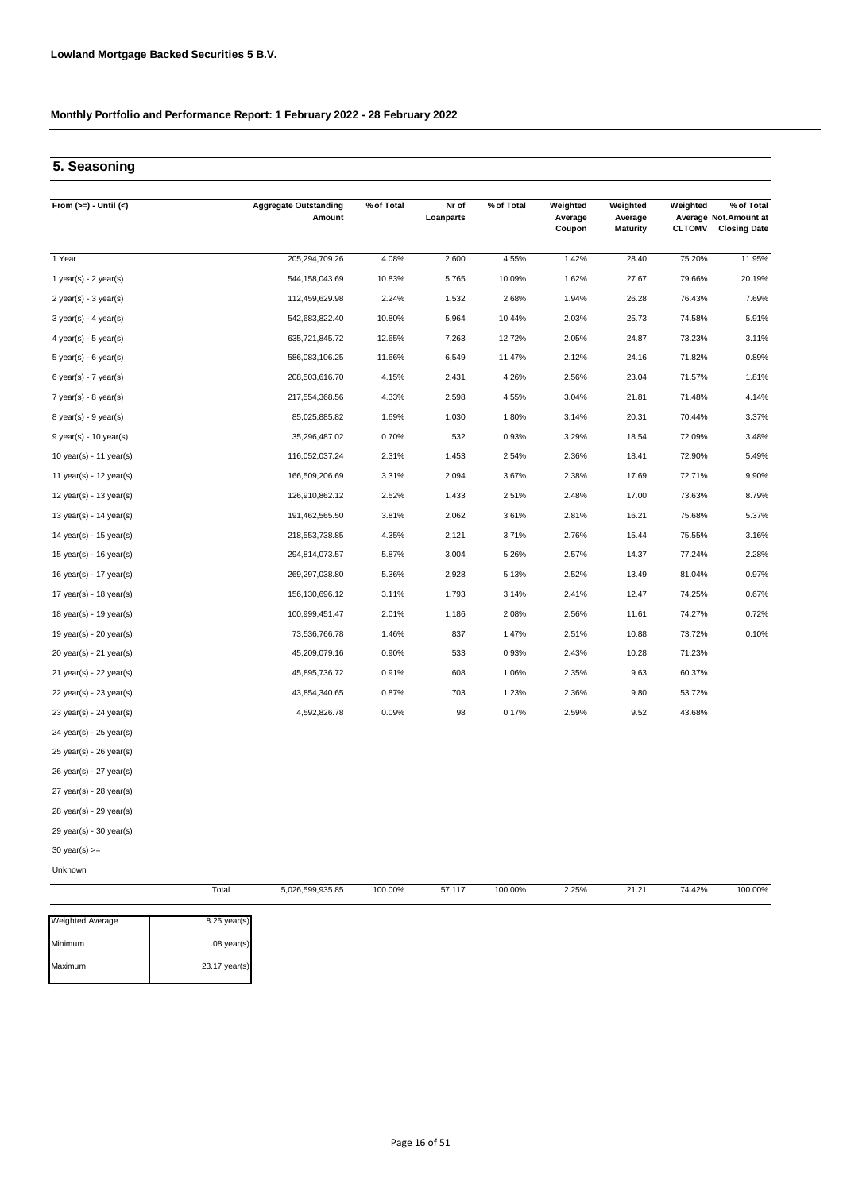**Lowland Mortgage Backed Securities 5 B.V.**

**Monthly Portfolio and Performance Report: 1 February 2022 - 28 February 2022**

## 5. Seasoning

| From (>=) - Until (<) | Aggregate Outstanding Amount | % of Total | Nr of Loanparts | % of Total | Weighted Average Coupon | Weighted Average Maturity | Weighted Average CLTOMV | % of Total Not.Amount at Closing Date |
|---|---|---|---|---|---|---|---|---|
| 1 Year | 205,294,709.26 | 4.08% | 2,600 | 4.55% | 1.42% | 28.40 | 75.20% | 11.95% |
| 1 year(s) - 2 year(s) | 544,158,043.69 | 10.83% | 5,765 | 10.09% | 1.62% | 27.67 | 79.66% | 20.19% |
| 2 year(s) - 3 year(s) | 112,459,629.98 | 2.24% | 1,532 | 2.68% | 1.94% | 26.28 | 76.43% | 7.69% |
| 3 year(s) - 4 year(s) | 542,683,822.40 | 10.80% | 5,964 | 10.44% | 2.03% | 25.73 | 74.58% | 5.91% |
| 4 year(s) - 5 year(s) | 635,721,845.72 | 12.65% | 7,263 | 12.72% | 2.05% | 24.87 | 73.23% | 3.11% |
| 5 year(s) - 6 year(s) | 586,083,106.25 | 11.66% | 6,549 | 11.47% | 2.12% | 24.16 | 71.82% | 0.89% |
| 6 year(s) - 7 year(s) | 208,503,616.70 | 4.15% | 2,431 | 4.26% | 2.56% | 23.04 | 71.57% | 1.81% |
| 7 year(s) - 8 year(s) | 217,554,368.56 | 4.33% | 2,598 | 4.55% | 3.04% | 21.81 | 71.48% | 4.14% |
| 8 year(s) - 9 year(s) | 85,025,885.82 | 1.69% | 1,030 | 1.80% | 3.14% | 20.31 | 70.44% | 3.37% |
| 9 year(s) - 10 year(s) | 35,296,487.02 | 0.70% | 532 | 0.93% | 3.29% | 18.54 | 72.09% | 3.48% |
| 10 year(s) - 11 year(s) | 116,052,037.24 | 2.31% | 1,453 | 2.54% | 2.36% | 18.41 | 72.90% | 5.49% |
| 11 year(s) - 12 year(s) | 166,509,206.69 | 3.31% | 2,094 | 3.67% | 2.38% | 17.69 | 72.71% | 9.90% |
| 12 year(s) - 13 year(s) | 126,910,862.12 | 2.52% | 1,433 | 2.51% | 2.48% | 17.00 | 73.63% | 8.79% |
| 13 year(s) - 14 year(s) | 191,462,565.50 | 3.81% | 2,062 | 3.61% | 2.81% | 16.21 | 75.68% | 5.37% |
| 14 year(s) - 15 year(s) | 218,553,738.85 | 4.35% | 2,121 | 3.71% | 2.76% | 15.44 | 75.55% | 3.16% |
| 15 year(s) - 16 year(s) | 294,814,073.57 | 5.87% | 3,004 | 5.26% | 2.57% | 14.37 | 77.24% | 2.28% |
| 16 year(s) - 17 year(s) | 269,297,038.80 | 5.36% | 2,928 | 5.13% | 2.52% | 13.49 | 81.04% | 0.97% |
| 17 year(s) - 18 year(s) | 156,130,696.12 | 3.11% | 1,793 | 3.14% | 2.41% | 12.47 | 74.25% | 0.67% |
| 18 year(s) - 19 year(s) | 100,999,451.47 | 2.01% | 1,186 | 2.08% | 2.56% | 11.61 | 74.27% | 0.72% |
| 19 year(s) - 20 year(s) | 73,536,766.78 | 1.46% | 837 | 1.47% | 2.51% | 10.88 | 73.72% | 0.10% |
| 20 year(s) - 21 year(s) | 45,209,079.16 | 0.90% | 533 | 0.93% | 2.43% | 10.28 | 71.23% | |
| 21 year(s) - 22 year(s) | 45,895,736.72 | 0.91% | 608 | 1.06% | 2.35% | 9.63 | 60.37% | |
| 22 year(s) - 23 year(s) | 43,854,340.65 | 0.87% | 703 | 1.23% | 2.36% | 9.80 | 53.72% | |
| 23 year(s) - 24 year(s) | 4,592,826.78 | 0.09% | 98 | 0.17% | 2.59% | 9.52 | 43.68% | |
| 24 year(s) - 25 year(s) | | | | | | | | |
| 25 year(s) - 26 year(s) | | | | | | | | |
| 26 year(s) - 27 year(s) | | | | | | | | |
| 27 year(s) - 28 year(s) | | | | | | | | |
| 28 year(s) - 29 year(s) | | | | | | | | |
| 29 year(s) - 30 year(s) | | | | | | | | |
| 30 year(s) >= | | | | | | | | |
| Unknown | | | | | | | | |
| Total | 5,026,599,935.85 | 100.00% | 57,117 | 100.00% | 2.25% | 21.21 | 74.42% | 100.00% |

| | |
|---|---|
| Weighted Average | 8.25 year(s) |
| Minimum | .08 year(s) |
| Maximum | 23.17 year(s) |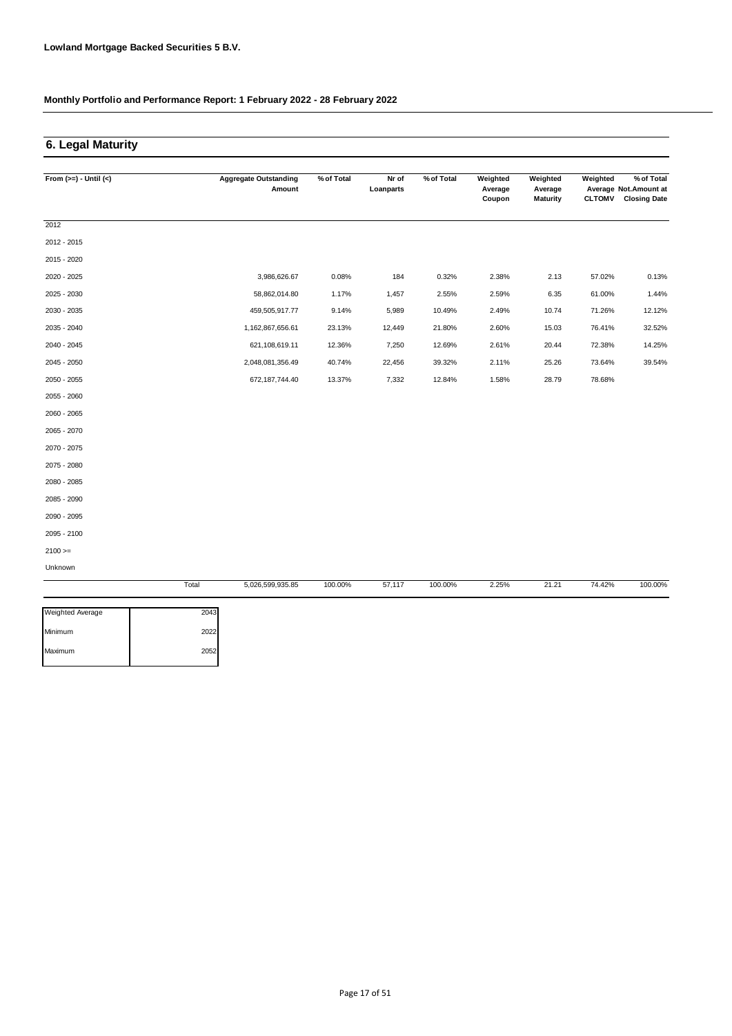## 6. Legal Maturity

| From (>=) - Until (<) | Aggregate Outstanding Amount | % of Total | Nr of Loanparts | % of Total | Weighted Average Coupon | Weighted Average Maturity | Weighted Average CLTOMV | % of Total Not.Amount at Closing Date |
|---|---|---|---|---|---|---|---|---|
| 2012 | | | | | | | | |
| 2012 - 2015 | | | | | | | | |
| 2015 - 2020 | | | | | | | | |
| 2020 - 2025 | 3,986,626.67 | 0.08% | 184 | 0.32% | 2.38% | 2.13 | 57.02% | 0.13% |
| 2025 - 2030 | 58,862,014.80 | 1.17% | 1,457 | 2.55% | 2.59% | 6.35 | 61.00% | 1.44% |
| 2030 - 2035 | 459,505,917.77 | 9.14% | 5,989 | 10.49% | 2.49% | 10.74 | 71.26% | 12.12% |
| 2035 - 2040 | 1,162,867,656.61 | 23.13% | 12,449 | 21.80% | 2.60% | 15.03 | 76.41% | 32.52% |
| 2040 - 2045 | 621,108,619.11 | 12.36% | 7,250 | 12.69% | 2.61% | 20.44 | 72.38% | 14.25% |
| 2045 - 2050 | 2,048,081,356.49 | 40.74% | 22,456 | 39.32% | 2.11% | 25.26 | 73.64% | 39.54% |
| 2050 - 2055 | 672,187,744.40 | 13.37% | 7,332 | 12.84% | 1.58% | 28.79 | 78.68% | |
| 2055 - 2060 | | | | | | | | |
| 2060 - 2065 | | | | | | | | |
| 2065 - 2070 | | | | | | | | |
| 2070 - 2075 | | | | | | | | |
| 2075 - 2080 | | | | | | | | |
| 2080 - 2085 | | | | | | | | |
| 2085 - 2090 | | | | | | | | |
| 2090 - 2095 | | | | | | | | |
| 2095 - 2100 | | | | | | | | |
| 2100 >= | | | | | | | | |
| Unknown | | | | | | | | |
| Total | 5,026,599,935.85 | 100.00% | 57,117 | 100.00% | 2.25% | 21.21 | 74.42% | 100.00% |

| | |
|---|---|
| Weighted Average | 2043 |
| Minimum | 2022 |
| Maximum | 2052 |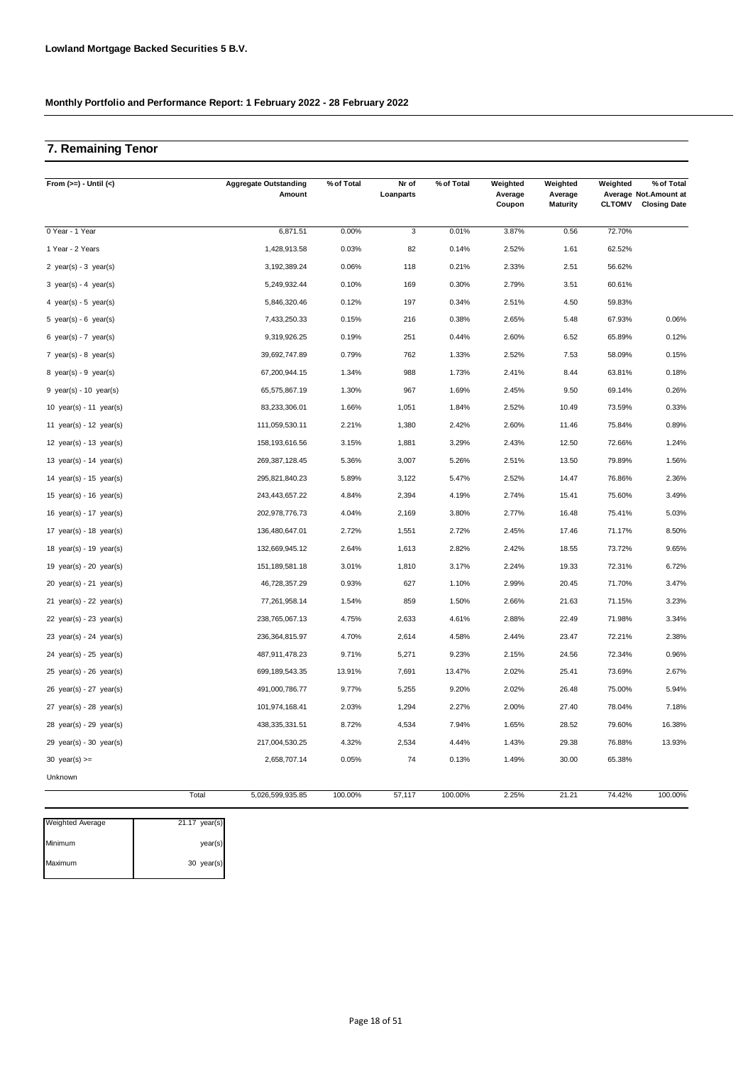**Lowland Mortgage Backed Securities 5 B.V.**

**Monthly Portfolio and Performance Report: 1 February 2022 - 28 February 2022**

## 7. Remaining Tenor

| From (>=) - Until (<) | Aggregate Outstanding Amount | % of Total | Nr of Loanparts | % of Total | Weighted Average Coupon | Weighted Average Maturity | Weighted Average CLTOMV | % of Total Not.Amount at Closing Date |
|---|---|---|---|---|---|---|---|---|
| 0 Year - 1 Year | 6,871.51 | 0.00% | 3 | 0.01% | 3.87% | 0.56 | 72.70% | |
| 1 Year - 2 Years | 1,428,913.58 | 0.03% | 82 | 0.14% | 2.52% | 1.61 | 62.52% | |
| 2 year(s) - 3 year(s) | 3,192,389.24 | 0.06% | 118 | 0.21% | 2.33% | 2.51 | 56.62% | |
| 3 year(s) - 4 year(s) | 5,249,932.44 | 0.10% | 169 | 0.30% | 2.79% | 3.51 | 60.61% | |
| 4 year(s) - 5 year(s) | 5,846,320.46 | 0.12% | 197 | 0.34% | 2.51% | 4.50 | 59.83% | |
| 5 year(s) - 6 year(s) | 7,433,250.33 | 0.15% | 216 | 0.38% | 2.65% | 5.48 | 67.93% | 0.06% |
| 6 year(s) - 7 year(s) | 9,319,926.25 | 0.19% | 251 | 0.44% | 2.60% | 6.52 | 65.89% | 0.12% |
| 7 year(s) - 8 year(s) | 39,692,747.89 | 0.79% | 762 | 1.33% | 2.52% | 7.53 | 58.09% | 0.15% |
| 8 year(s) - 9 year(s) | 67,200,944.15 | 1.34% | 988 | 1.73% | 2.41% | 8.44 | 63.81% | 0.18% |
| 9 year(s) - 10 year(s) | 65,575,867.19 | 1.30% | 967 | 1.69% | 2.45% | 9.50 | 69.14% | 0.26% |
| 10 year(s) - 11 year(s) | 83,233,306.01 | 1.66% | 1,051 | 1.84% | 2.52% | 10.49 | 73.59% | 0.33% |
| 11 year(s) - 12 year(s) | 111,059,530.11 | 2.21% | 1,380 | 2.42% | 2.60% | 11.46 | 75.84% | 0.89% |
| 12 year(s) - 13 year(s) | 158,193,616.56 | 3.15% | 1,881 | 3.29% | 2.43% | 12.50 | 72.66% | 1.24% |
| 13 year(s) - 14 year(s) | 269,387,128.45 | 5.36% | 3,007 | 5.26% | 2.51% | 13.50 | 79.89% | 1.56% |
| 14 year(s) - 15 year(s) | 295,821,840.23 | 5.89% | 3,122 | 5.47% | 2.52% | 14.47 | 76.86% | 2.36% |
| 15 year(s) - 16 year(s) | 243,443,657.22 | 4.84% | 2,394 | 4.19% | 2.74% | 15.41 | 75.60% | 3.49% |
| 16 year(s) - 17 year(s) | 202,978,776.73 | 4.04% | 2,169 | 3.80% | 2.77% | 16.48 | 75.41% | 5.03% |
| 17 year(s) - 18 year(s) | 136,480,647.01 | 2.72% | 1,551 | 2.72% | 2.45% | 17.46 | 71.17% | 8.50% |
| 18 year(s) - 19 year(s) | 132,669,945.12 | 2.64% | 1,613 | 2.82% | 2.42% | 18.55 | 73.72% | 9.65% |
| 19 year(s) - 20 year(s) | 151,189,581.18 | 3.01% | 1,810 | 3.17% | 2.24% | 19.33 | 72.31% | 6.72% |
| 20 year(s) - 21 year(s) | 46,728,357.29 | 0.93% | 627 | 1.10% | 2.99% | 20.45 | 71.70% | 3.47% |
| 21 year(s) - 22 year(s) | 77,261,958.14 | 1.54% | 859 | 1.50% | 2.66% | 21.63 | 71.15% | 3.23% |
| 22 year(s) - 23 year(s) | 238,765,067.13 | 4.75% | 2,633 | 4.61% | 2.88% | 22.49 | 71.98% | 3.34% |
| 23 year(s) - 24 year(s) | 236,364,815.97 | 4.70% | 2,614 | 4.58% | 2.44% | 23.47 | 72.21% | 2.38% |
| 24 year(s) - 25 year(s) | 487,911,478.23 | 9.71% | 5,271 | 9.23% | 2.15% | 24.56 | 72.34% | 0.96% |
| 25 year(s) - 26 year(s) | 699,189,543.35 | 13.91% | 7,691 | 13.47% | 2.02% | 25.41 | 73.69% | 2.67% |
| 26 year(s) - 27 year(s) | 491,000,786.77 | 9.77% | 5,255 | 9.20% | 2.02% | 26.48 | 75.00% | 5.94% |
| 27 year(s) - 28 year(s) | 101,974,168.41 | 2.03% | 1,294 | 2.27% | 2.00% | 27.40 | 78.04% | 7.18% |
| 28 year(s) - 29 year(s) | 438,335,331.51 | 8.72% | 4,534 | 7.94% | 1.65% | 28.52 | 79.60% | 16.38% |
| 29 year(s) - 30 year(s) | 217,004,530.25 | 4.32% | 2,534 | 4.44% | 1.43% | 29.38 | 76.88% | 13.93% |
| 30 year(s) >= | 2,658,707.14 | 0.05% | 74 | 0.13% | 1.49% | 30.00 | 65.38% | |
| Unknown | | | | | | | | |
| Total | 5,026,599,935.85 | 100.00% | 57,117 | 100.00% | 2.25% | 21.21 | 74.42% | 100.00% |

| | |
|---|---|
| Weighted Average | 21.17 year(s) |
| Minimum | year(s) |
| Maximum | 30 year(s) |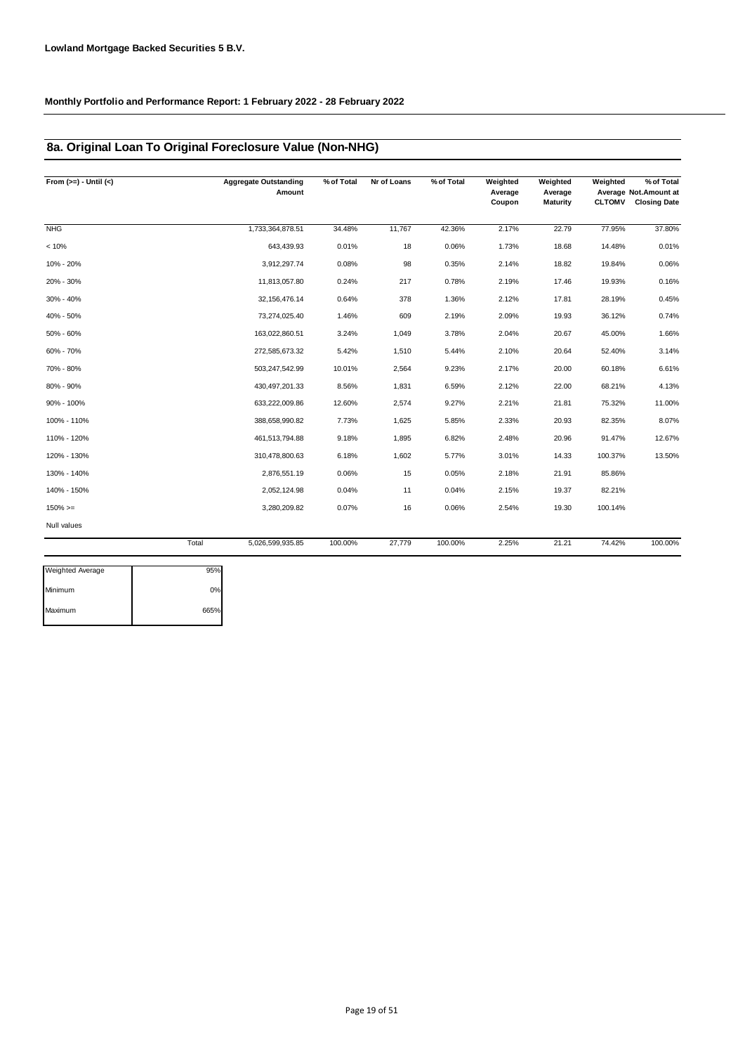**Lowland Mortgage Backed Securities 5 B.V.**

**Monthly Portfolio and Performance Report: 1 February 2022 - 28 February 2022**

## 8a. Original Loan To Original Foreclosure Value (Non-NHG)

| From (>=) - Until (<) | Aggregate Outstanding Amount | % of Total | Nr of Loans | % of Total | Weighted Average Coupon | Weighted Average Maturity | Weighted Average CLTOMV | % of Total Not.Amount at Closing Date |
|---|---|---|---|---|---|---|---|---|
| NHG | 1,733,364,878.51 | 34.48% | 11,767 | 42.36% | 2.17% | 22.79 | 77.95% | 37.80% |
| < 10% | 643,439.93 | 0.01% | 18 | 0.06% | 1.73% | 18.68 | 14.48% | 0.01% |
| 10% - 20% | 3,912,297.74 | 0.08% | 98 | 0.35% | 2.14% | 18.82 | 19.84% | 0.06% |
| 20% - 30% | 11,813,057.80 | 0.24% | 217 | 0.78% | 2.19% | 17.46 | 19.93% | 0.16% |
| 30% - 40% | 32,156,476.14 | 0.64% | 378 | 1.36% | 2.12% | 17.81 | 28.19% | 0.45% |
| 40% - 50% | 73,274,025.40 | 1.46% | 609 | 2.19% | 2.09% | 19.93 | 36.12% | 0.74% |
| 50% - 60% | 163,022,860.51 | 3.24% | 1,049 | 3.78% | 2.04% | 20.67 | 45.00% | 1.66% |
| 60% - 70% | 272,585,673.32 | 5.42% | 1,510 | 5.44% | 2.10% | 20.64 | 52.40% | 3.14% |
| 70% - 80% | 503,247,542.99 | 10.01% | 2,564 | 9.23% | 2.17% | 20.00 | 60.18% | 6.61% |
| 80% - 90% | 430,497,201.33 | 8.56% | 1,831 | 6.59% | 2.12% | 22.00 | 68.21% | 4.13% |
| 90% - 100% | 633,222,009.86 | 12.60% | 2,574 | 9.27% | 2.21% | 21.81 | 75.32% | 11.00% |
| 100% - 110% | 388,658,990.82 | 7.73% | 1,625 | 5.85% | 2.33% | 20.93 | 82.35% | 8.07% |
| 110% - 120% | 461,513,794.88 | 9.18% | 1,895 | 6.82% | 2.48% | 20.96 | 91.47% | 12.67% |
| 120% - 130% | 310,478,800.63 | 6.18% | 1,602 | 5.77% | 3.01% | 14.33 | 100.37% | 13.50% |
| 130% - 140% | 2,876,551.19 | 0.06% | 15 | 0.05% | 2.18% | 21.91 | 85.86% | |
| 140% - 150% | 2,052,124.98 | 0.04% | 11 | 0.04% | 2.15% | 19.37 | 82.21% | |
| 150% >= | 3,280,209.82 | 0.07% | 16 | 0.06% | 2.54% | 19.30 | 100.14% | |
| Null values | | | | | | | | |
| Total | 5,026,599,935.85 | 100.00% | 27,779 | 100.00% | 2.25% | 21.21 | 74.42% | 100.00% |

| | |
|---|---|
| Weighted Average | 95% |
| Minimum | 0% |
| Maximum | 665% |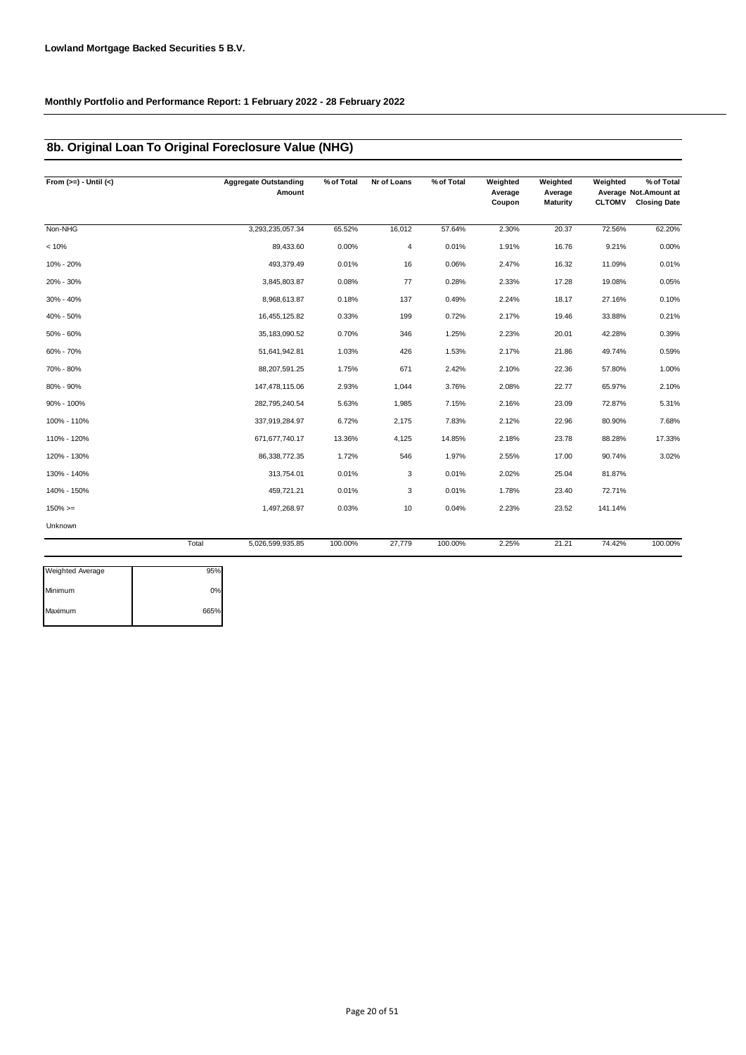**Lowland Mortgage Backed Securities 5 B.V.**

**Monthly Portfolio and Performance Report: 1 February 2022 - 28 February 2022**

## 8b. Original Loan To Original Foreclosure Value (NHG)

| From (>=) - Until (<) | Aggregate Outstanding Amount | % of Total | Nr of Loans | % of Total | Weighted Average Coupon | Weighted Average Maturity | Weighted Average CLTOMV | % of Total Not.Amount at Closing Date |
|---|---|---|---|---|---|---|---|---|
| Non-NHG | 3,293,235,057.34 | 65.52% | 16,012 | 57.64% | 2.30% | 20.37 | 72.56% | 62.20% |
| < 10% | 89,433.60 | 0.00% | 4 | 0.01% | 1.91% | 16.76 | 9.21% | 0.00% |
| 10% - 20% | 493,379.49 | 0.01% | 16 | 0.06% | 2.47% | 16.32 | 11.09% | 0.01% |
| 20% - 30% | 3,845,803.87 | 0.08% | 77 | 0.28% | 2.33% | 17.28 | 19.08% | 0.05% |
| 30% - 40% | 8,968,613.87 | 0.18% | 137 | 0.49% | 2.24% | 18.17 | 27.16% | 0.10% |
| 40% - 50% | 16,455,125.82 | 0.33% | 199 | 0.72% | 2.17% | 19.46 | 33.88% | 0.21% |
| 50% - 60% | 35,183,090.52 | 0.70% | 346 | 1.25% | 2.23% | 20.01 | 42.28% | 0.39% |
| 60% - 70% | 51,641,942.81 | 1.03% | 426 | 1.53% | 2.17% | 21.86 | 49.74% | 0.59% |
| 70% - 80% | 88,207,591.25 | 1.75% | 671 | 2.42% | 2.10% | 22.36 | 57.80% | 1.00% |
| 80% - 90% | 147,478,115.06 | 2.93% | 1,044 | 3.76% | 2.08% | 22.77 | 65.97% | 2.10% |
| 90% - 100% | 282,795,240.54 | 5.63% | 1,985 | 7.15% | 2.16% | 23.09 | 72.87% | 5.31% |
| 100% - 110% | 337,919,284.97 | 6.72% | 2,175 | 7.83% | 2.12% | 22.96 | 80.90% | 7.68% |
| 110% - 120% | 671,677,740.17 | 13.36% | 4,125 | 14.85% | 2.18% | 23.78 | 88.28% | 17.33% |
| 120% - 130% | 86,338,772.35 | 1.72% | 546 | 1.97% | 2.55% | 17.00 | 90.74% | 3.02% |
| 130% - 140% | 313,754.01 | 0.01% | 3 | 0.01% | 2.02% | 25.04 | 81.87% | |
| 140% - 150% | 459,721.21 | 0.01% | 3 | 0.01% | 1.78% | 23.40 | 72.71% | |
| 150% >= | 1,497,268.97 | 0.03% | 10 | 0.04% | 2.23% | 23.52 | 141.14% | |
| Unknown | | | | | | | | |
| Total | 5,026,599,935.85 | 100.00% | 27,779 | 100.00% | 2.25% | 21.21 | 74.42% | 100.00% |

| | |
|---|---|
| Weighted Average | 95% |
| Minimum | 0% |
| Maximum | 665% |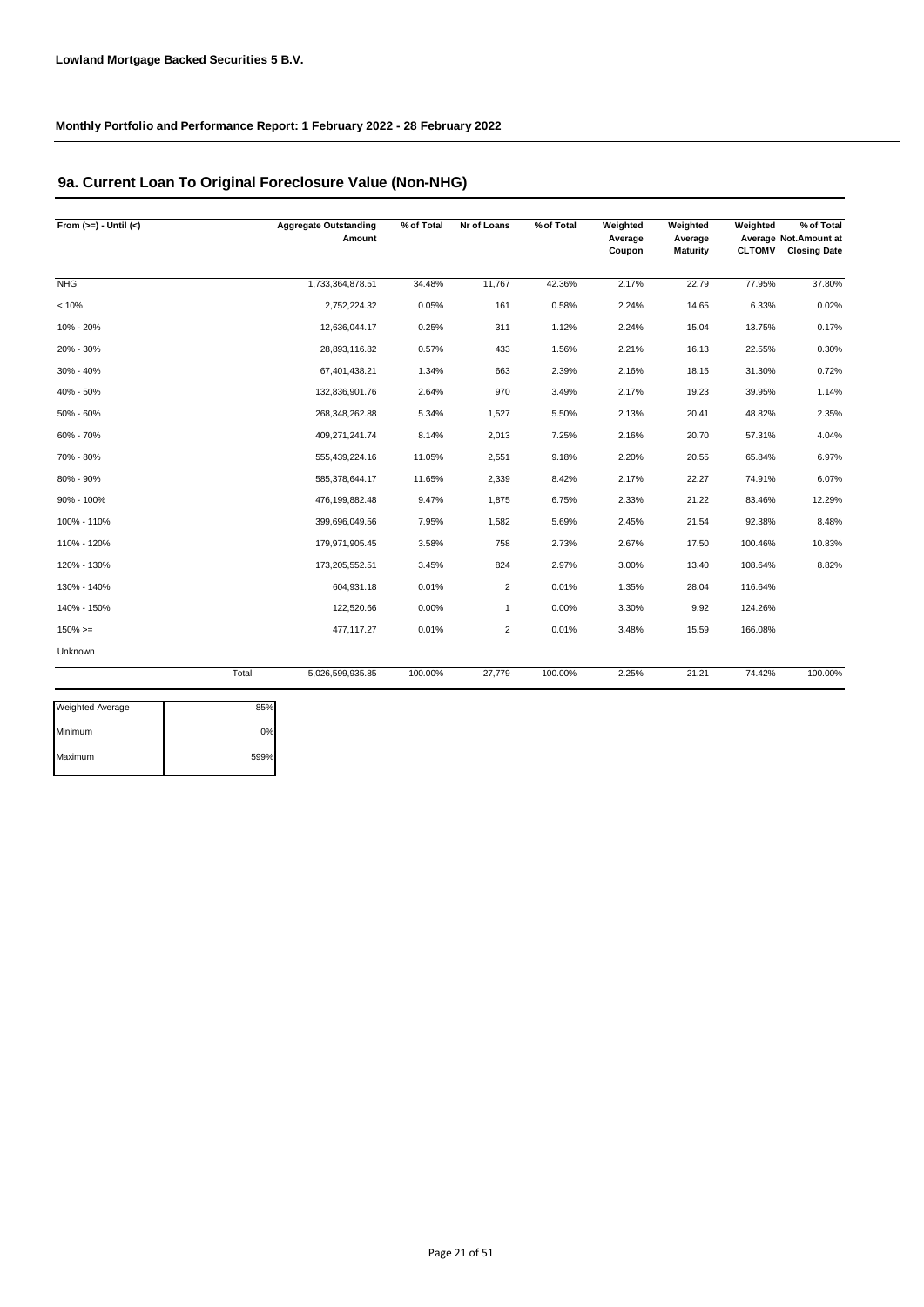**Lowland Mortgage Backed Securities 5 B.V.**

**Monthly Portfolio and Performance Report: 1 February 2022 - 28 February 2022**

## 9a. Current Loan To Original Foreclosure Value (Non-NHG)

| From (>=) - Until (<) | Aggregate Outstanding Amount | % of Total | Nr of Loans | % of Total | Weighted Average Coupon | Weighted Average Maturity | Weighted Average CLTOMV | % of Total Not.Amount at Closing Date |
|---|---|---|---|---|---|---|---|---|
| NHG | 1,733,364,878.51 | 34.48% | 11,767 | 42.36% | 2.17% | 22.79 | 77.95% | 37.80% |
| < 10% | 2,752,224.32 | 0.05% | 161 | 0.58% | 2.24% | 14.65 | 6.33% | 0.02% |
| 10% - 20% | 12,636,044.17 | 0.25% | 311 | 1.12% | 2.24% | 15.04 | 13.75% | 0.17% |
| 20% - 30% | 28,893,116.82 | 0.57% | 433 | 1.56% | 2.21% | 16.13 | 22.55% | 0.30% |
| 30% - 40% | 67,401,438.21 | 1.34% | 663 | 2.39% | 2.16% | 18.15 | 31.30% | 0.72% |
| 40% - 50% | 132,836,901.76 | 2.64% | 970 | 3.49% | 2.17% | 19.23 | 39.95% | 1.14% |
| 50% - 60% | 268,348,262.88 | 5.34% | 1,527 | 5.50% | 2.13% | 20.41 | 48.82% | 2.35% |
| 60% - 70% | 409,271,241.74 | 8.14% | 2,013 | 7.25% | 2.16% | 20.70 | 57.31% | 4.04% |
| 70% - 80% | 555,439,224.16 | 11.05% | 2,551 | 9.18% | 2.20% | 20.55 | 65.84% | 6.97% |
| 80% - 90% | 585,378,644.17 | 11.65% | 2,339 | 8.42% | 2.17% | 22.27 | 74.91% | 6.07% |
| 90% - 100% | 476,199,882.48 | 9.47% | 1,875 | 6.75% | 2.33% | 21.22 | 83.46% | 12.29% |
| 100% - 110% | 399,696,049.56 | 7.95% | 1,582 | 5.69% | 2.45% | 21.54 | 92.38% | 8.48% |
| 110% - 120% | 179,971,905.45 | 3.58% | 758 | 2.73% | 2.67% | 17.50 | 100.46% | 10.83% |
| 120% - 130% | 173,205,552.51 | 3.45% | 824 | 2.97% | 3.00% | 13.40 | 108.64% | 8.82% |
| 130% - 140% | 604,931.18 | 0.01% | 2 | 0.01% | 1.35% | 28.04 | 116.64% | |
| 140% - 150% | 122,520.66 | 0.00% | 1 | 0.00% | 3.30% | 9.92 | 124.26% | |
| 150% >= | 477,117.27 | 0.01% | 2 | 0.01% | 3.48% | 15.59 | 166.08% | |
| Unknown | | | | | | | | |
| Total | 5,026,599,935.85 | 100.00% | 27,779 | 100.00% | 2.25% | 21.21 | 74.42% | 100.00% |

| | |
|---|---|
| Weighted Average | 85% |
| Minimum | 0% |
| Maximum | 599% |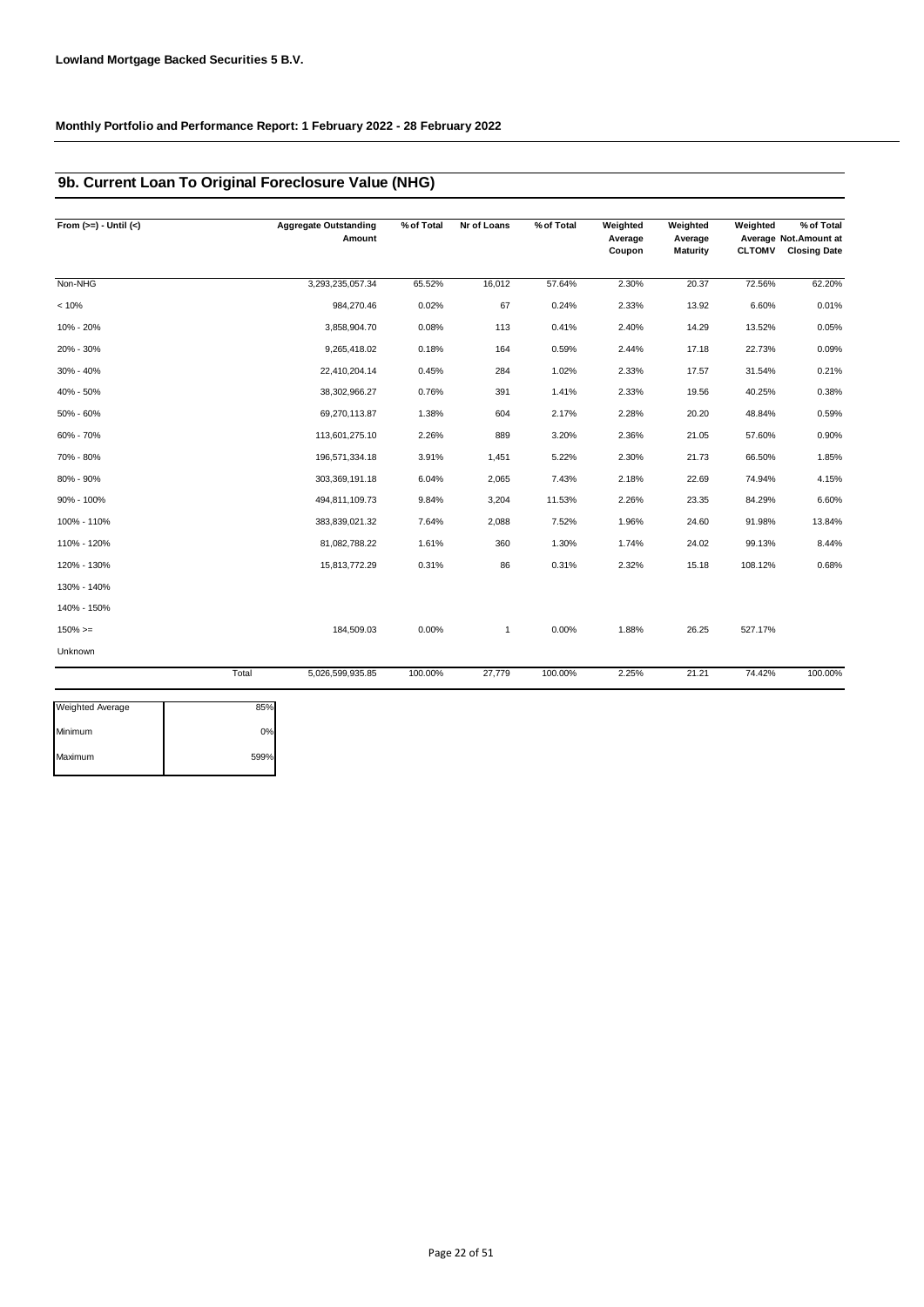**Lowland Mortgage Backed Securities 5 B.V.**

**Monthly Portfolio and Performance Report: 1 February 2022 - 28 February 2022**

## 9b. Current Loan To Original Foreclosure Value (NHG)

| From (>=) - Until (<) | Aggregate Outstanding Amount | % of Total | Nr of Loans | % of Total | Weighted Average Coupon | Weighted Average Maturity | Weighted Average CLTOMV | % of Total Not.Amount at Closing Date |
|---|---|---|---|---|---|---|---|---|
| Non-NHG | 3,293,235,057.34 | 65.52% | 16,012 | 57.64% | 2.30% | 20.37 | 72.56% | 62.20% |
| < 10% | 984,270.46 | 0.02% | 67 | 0.24% | 2.33% | 13.92 | 6.60% | 0.01% |
| 10% - 20% | 3,858,904.70 | 0.08% | 113 | 0.41% | 2.40% | 14.29 | 13.52% | 0.05% |
| 20% - 30% | 9,265,418.02 | 0.18% | 164 | 0.59% | 2.44% | 17.18 | 22.73% | 0.09% |
| 30% - 40% | 22,410,204.14 | 0.45% | 284 | 1.02% | 2.33% | 17.57 | 31.54% | 0.21% |
| 40% - 50% | 38,302,966.27 | 0.76% | 391 | 1.41% | 2.33% | 19.56 | 40.25% | 0.38% |
| 50% - 60% | 69,270,113.87 | 1.38% | 604 | 2.17% | 2.28% | 20.20 | 48.84% | 0.59% |
| 60% - 70% | 113,601,275.10 | 2.26% | 889 | 3.20% | 2.36% | 21.05 | 57.60% | 0.90% |
| 70% - 80% | 196,571,334.18 | 3.91% | 1,451 | 5.22% | 2.30% | 21.73 | 66.50% | 1.85% |
| 80% - 90% | 303,369,191.18 | 6.04% | 2,065 | 7.43% | 2.18% | 22.69 | 74.94% | 4.15% |
| 90% - 100% | 494,811,109.73 | 9.84% | 3,204 | 11.53% | 2.26% | 23.35 | 84.29% | 6.60% |
| 100% - 110% | 383,839,021.32 | 7.64% | 2,088 | 7.52% | 1.96% | 24.60 | 91.98% | 13.84% |
| 110% - 120% | 81,082,788.22 | 1.61% | 360 | 1.30% | 1.74% | 24.02 | 99.13% | 8.44% |
| 120% - 130% | 15,813,772.29 | 0.31% | 86 | 0.31% | 2.32% | 15.18 | 108.12% | 0.68% |
| 130% - 140% | | | | | | | | |
| 140% - 150% | | | | | | | | |
| 150% >= | 184,509.03 | 0.00% | 1 | 0.00% | 1.88% | 26.25 | 527.17% | |
| Unknown | | | | | | | | |
| Total | 5,026,599,935.85 | 100.00% | 27,779 | 100.00% | 2.25% | 21.21 | 74.42% | 100.00% |

| | |
|---|---|
| Weighted Average | 85% |
| Minimum | 0% |
| Maximum | 599% |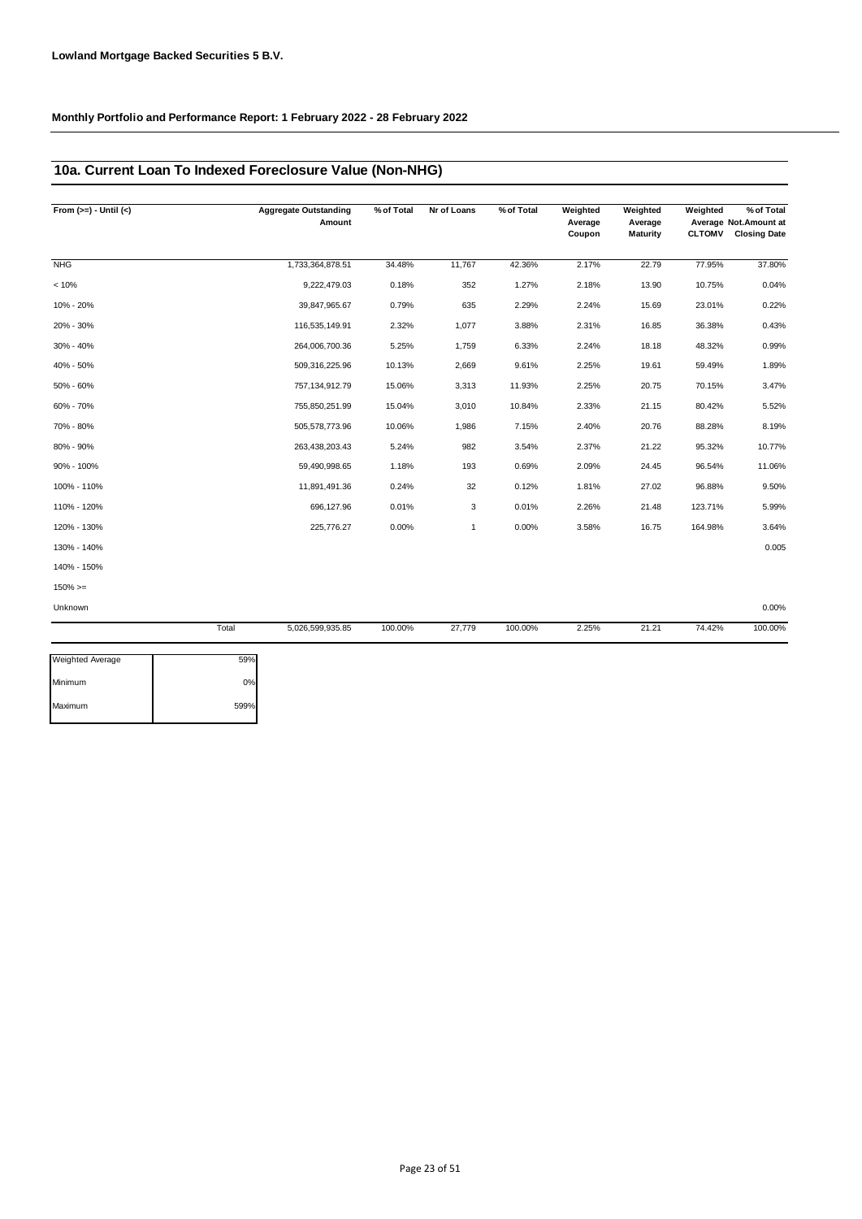**Lowland Mortgage Backed Securities 5 B.V.**

**Monthly Portfolio and Performance Report: 1 February 2022 - 28 February 2022**

## 10a. Current Loan To Indexed Foreclosure Value (Non-NHG)

| From (>=) - Until (<) | | Aggregate Outstanding Amount | % of Total | Nr of Loans | % of Total | Weighted Average Coupon | Weighted Average Maturity | Weighted Average CLTOMV | % of Total Not.Amount at Closing Date |
|---|---|---|---|---|---|---|---|---|---|
| NHG | | 1,733,364,878.51 | 34.48% | 11,767 | 42.36% | 2.17% | 22.79 | 77.95% | 37.80% |
| < 10% | | 9,222,479.03 | 0.18% | 352 | 1.27% | 2.18% | 13.90 | 10.75% | 0.04% |
| 10% - 20% | | 39,847,965.67 | 0.79% | 635 | 2.29% | 2.24% | 15.69 | 23.01% | 0.22% |
| 20% - 30% | | 116,535,149.91 | 2.32% | 1,077 | 3.88% | 2.31% | 16.85 | 36.38% | 0.43% |
| 30% - 40% | | 264,006,700.36 | 5.25% | 1,759 | 6.33% | 2.24% | 18.18 | 48.32% | 0.99% |
| 40% - 50% | | 509,316,225.96 | 10.13% | 2,669 | 9.61% | 2.25% | 19.61 | 59.49% | 1.89% |
| 50% - 60% | | 757,134,912.79 | 15.06% | 3,313 | 11.93% | 2.25% | 20.75 | 70.15% | 3.47% |
| 60% - 70% | | 755,850,251.99 | 15.04% | 3,010 | 10.84% | 2.33% | 21.15 | 80.42% | 5.52% |
| 70% - 80% | | 505,578,773.96 | 10.06% | 1,986 | 7.15% | 2.40% | 20.76 | 88.28% | 8.19% |
| 80% - 90% | | 263,438,203.43 | 5.24% | 982 | 3.54% | 2.37% | 21.22 | 95.32% | 10.77% |
| 90% - 100% | | 59,490,998.65 | 1.18% | 193 | 0.69% | 2.09% | 24.45 | 96.54% | 11.06% |
| 100% - 110% | | 11,891,491.36 | 0.24% | 32 | 0.12% | 1.81% | 27.02 | 96.88% | 9.50% |
| 110% - 120% | | 696,127.96 | 0.01% | 3 | 0.01% | 2.26% | 21.48 | 123.71% | 5.99% |
| 120% - 130% | | 225,776.27 | 0.00% | 1 | 0.00% | 3.58% | 16.75 | 164.98% | 3.64% |
| 130% - 140% | | | | | | | | | 0.005 |
| 140% - 150% | | | | | | | | | |
| 150% >= | | | | | | | | | |
| Unknown | | | | | | | | | 0.00% |
| | Total | 5,026,599,935.85 | 100.00% | 27,779 | 100.00% | 2.25% | 21.21 | 74.42% | 100.00% |

| | |
|---|---|
| Weighted Average | 59% |
| Minimum | 0% |
| Maximum | 599% |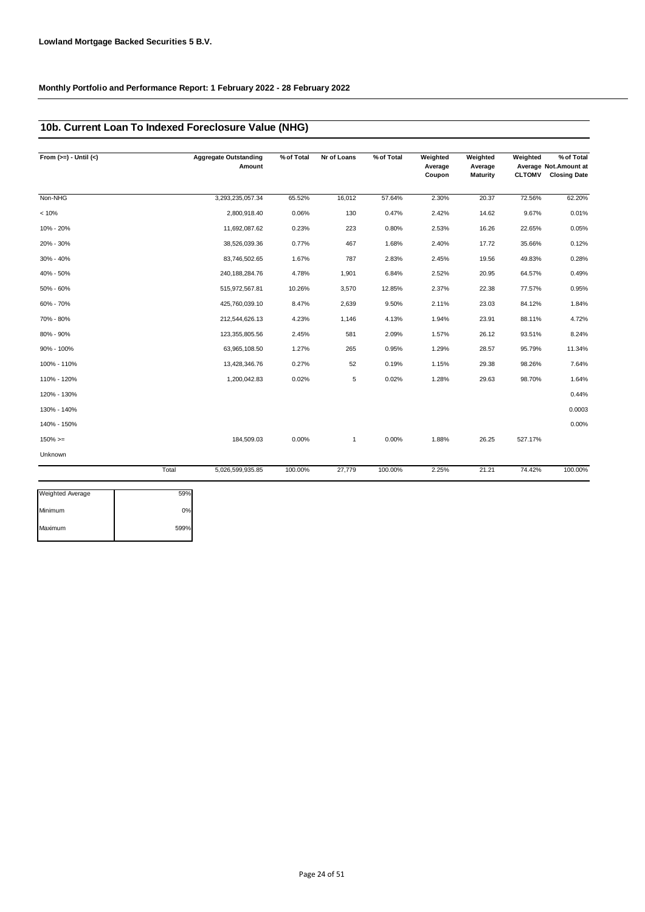**Lowland Mortgage Backed Securities 5 B.V.**

**Monthly Portfolio and Performance Report: 1 February 2022 - 28 February 2022**

## 10b. Current Loan To Indexed Foreclosure Value (NHG)

| From (>=) - Until (<) | Aggregate Outstanding Amount | % of Total | Nr of Loans | % of Total | Weighted Average Coupon | Weighted Average Maturity | Weighted Average CLTOMV | % of Total Not.Amount at Closing Date |
|---|---|---|---|---|---|---|---|---|
| Non-NHG | 3,293,235,057.34 | 65.52% | 16,012 | 57.64% | 2.30% | 20.37 | 72.56% | 62.20% |
| < 10% | 2,800,918.40 | 0.06% | 130 | 0.47% | 2.42% | 14.62 | 9.67% | 0.01% |
| 10% - 20% | 11,692,087.62 | 0.23% | 223 | 0.80% | 2.53% | 16.26 | 22.65% | 0.05% |
| 20% - 30% | 38,526,039.36 | 0.77% | 467 | 1.68% | 2.40% | 17.72 | 35.66% | 0.12% |
| 30% - 40% | 83,746,502.65 | 1.67% | 787 | 2.83% | 2.45% | 19.56 | 49.83% | 0.28% |
| 40% - 50% | 240,188,284.76 | 4.78% | 1,901 | 6.84% | 2.52% | 20.95 | 64.57% | 0.49% |
| 50% - 60% | 515,972,567.81 | 10.26% | 3,570 | 12.85% | 2.37% | 22.38 | 77.57% | 0.95% |
| 60% - 70% | 425,760,039.10 | 8.47% | 2,639 | 9.50% | 2.11% | 23.03 | 84.12% | 1.84% |
| 70% - 80% | 212,544,626.13 | 4.23% | 1,146 | 4.13% | 1.94% | 23.91 | 88.11% | 4.72% |
| 80% - 90% | 123,355,805.56 | 2.45% | 581 | 2.09% | 1.57% | 26.12 | 93.51% | 8.24% |
| 90% - 100% | 63,965,108.50 | 1.27% | 265 | 0.95% | 1.29% | 28.57 | 95.79% | 11.34% |
| 100% - 110% | 13,428,346.76 | 0.27% | 52 | 0.19% | 1.15% | 29.38 | 98.26% | 7.64% |
| 110% - 120% | 1,200,042.83 | 0.02% | 5 | 0.02% | 1.28% | 29.63 | 98.70% | 1.64% |
| 120% - 130% | | | | | | | | 0.44% |
| 130% - 140% | | | | | | | | 0.0003 |
| 140% - 150% | | | | | | | | 0.00% |
| 150% >= | 184,509.03 | 0.00% | 1 | 0.00% | 1.88% | 26.25 | 527.17% | |
| Unknown | | | | | | | | |
| Total | 5,026,599,935.85 | 100.00% | 27,779 | 100.00% | 2.25% | 21.21 | 74.42% | 100.00% |

| | |
|---|---|
| Weighted Average | 59% |
| Minimum | 0% |
| Maximum | 599% |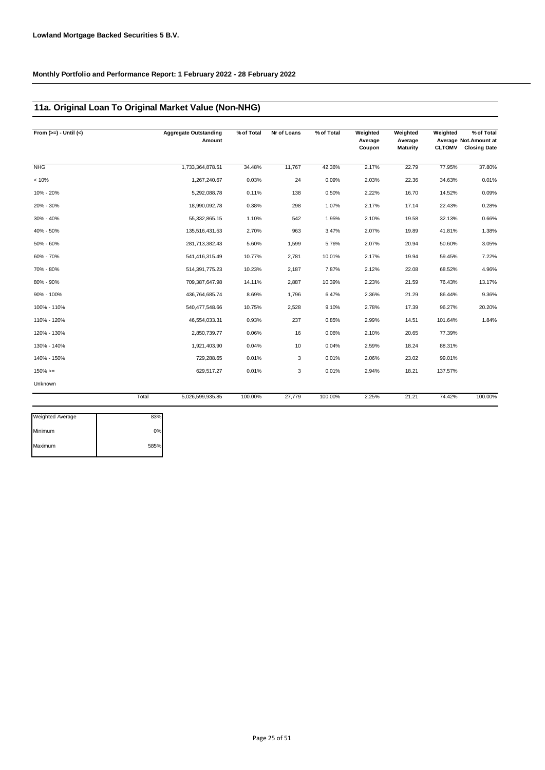**Lowland Mortgage Backed Securities 5 B.V.**

**Monthly Portfolio and Performance Report: 1 February 2022 - 28 February 2022**

## 11a. Original Loan To Original Market Value (Non-NHG)

| From (>=) - Until (<) | | Aggregate Outstanding Amount | % of Total | Nr of Loans | % of Total | Weighted Average Coupon | Weighted Average Maturity | Weighted Average CLTOMV | % of Total Not.Amount at Closing Date |
|---|---|---|---|---|---|---|---|---|---|
| NHG | | 1,733,364,878.51 | 34.48% | 11,767 | 42.36% | 2.17% | 22.79 | 77.95% | 37.80% |
| < 10% | | 1,267,240.67 | 0.03% | 24 | 0.09% | 2.03% | 22.36 | 34.63% | 0.01% |
| 10% - 20% | | 5,292,088.78 | 0.11% | 138 | 0.50% | 2.22% | 16.70 | 14.52% | 0.09% |
| 20% - 30% | | 18,990,092.78 | 0.38% | 298 | 1.07% | 2.17% | 17.14 | 22.43% | 0.28% |
| 30% - 40% | | 55,332,865.15 | 1.10% | 542 | 1.95% | 2.10% | 19.58 | 32.13% | 0.66% |
| 40% - 50% | | 135,516,431.53 | 2.70% | 963 | 3.47% | 2.07% | 19.89 | 41.81% | 1.38% |
| 50% - 60% | | 281,713,382.43 | 5.60% | 1,599 | 5.76% | 2.07% | 20.94 | 50.60% | 3.05% |
| 60% - 70% | | 541,416,315.49 | 10.77% | 2,781 | 10.01% | 2.17% | 19.94 | 59.45% | 7.22% |
| 70% - 80% | | 514,391,775.23 | 10.23% | 2,187 | 7.87% | 2.12% | 22.08 | 68.52% | 4.96% |
| 80% - 90% | | 709,387,647.98 | 14.11% | 2,887 | 10.39% | 2.23% | 21.59 | 76.43% | 13.17% |
| 90% - 100% | | 436,764,685.74 | 8.69% | 1,796 | 6.47% | 2.36% | 21.29 | 86.44% | 9.36% |
| 100% - 110% | | 540,477,548.66 | 10.75% | 2,528 | 9.10% | 2.78% | 17.39 | 96.27% | 20.20% |
| 110% - 120% | | 46,554,033.31 | 0.93% | 237 | 0.85% | 2.99% | 14.51 | 101.64% | 1.84% |
| 120% - 130% | | 2,850,739.77 | 0.06% | 16 | 0.06% | 2.10% | 20.65 | 77.39% | |
| 130% - 140% | | 1,921,403.90 | 0.04% | 10 | 0.04% | 2.59% | 18.24 | 88.31% | |
| 140% - 150% | | 729,288.65 | 0.01% | 3 | 0.01% | 2.06% | 23.02 | 99.01% | |
| 150% >= | | 629,517.27 | 0.01% | 3 | 0.01% | 2.94% | 18.21 | 137.57% | |
| Unknown | | | | | | | | | |
| | Total | 5,026,599,935.85 | 100.00% | 27,779 | 100.00% | 2.25% | 21.21 | 74.42% | 100.00% |

| | |
|---|---|
| Weighted Average | 83% |
| Minimum | 0% |
| Maximum | 585% |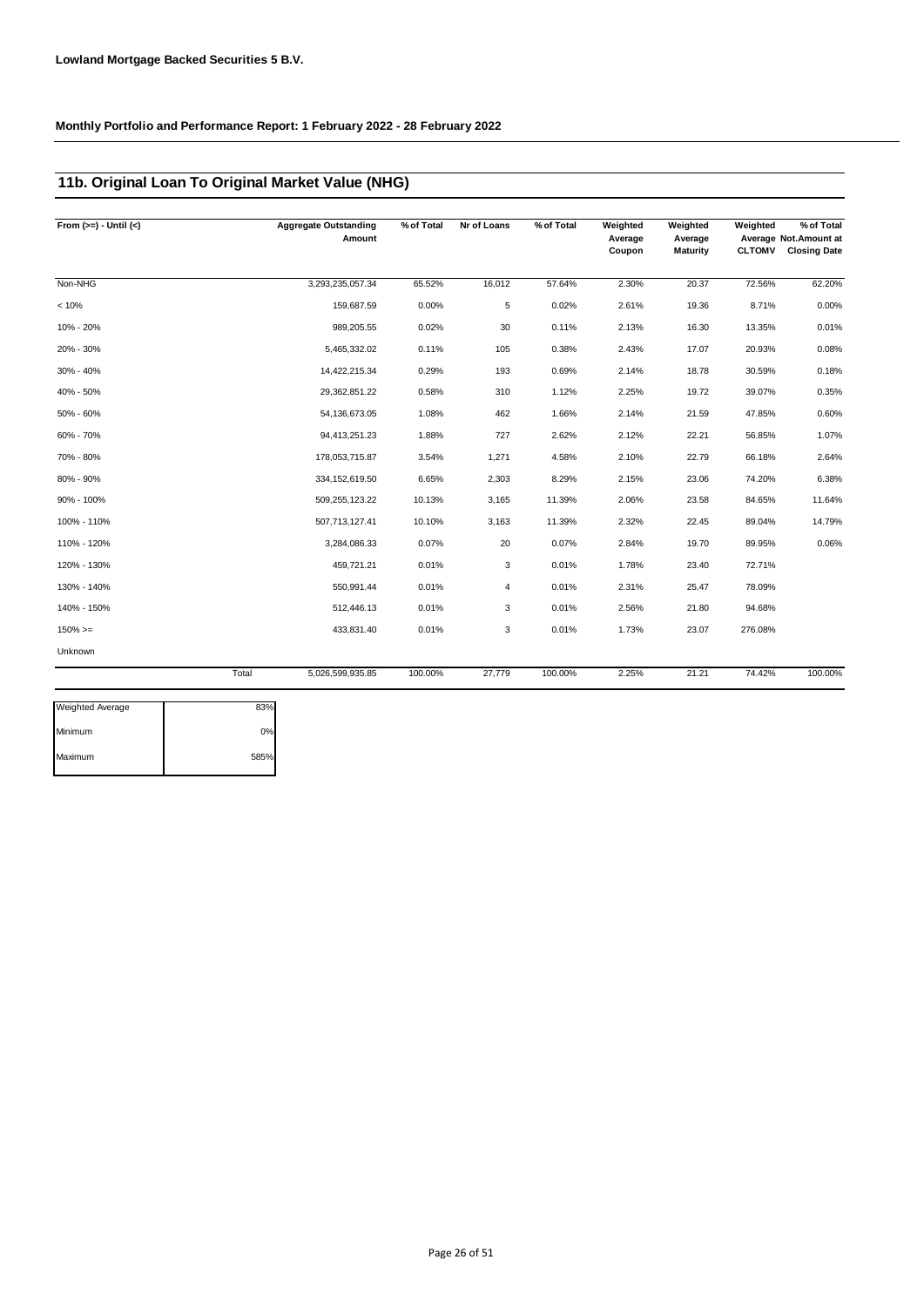**Lowland Mortgage Backed Securities 5 B.V.**

**Monthly Portfolio and Performance Report: 1 February 2022 - 28 February 2022**

## 11b. Original Loan To Original Market Value (NHG)

| From (>=) - Until (<) | Aggregate Outstanding Amount | % of Total | Nr of Loans | % of Total | Weighted Average Coupon | Weighted Average Maturity | Weighted Average CLTOMV | % of Total Not.Amount at Closing Date |
|---|---|---|---|---|---|---|---|---|
| Non-NHG | 3,293,235,057.34 | 65.52% | 16,012 | 57.64% | 2.30% | 20.37 | 72.56% | 62.20% |
| < 10% | 159,687.59 | 0.00% | 5 | 0.02% | 2.61% | 19.36 | 8.71% | 0.00% |
| 10% - 20% | 989,205.55 | 0.02% | 30 | 0.11% | 2.13% | 16.30 | 13.35% | 0.01% |
| 20% - 30% | 5,465,332.02 | 0.11% | 105 | 0.38% | 2.43% | 17.07 | 20.93% | 0.08% |
| 30% - 40% | 14,422,215.34 | 0.29% | 193 | 0.69% | 2.14% | 18.78 | 30.59% | 0.18% |
| 40% - 50% | 29,362,851.22 | 0.58% | 310 | 1.12% | 2.25% | 19.72 | 39.07% | 0.35% |
| 50% - 60% | 54,136,673.05 | 1.08% | 462 | 1.66% | 2.14% | 21.59 | 47.85% | 0.60% |
| 60% - 70% | 94,413,251.23 | 1.88% | 727 | 2.62% | 2.12% | 22.21 | 56.85% | 1.07% |
| 70% - 80% | 178,053,715.87 | 3.54% | 1,271 | 4.58% | 2.10% | 22.79 | 66.18% | 2.64% |
| 80% - 90% | 334,152,619.50 | 6.65% | 2,303 | 8.29% | 2.15% | 23.06 | 74.20% | 6.38% |
| 90% - 100% | 509,255,123.22 | 10.13% | 3,165 | 11.39% | 2.06% | 23.58 | 84.65% | 11.64% |
| 100% - 110% | 507,713,127.41 | 10.10% | 3,163 | 11.39% | 2.32% | 22.45 | 89.04% | 14.79% |
| 110% - 120% | 3,284,086.33 | 0.07% | 20 | 0.07% | 2.84% | 19.70 | 89.95% | 0.06% |
| 120% - 130% | 459,721.21 | 0.01% | 3 | 0.01% | 1.78% | 23.40 | 72.71% | |
| 130% - 140% | 550,991.44 | 0.01% | 4 | 0.01% | 2.31% | 25.47 | 78.09% | |
| 140% - 150% | 512,446.13 | 0.01% | 3 | 0.01% | 2.56% | 21.80 | 94.68% | |
| 150% >= | 433,831.40 | 0.01% | 3 | 0.01% | 1.73% | 23.07 | 276.08% | |
| Unknown | | | | | | | | |
| Total | 5,026,599,935.85 | 100.00% | 27,779 | 100.00% | 2.25% | 21.21 | 74.42% | 100.00% |

| | |
|---|---|
| Weighted Average | 83% |
| Minimum | 0% |
| Maximum | 585% |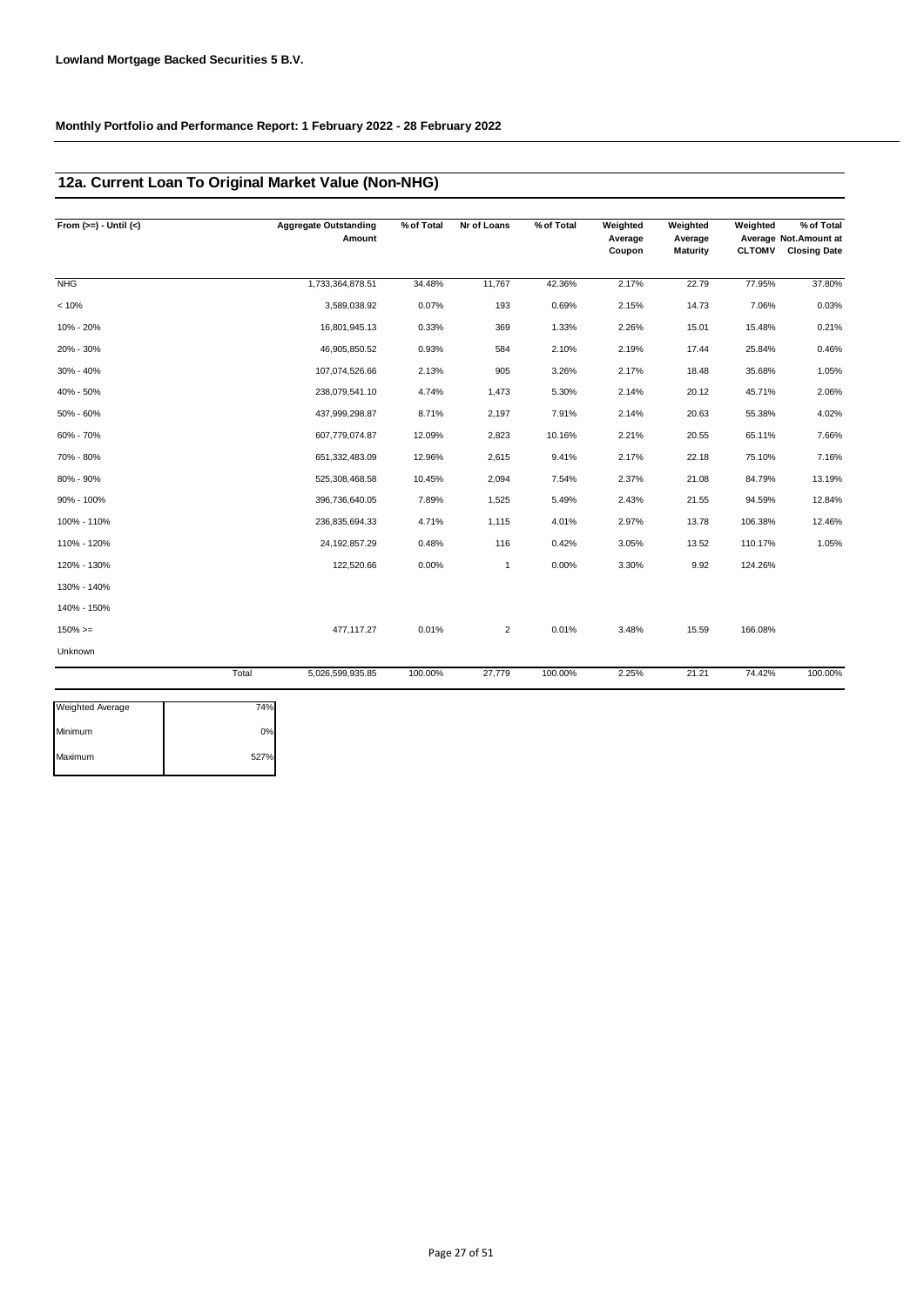**Lowland Mortgage Backed Securities 5 B.V.**

**Monthly Portfolio and Performance Report: 1 February 2022 - 28 February 2022**

## 12a. Current Loan To Original Market Value (Non-NHG)

| From (>=) - Until (<) | Aggregate Outstanding Amount | % of Total | Nr of Loans | % of Total | Weighted Average Coupon | Weighted Average Maturity | Weighted Average CLTOMV | % of Total Not.Amount at Closing Date |
|---|---|---|---|---|---|---|---|---|
| NHG | 1,733,364,878.51 | 34.48% | 11,767 | 42.36% | 2.17% | 22.79 | 77.95% | 37.80% |
| < 10% | 3,589,038.92 | 0.07% | 193 | 0.69% | 2.15% | 14.73 | 7.06% | 0.03% |
| 10% - 20% | 16,801,945.13 | 0.33% | 369 | 1.33% | 2.26% | 15.01 | 15.48% | 0.21% |
| 20% - 30% | 46,905,850.52 | 0.93% | 584 | 2.10% | 2.19% | 17.44 | 25.84% | 0.46% |
| 30% - 40% | 107,074,526.66 | 2.13% | 905 | 3.26% | 2.17% | 18.48 | 35.68% | 1.05% |
| 40% - 50% | 238,079,541.10 | 4.74% | 1,473 | 5.30% | 2.14% | 20.12 | 45.71% | 2.06% |
| 50% - 60% | 437,999,298.87 | 8.71% | 2,197 | 7.91% | 2.14% | 20.63 | 55.38% | 4.02% |
| 60% - 70% | 607,779,074.87 | 12.09% | 2,823 | 10.16% | 2.21% | 20.55 | 65.11% | 7.66% |
| 70% - 80% | 651,332,483.09 | 12.96% | 2,615 | 9.41% | 2.17% | 22.18 | 75.10% | 7.16% |
| 80% - 90% | 525,308,468.58 | 10.45% | 2,094 | 7.54% | 2.37% | 21.08 | 84.79% | 13.19% |
| 90% - 100% | 396,736,640.05 | 7.89% | 1,525 | 5.49% | 2.43% | 21.55 | 94.59% | 12.84% |
| 100% - 110% | 236,835,694.33 | 4.71% | 1,115 | 4.01% | 2.97% | 13.78 | 106.38% | 12.46% |
| 110% - 120% | 24,192,857.29 | 0.48% | 116 | 0.42% | 3.05% | 13.52 | 110.17% | 1.05% |
| 120% - 130% | 122,520.66 | 0.00% | 1 | 0.00% | 3.30% | 9.92 | 124.26% | |
| 130% - 140% | | | | | | | | |
| 140% - 150% | | | | | | | | |
| 150% >= | 477,117.27 | 0.01% | 2 | 0.01% | 3.48% | 15.59 | 166.08% | |
| Unknown | | | | | | | | |
| Total | 5,026,599,935.85 | 100.00% | 27,779 | 100.00% | 2.25% | 21.21 | 74.42% | 100.00% |

| | |
|---|---|
| Weighted Average | 74% |
| Minimum | 0% |
| Maximum | 527% |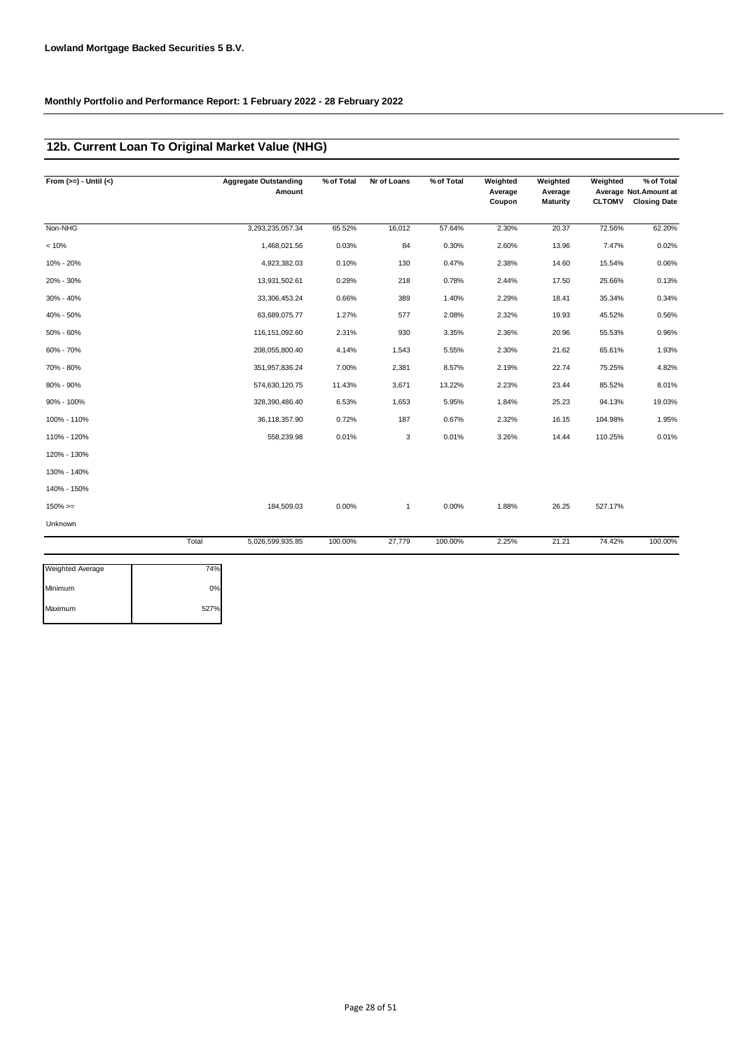**Lowland Mortgage Backed Securities 5 B.V.**

**Monthly Portfolio and Performance Report: 1 February 2022 - 28 February 2022**

## 12b. Current Loan To Original Market Value (NHG)

| From (>=) - Until (<) | | Aggregate Outstanding Amount | % of Total | Nr of Loans | % of Total | Weighted Average Coupon | Weighted Average Maturity | Weighted Average CLTOMV | % of Total Not.Amount at Closing Date |
|---|---|---|---|---|---|---|---|---|---|
| Non-NHG | | 3,293,235,057.34 | 65.52% | 16,012 | 57.64% | 2.30% | 20.37 | 72.56% | 62.20% |
| < 10% | | 1,468,021.56 | 0.03% | 84 | 0.30% | 2.60% | 13.96 | 7.47% | 0.02% |
| 10% - 20% | | 4,923,382.03 | 0.10% | 130 | 0.47% | 2.38% | 14.60 | 15.54% | 0.06% |
| 20% - 30% | | 13,931,502.61 | 0.28% | 218 | 0.78% | 2.44% | 17.50 | 25.66% | 0.13% |
| 30% - 40% | | 33,306,453.24 | 0.66% | 389 | 1.40% | 2.29% | 18.41 | 35.34% | 0.34% |
| 40% - 50% | | 63,689,075.77 | 1.27% | 577 | 2.08% | 2.32% | 19.93 | 45.52% | 0.56% |
| 50% - 60% | | 116,151,092.60 | 2.31% | 930 | 3.35% | 2.36% | 20.96 | 55.53% | 0.96% |
| 60% - 70% | | 208,055,800.40 | 4.14% | 1,543 | 5.55% | 2.30% | 21.62 | 65.61% | 1.93% |
| 70% - 80% | | 351,957,836.24 | 7.00% | 2,381 | 8.57% | 2.19% | 22.74 | 75.25% | 4.82% |
| 80% - 90% | | 574,630,120.75 | 11.43% | 3,671 | 13.22% | 2.23% | 23.44 | 85.52% | 8.01% |
| 90% - 100% | | 328,390,486.40 | 6.53% | 1,653 | 5.95% | 1.84% | 25.23 | 94.13% | 19.03% |
| 100% - 110% | | 36,118,357.90 | 0.72% | 187 | 0.67% | 2.32% | 16.15 | 104.98% | 1.95% |
| 110% - 120% | | 558,239.98 | 0.01% | 3 | 0.01% | 3.26% | 14.44 | 110.25% | 0.01% |
| 120% - 130% | | | | | | | | | |
| 130% - 140% | | | | | | | | | |
| 140% - 150% | | | | | | | | | |
| 150% >= | | 184,509.03 | 0.00% | 1 | 0.00% | 1.88% | 26.25 | 527.17% | |
| Unknown | | | | | | | | | |
| | Total | 5,026,599,935.85 | 100.00% | 27,779 | 100.00% | 2.25% | 21.21 | 74.42% | 100.00% |

| Weighted Average | 74% |
|---|---|
| Minimum | 0% |
| Maximum | 527% |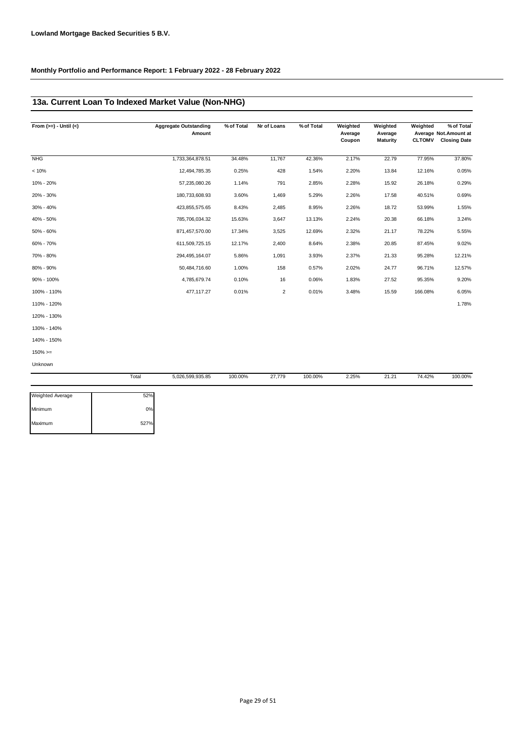**Lowland Mortgage Backed Securities 5 B.V.**

**Monthly Portfolio and Performance Report: 1 February 2022 - 28 February 2022**

## 13a. Current Loan To Indexed Market Value (Non-NHG)

| From (>=) - Until (<) | Aggregate Outstanding Amount | % of Total | Nr of Loans | % of Total | Weighted Average Coupon | Weighted Average Maturity | Weighted Average CLTOMV | % of Total Not.Amount at Closing Date |
|---|---|---|---|---|---|---|---|---|
| NHG | 1,733,364,878.51 | 34.48% | 11,767 | 42.36% | 2.17% | 22.79 | 77.95% | 37.80% |
| < 10% | 12,494,785.35 | 0.25% | 428 | 1.54% | 2.20% | 13.84 | 12.16% | 0.05% |
| 10% - 20% | 57,235,080.26 | 1.14% | 791 | 2.85% | 2.28% | 15.92 | 26.18% | 0.29% |
| 20% - 30% | 180,733,608.93 | 3.60% | 1,469 | 5.29% | 2.26% | 17.58 | 40.51% | 0.69% |
| 30% - 40% | 423,855,575.65 | 8.43% | 2,485 | 8.95% | 2.26% | 18.72 | 53.99% | 1.55% |
| 40% - 50% | 785,706,034.32 | 15.63% | 3,647 | 13.13% | 2.24% | 20.38 | 66.18% | 3.24% |
| 50% - 60% | 871,457,570.00 | 17.34% | 3,525 | 12.69% | 2.32% | 21.17 | 78.22% | 5.55% |
| 60% - 70% | 611,509,725.15 | 12.17% | 2,400 | 8.64% | 2.38% | 20.85 | 87.45% | 9.02% |
| 70% - 80% | 294,495,164.07 | 5.86% | 1,091 | 3.93% | 2.37% | 21.33 | 95.28% | 12.21% |
| 80% - 90% | 50,484,716.60 | 1.00% | 158 | 0.57% | 2.02% | 24.77 | 96.71% | 12.57% |
| 90% - 100% | 4,785,679.74 | 0.10% | 16 | 0.06% | 1.83% | 27.52 | 95.35% | 9.20% |
| 100% - 110% | 477,117.27 | 0.01% | 2 | 0.01% | 3.48% | 15.59 | 166.08% | 6.05% |
| 110% - 120% | | | | | | | | 1.78% |
| 120% - 130% | | | | | | | | |
| 130% - 140% | | | | | | | | |
| 140% - 150% | | | | | | | | |
| 150% >= | | | | | | | | |
| Unknown | | | | | | | | |
| Total | 5,026,599,935.85 | 100.00% | 27,779 | 100.00% | 2.25% | 21.21 | 74.42% | 100.00% |

| | |
|---|---|
| Weighted Average | 52% |
| Minimum | 0% |
| Maximum | 527% |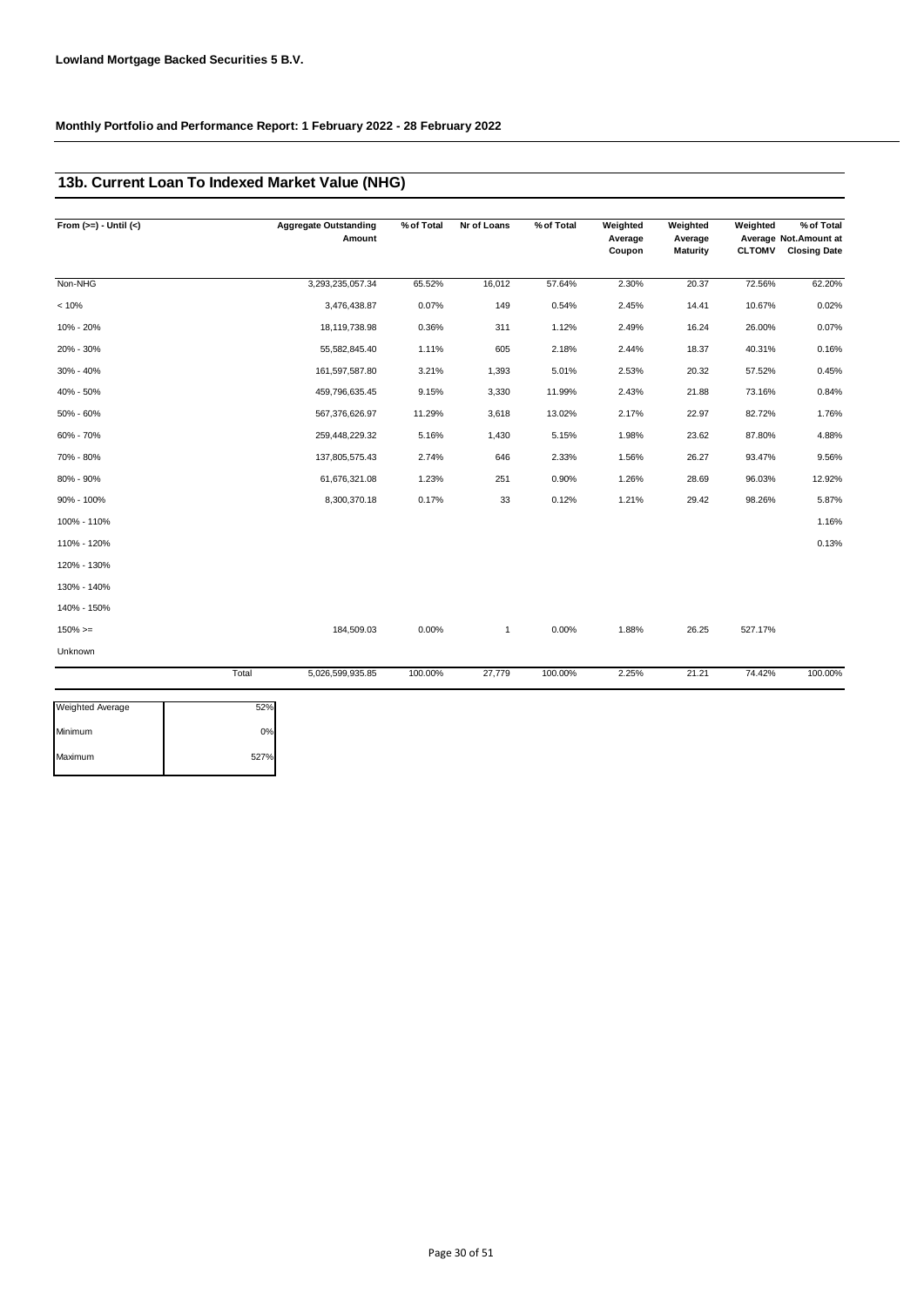**Lowland Mortgage Backed Securities 5 B.V.**

**Monthly Portfolio and Performance Report: 1 February 2022 - 28 February 2022**

## 13b. Current Loan To Indexed Market Value (NHG)

| From (>=) - Until (<) | | Aggregate Outstanding Amount | % of Total | Nr of Loans | % of Total | Weighted Average Coupon | Weighted Average Maturity | Weighted Average CLTOMV | % of Total Not.Amount at Closing Date |
|---|---|---|---|---|---|---|---|---|---|
| Non-NHG | | 3,293,235,057.34 | 65.52% | 16,012 | 57.64% | 2.30% | 20.37 | 72.56% | 62.20% |
| < 10% | | 3,476,438.87 | 0.07% | 149 | 0.54% | 2.45% | 14.41 | 10.67% | 0.02% |
| 10% - 20% | | 18,119,738.98 | 0.36% | 311 | 1.12% | 2.49% | 16.24 | 26.00% | 0.07% |
| 20% - 30% | | 55,582,845.40 | 1.11% | 605 | 2.18% | 2.44% | 18.37 | 40.31% | 0.16% |
| 30% - 40% | | 161,597,587.80 | 3.21% | 1,393 | 5.01% | 2.53% | 20.32 | 57.52% | 0.45% |
| 40% - 50% | | 459,796,635.45 | 9.15% | 3,330 | 11.99% | 2.43% | 21.88 | 73.16% | 0.84% |
| 50% - 60% | | 567,376,626.97 | 11.29% | 3,618 | 13.02% | 2.17% | 22.97 | 82.72% | 1.76% |
| 60% - 70% | | 259,448,229.32 | 5.16% | 1,430 | 5.15% | 1.98% | 23.62 | 87.80% | 4.88% |
| 70% - 80% | | 137,805,575.43 | 2.74% | 646 | 2.33% | 1.56% | 26.27 | 93.47% | 9.56% |
| 80% - 90% | | 61,676,321.08 | 1.23% | 251 | 0.90% | 1.26% | 28.69 | 96.03% | 12.92% |
| 90% - 100% | | 8,300,370.18 | 0.17% | 33 | 0.12% | 1.21% | 29.42 | 98.26% | 5.87% |
| 100% - 110% | | | | | | | | | 1.16% |
| 110% - 120% | | | | | | | | | 0.13% |
| 120% - 130% | | | | | | | | | |
| 130% - 140% | | | | | | | | | |
| 140% - 150% | | | | | | | | | |
| 150% >= | | 184,509.03 | 0.00% | 1 | 0.00% | 1.88% | 26.25 | 527.17% | |
| Unknown | | | | | | | | | |
| | Total | 5,026,599,935.85 | 100.00% | 27,779 | 100.00% | 2.25% | 21.21 | 74.42% | 100.00% |

| | |
|---|---|
| Weighted Average | 52% |
| Minimum | 0% |
| Maximum | 527% |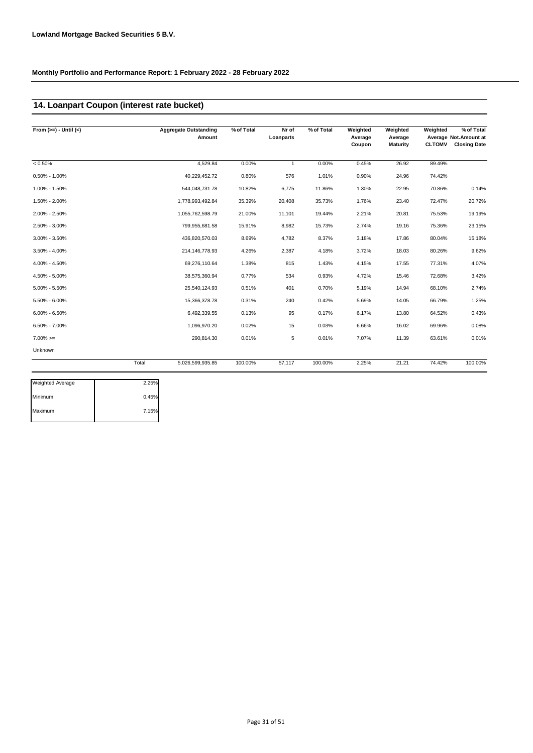**Lowland Mortgage Backed Securities 5 B.V.**

**Monthly Portfolio and Performance Report: 1 February 2022 - 28 February 2022**

## 14. Loanpart Coupon (interest rate bucket)

| From (>=) - Until (<) | | Aggregate Outstanding Amount | % of Total | Nr of Loanparts | % of Total | Weighted Average Coupon | Weighted Average Maturity | Weighted Average CLTOMV | % of Total Not.Amount at Closing Date |
|---|---|---|---|---|---|---|---|---|---|
| < 0.50% | | 4,529.84 | 0.00% | 1 | 0.00% | 0.45% | 26.92 | 89.49% | |
| 0.50% - 1.00% | | 40,229,452.72 | 0.80% | 576 | 1.01% | 0.90% | 24.96 | 74.42% | |
| 1.00% - 1.50% | | 544,048,731.78 | 10.82% | 6,775 | 11.86% | 1.30% | 22.95 | 70.86% | 0.14% |
| 1.50% - 2.00% | | 1,778,993,492.84 | 35.39% | 20,408 | 35.73% | 1.76% | 23.40 | 72.47% | 20.72% |
| 2.00% - 2.50% | | 1,055,762,598.79 | 21.00% | 11,101 | 19.44% | 2.21% | 20.81 | 75.53% | 19.19% |
| 2.50% - 3.00% | | 799,955,681.58 | 15.91% | 8,982 | 15.73% | 2.74% | 19.16 | 75.36% | 23.15% |
| 3.00% - 3.50% | | 436,820,570.03 | 8.69% | 4,782 | 8.37% | 3.18% | 17.86 | 80.04% | 15.18% |
| 3.50% - 4.00% | | 214,146,778.93 | 4.26% | 2,387 | 4.18% | 3.72% | 18.03 | 80.26% | 9.62% |
| 4.00% - 4.50% | | 69,276,110.64 | 1.38% | 815 | 1.43% | 4.15% | 17.55 | 77.31% | 4.07% |
| 4.50% - 5.00% | | 38,575,360.94 | 0.77% | 534 | 0.93% | 4.72% | 15.46 | 72.68% | 3.42% |
| 5.00% - 5.50% | | 25,540,124.93 | 0.51% | 401 | 0.70% | 5.19% | 14.94 | 68.10% | 2.74% |
| 5.50% - 6.00% | | 15,366,378.78 | 0.31% | 240 | 0.42% | 5.69% | 14.05 | 66.79% | 1.25% |
| 6.00% - 6.50% | | 6,492,339.55 | 0.13% | 95 | 0.17% | 6.17% | 13.80 | 64.52% | 0.43% |
| 6.50% - 7.00% | | 1,096,970.20 | 0.02% | 15 | 0.03% | 6.66% | 16.02 | 69.96% | 0.08% |
| 7.00% >= | | 290,814.30 | 0.01% | 5 | 0.01% | 7.07% | 11.39 | 63.61% | 0.01% |
| Unknown | | | | | | | | | |
| | Total | 5,026,599,935.85 | 100.00% | 57,117 | 100.00% | 2.25% | 21.21 | 74.42% | 100.00% |

| | |
|---|---|
| Weighted Average | 2.25% |
| Minimum | 0.45% |
| Maximum | 7.15% |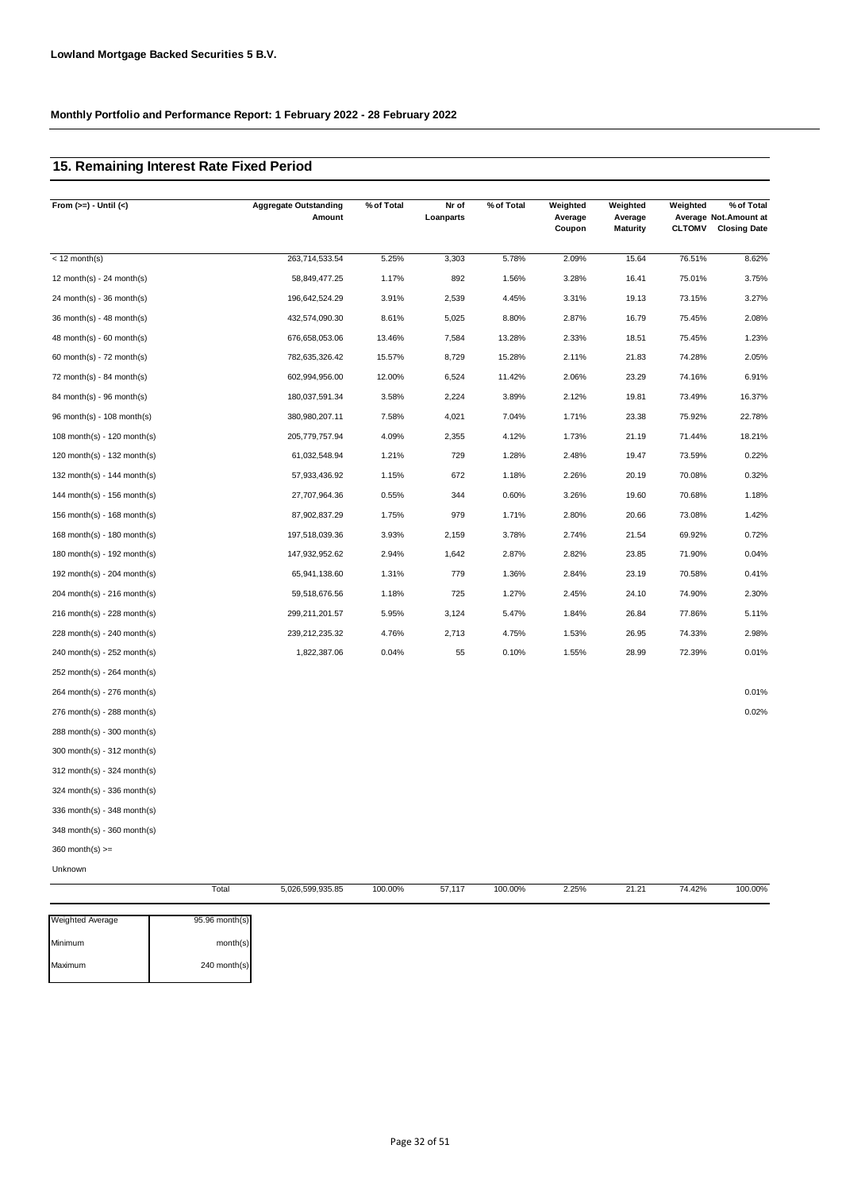**Lowland Mortgage Backed Securities 5 B.V.**

**Monthly Portfolio and Performance Report: 1 February 2022 - 28 February 2022**

## 15. Remaining Interest Rate Fixed Period

| From (>=) - Until (<) | Aggregate Outstanding Amount | % of Total | Nr of Loanparts | % of Total | Weighted Average Coupon | Weighted Average Maturity | Weighted Average CLTOMV | % of Total Not.Amount at Closing Date |
|---|---|---|---|---|---|---|---|---|
| < 12 month(s) | 263,714,533.54 | 5.25% | 3,303 | 5.78% | 2.09% | 15.64 | 76.51% | 8.62% |
| 12 month(s) - 24 month(s) | 58,849,477.25 | 1.17% | 892 | 1.56% | 3.28% | 16.41 | 75.01% | 3.75% |
| 24 month(s) - 36 month(s) | 196,642,524.29 | 3.91% | 2,539 | 4.45% | 3.31% | 19.13 | 73.15% | 3.27% |
| 36 month(s) - 48 month(s) | 432,574,090.30 | 8.61% | 5,025 | 8.80% | 2.87% | 16.79 | 75.45% | 2.08% |
| 48 month(s) - 60 month(s) | 676,658,053.06 | 13.46% | 7,584 | 13.28% | 2.33% | 18.51 | 75.45% | 1.23% |
| 60 month(s) - 72 month(s) | 782,635,326.42 | 15.57% | 8,729 | 15.28% | 2.11% | 21.83 | 74.28% | 2.05% |
| 72 month(s) - 84 month(s) | 602,994,956.00 | 12.00% | 6,524 | 11.42% | 2.06% | 23.29 | 74.16% | 6.91% |
| 84 month(s) - 96 month(s) | 180,037,591.34 | 3.58% | 2,224 | 3.89% | 2.12% | 19.81 | 73.49% | 16.37% |
| 96 month(s) - 108 month(s) | 380,980,207.11 | 7.58% | 4,021 | 7.04% | 1.71% | 23.38 | 75.92% | 22.78% |
| 108 month(s) - 120 month(s) | 205,779,757.94 | 4.09% | 2,355 | 4.12% | 1.73% | 21.19 | 71.44% | 18.21% |
| 120 month(s) - 132 month(s) | 61,032,548.94 | 1.21% | 729 | 1.28% | 2.48% | 19.47 | 73.59% | 0.22% |
| 132 month(s) - 144 month(s) | 57,933,436.92 | 1.15% | 672 | 1.18% | 2.26% | 20.19 | 70.08% | 0.32% |
| 144 month(s) - 156 month(s) | 27,707,964.36 | 0.55% | 344 | 0.60% | 3.26% | 19.60 | 70.68% | 1.18% |
| 156 month(s) - 168 month(s) | 87,902,837.29 | 1.75% | 979 | 1.71% | 2.80% | 20.66 | 73.08% | 1.42% |
| 168 month(s) - 180 month(s) | 197,518,039.36 | 3.93% | 2,159 | 3.78% | 2.74% | 21.54 | 69.92% | 0.72% |
| 180 month(s) - 192 month(s) | 147,932,952.62 | 2.94% | 1,642 | 2.87% | 2.82% | 23.85 | 71.90% | 0.04% |
| 192 month(s) - 204 month(s) | 65,941,138.60 | 1.31% | 779 | 1.36% | 2.84% | 23.19 | 70.58% | 0.41% |
| 204 month(s) - 216 month(s) | 59,518,676.56 | 1.18% | 725 | 1.27% | 2.45% | 24.10 | 74.90% | 2.30% |
| 216 month(s) - 228 month(s) | 299,211,201.57 | 5.95% | 3,124 | 5.47% | 1.84% | 26.84 | 77.86% | 5.11% |
| 228 month(s) - 240 month(s) | 239,212,235.32 | 4.76% | 2,713 | 4.75% | 1.53% | 26.95 | 74.33% | 2.98% |
| 240 month(s) - 252 month(s) | 1,822,387.06 | 0.04% | 55 | 0.10% | 1.55% | 28.99 | 72.39% | 0.01% |
| 252 month(s) - 264 month(s) | | | | | | | | |
| 264 month(s) - 276 month(s) | | | | | | | | 0.01% |
| 276 month(s) - 288 month(s) | | | | | | | | 0.02% |
| 288 month(s) - 300 month(s) | | | | | | | | |
| 300 month(s) - 312 month(s) | | | | | | | | |
| 312 month(s) - 324 month(s) | | | | | | | | |
| 324 month(s) - 336 month(s) | | | | | | | | |
| 336 month(s) - 348 month(s) | | | | | | | | |
| 348 month(s) - 360 month(s) | | | | | | | | |
| 360 month(s) >= | | | | | | | | |
| Unknown | | | | | | | | |
| Total | 5,026,599,935.85 | 100.00% | 57,117 | 100.00% | 2.25% | 21.21 | 74.42% | 100.00% |

| | |
|---|---|
| Weighted Average | 95.96 month(s) |
| Minimum | month(s) |
| Maximum | 240 month(s) |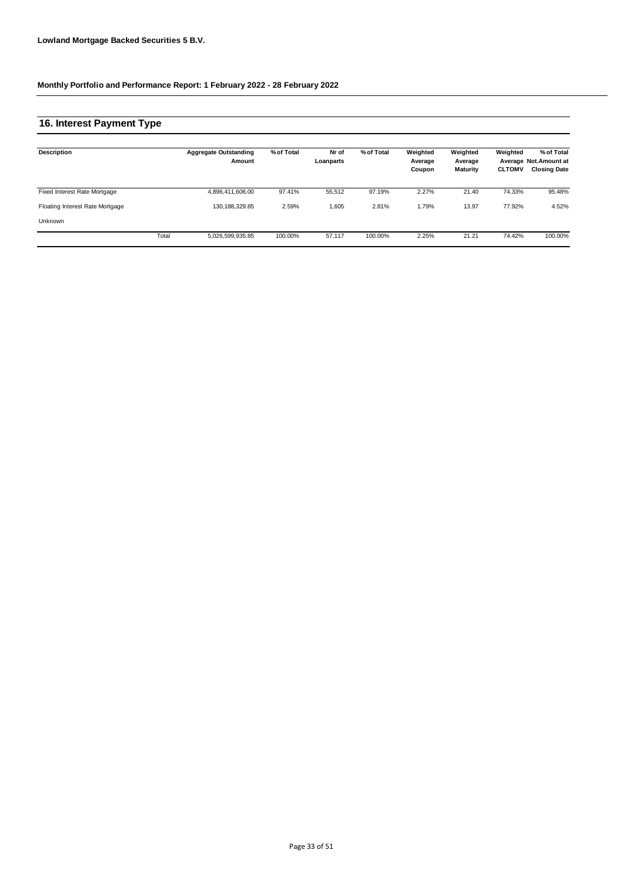**Lowland Mortgage Backed Securities 5 B.V.**

**Monthly Portfolio and Performance Report: 1 February 2022 - 28 February 2022**

## 16. Interest Payment Type

| Description | | Aggregate Outstanding Amount | % of Total | Nr of Loanparts | % of Total | Weighted Average Coupon | Weighted Average Maturity | Weighted Average CLTOMV | % of Total Not.Amount at Closing Date |
|---|---|---|---|---|---|---|---|---|---|
| Fixed Interest Rate Mortgage | | 4,896,411,606.00 | 97.41% | 55,512 | 97.19% | 2.27% | 21.40 | 74.33% | 95.48% |
| Floating Interest Rate Mortgage | | 130,188,329.85 | 2.59% | 1,605 | 2.81% | 1.79% | 13.97 | 77.92% | 4.52% |
| Unknown | | | | | | | | | |
| | Total | 5,026,599,935.85 | 100.00% | 57,117 | 100.00% | 2.25% | 21.21 | 74.42% | 100.00% |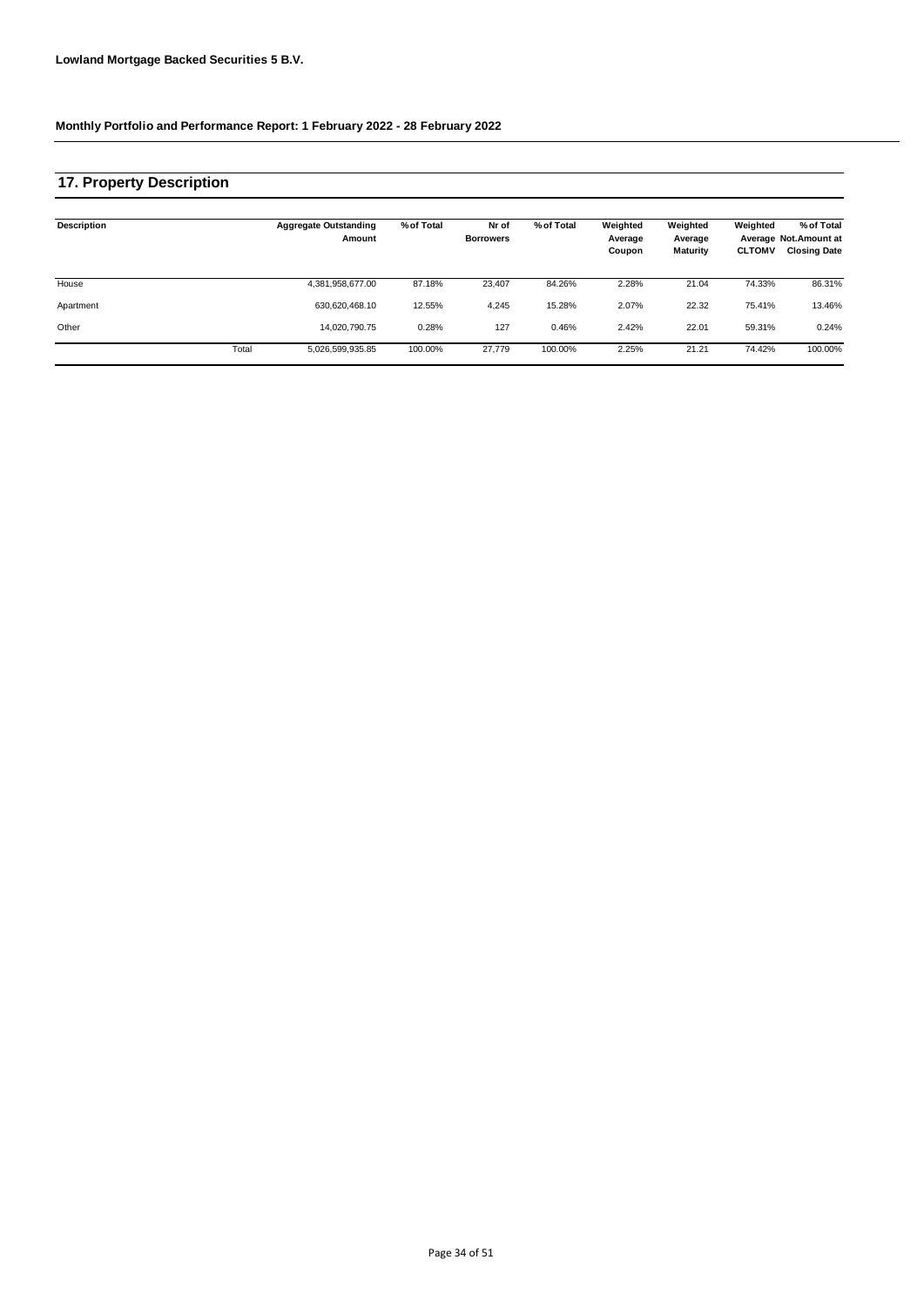**Lowland Mortgage Backed Securities 5 B.V.**

**Monthly Portfolio and Performance Report: 1 February 2022 - 28 February 2022**

## 17. Property Description

| Description | | Aggregate Outstanding Amount | % of Total | Nr of Borrowers | % of Total | Weighted Average Coupon | Weighted Average Maturity | Weighted Average CLTOMV | % of Total Not.Amount at Closing Date |
|---|---|---|---|---|---|---|---|---|---|
| House | | 4,381,958,677.00 | 87.18% | 23,407 | 84.26% | 2.28% | 21.04 | 74.33% | 86.31% |
| Apartment | | 630,620,468.10 | 12.55% | 4,245 | 15.28% | 2.07% | 22.32 | 75.41% | 13.46% |
| Other | | 14,020,790.75 | 0.28% | 127 | 0.46% | 2.42% | 22.01 | 59.31% | 0.24% |
| | Total | 5,026,599,935.85 | 100.00% | 27,779 | 100.00% | 2.25% | 21.21 | 74.42% | 100.00% |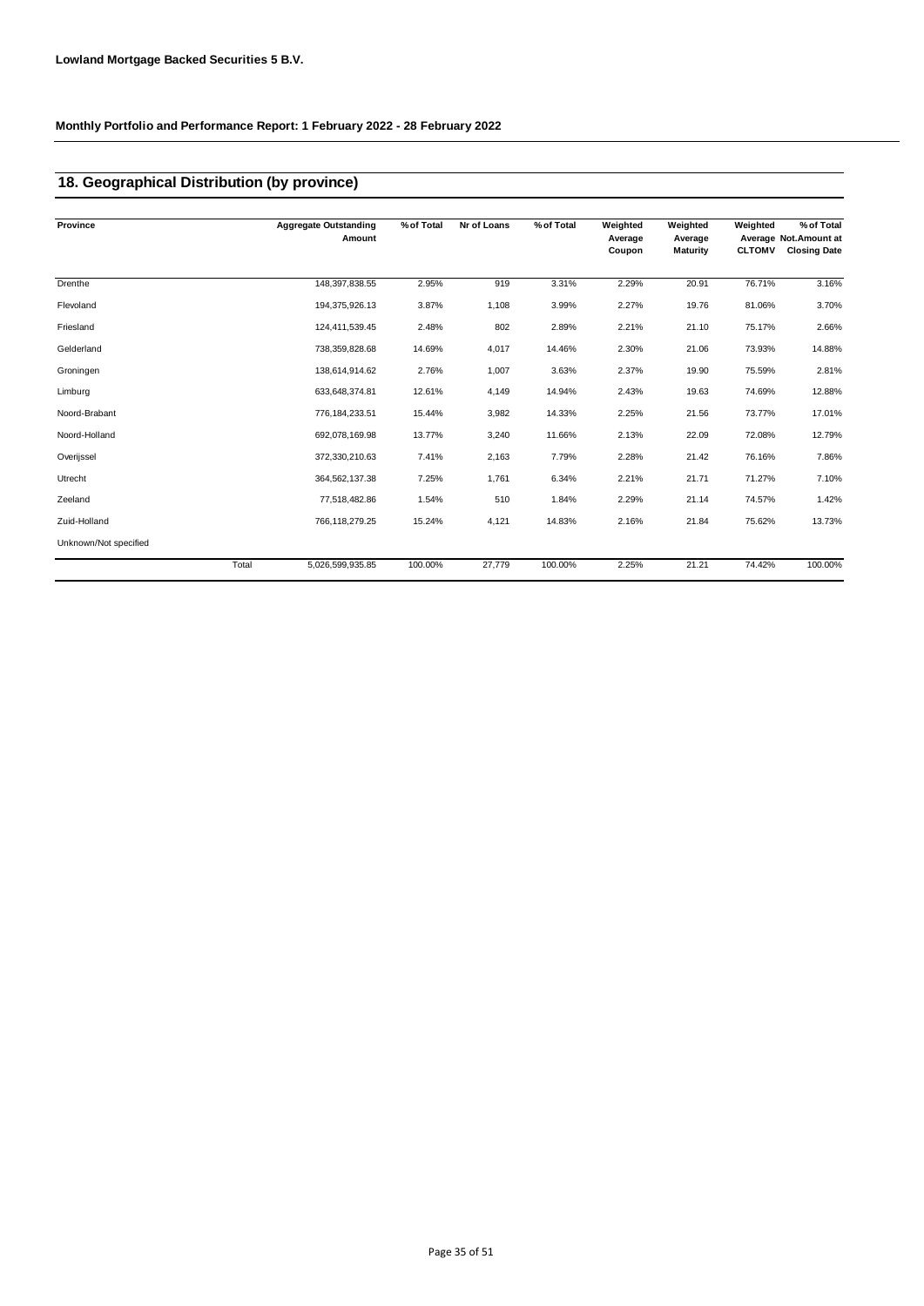**Lowland Mortgage Backed Securities 5 B.V.**

**Monthly Portfolio and Performance Report: 1 February 2022 - 28 February 2022**

## 18. Geographical Distribution (by province)

| Province | Aggregate Outstanding Amount | % of Total | Nr of Loans | % of Total | Weighted Average Coupon | Weighted Average Maturity | Weighted Average CLTOMV | % of Total Not.Amount at Closing Date |
|---|---|---|---|---|---|---|---|---|
| Drenthe | 148,397,838.55 | 2.95% | 919 | 3.31% | 2.29% | 20.91 | 76.71% | 3.16% |
| Flevoland | 194,375,926.13 | 3.87% | 1,108 | 3.99% | 2.27% | 19.76 | 81.06% | 3.70% |
| Friesland | 124,411,539.45 | 2.48% | 802 | 2.89% | 2.21% | 21.10 | 75.17% | 2.66% |
| Gelderland | 738,359,828.68 | 14.69% | 4,017 | 14.46% | 2.30% | 21.06 | 73.93% | 14.88% |
| Groningen | 138,614,914.62 | 2.76% | 1,007 | 3.63% | 2.37% | 19.90 | 75.59% | 2.81% |
| Limburg | 633,648,374.81 | 12.61% | 4,149 | 14.94% | 2.43% | 19.63 | 74.69% | 12.88% |
| Noord-Brabant | 776,184,233.51 | 15.44% | 3,982 | 14.33% | 2.25% | 21.56 | 73.77% | 17.01% |
| Noord-Holland | 692,078,169.98 | 13.77% | 3,240 | 11.66% | 2.13% | 22.09 | 72.08% | 12.79% |
| Overijssel | 372,330,210.63 | 7.41% | 2,163 | 7.79% | 2.28% | 21.42 | 76.16% | 7.86% |
| Utrecht | 364,562,137.38 | 7.25% | 1,761 | 6.34% | 2.21% | 21.71 | 71.27% | 7.10% |
| Zeeland | 77,518,482.86 | 1.54% | 510 | 1.84% | 2.29% | 21.14 | 74.57% | 1.42% |
| Zuid-Holland | 766,118,279.25 | 15.24% | 4,121 | 14.83% | 2.16% | 21.84 | 75.62% | 13.73% |
| Unknown/Not specified | | | | | | | | |
| Total | 5,026,599,935.85 | 100.00% | 27,779 | 100.00% | 2.25% | 21.21 | 74.42% | 100.00% |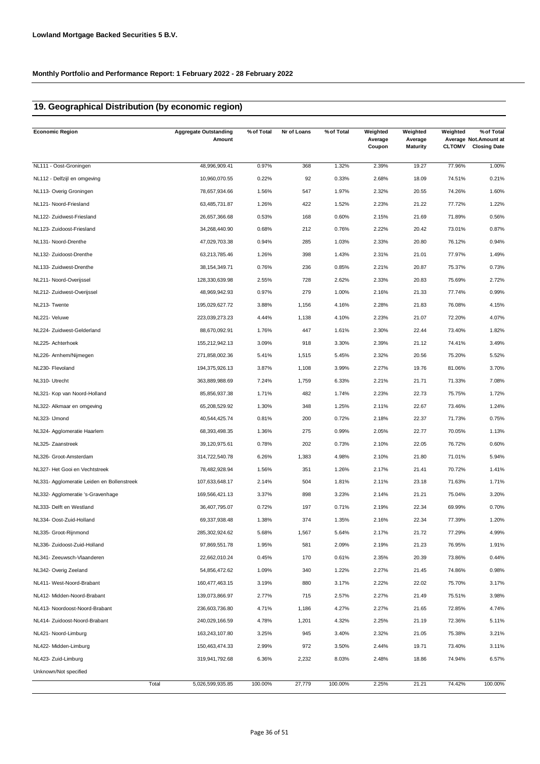**Lowland Mortgage Backed Securities 5 B.V.**

**Monthly Portfolio and Performance Report: 1 February 2022 - 28 February 2022**

## 19. Geographical Distribution (by economic region)

| Economic Region | Aggregate Outstanding Amount | % of Total | Nr of Loans | % of Total | Weighted Average Coupon | Weighted Average Maturity | Weighted Average CLTOMV | % of Total Not.Amount at Closing Date |
|---|---|---|---|---|---|---|---|---|
| NL111 - Oost-Groningen | 48,996,909.41 | 0.97% | 368 | 1.32% | 2.39% | 19.27 | 77.96% | 1.00% |
| NL112 - Delfzijl en omgeving | 10,960,070.55 | 0.22% | 92 | 0.33% | 2.68% | 18.09 | 74.51% | 0.21% |
| NL113- Overig Groningen | 78,657,934.66 | 1.56% | 547 | 1.97% | 2.32% | 20.55 | 74.26% | 1.60% |
| NL121- Noord-Friesland | 63,485,731.87 | 1.26% | 422 | 1.52% | 2.23% | 21.22 | 77.72% | 1.22% |
| NL122- Zuidwest-Friesland | 26,657,366.68 | 0.53% | 168 | 0.60% | 2.15% | 21.69 | 71.89% | 0.56% |
| NL123- Zuidoost-Friesland | 34,268,440.90 | 0.68% | 212 | 0.76% | 2.22% | 20.42 | 73.01% | 0.87% |
| NL131- Noord-Drenthe | 47,029,703.38 | 0.94% | 285 | 1.03% | 2.33% | 20.80 | 76.12% | 0.94% |
| NL132- Zuidoost-Drenthe | 63,213,785.46 | 1.26% | 398 | 1.43% | 2.31% | 21.01 | 77.97% | 1.49% |
| NL133- Zuidwest-Drenthe | 38,154,349.71 | 0.76% | 236 | 0.85% | 2.21% | 20.87 | 75.37% | 0.73% |
| NL211- Noord-Overijssel | 128,330,639.98 | 2.55% | 728 | 2.62% | 2.33% | 20.83 | 75.69% | 2.72% |
| NL212- Zuidwest-Overijssel | 48,969,942.93 | 0.97% | 279 | 1.00% | 2.16% | 21.33 | 77.74% | 0.99% |
| NL213- Twente | 195,029,627.72 | 3.88% | 1,156 | 4.16% | 2.28% | 21.83 | 76.08% | 4.15% |
| NL221- Veluwe | 223,039,273.23 | 4.44% | 1,138 | 4.10% | 2.23% | 21.07 | 72.20% | 4.07% |
| NL224- Zuidwest-Gelderland | 88,670,092.91 | 1.76% | 447 | 1.61% | 2.30% | 22.44 | 73.40% | 1.82% |
| NL225- Achterhoek | 155,212,942.13 | 3.09% | 918 | 3.30% | 2.39% | 21.12 | 74.41% | 3.49% |
| NL226- Arnhem/Nijmegen | 271,858,002.36 | 5.41% | 1,515 | 5.45% | 2.32% | 20.56 | 75.20% | 5.52% |
| NL230- Flevoland | 194,375,926.13 | 3.87% | 1,108 | 3.99% | 2.27% | 19.76 | 81.06% | 3.70% |
| NL310- Utrecht | 363,889,988.69 | 7.24% | 1,759 | 6.33% | 2.21% | 21.71 | 71.33% | 7.08% |
| NL321- Kop van Noord-Holland | 85,856,937.38 | 1.71% | 482 | 1.74% | 2.23% | 22.73 | 75.75% | 1.72% |
| NL322- Alkmaar en omgeving | 65,208,529.92 | 1.30% | 348 | 1.25% | 2.11% | 22.67 | 73.46% | 1.24% |
| NL323- IJmond | 40,544,425.74 | 0.81% | 200 | 0.72% | 2.18% | 22.37 | 71.73% | 0.75% |
| NL324- Agglomeratie Haarlem | 68,393,498.35 | 1.36% | 275 | 0.99% | 2.05% | 22.77 | 70.05% | 1.13% |
| NL325- Zaanstreek | 39,120,975.61 | 0.78% | 202 | 0.73% | 2.10% | 22.05 | 76.72% | 0.60% |
| NL326- Groot-Amsterdam | 314,722,540.78 | 6.26% | 1,383 | 4.98% | 2.10% | 21.80 | 71.01% | 5.94% |
| NL327- Het Gooi en Vechtstreek | 78,482,928.94 | 1.56% | 351 | 1.26% | 2.17% | 21.41 | 70.72% | 1.41% |
| NL331- Agglomeratie Leiden en Bollenstreek | 107,633,648.17 | 2.14% | 504 | 1.81% | 2.11% | 23.18 | 71.63% | 1.71% |
| NL332- Agglomeratie 's-Gravenhage | 169,566,421.13 | 3.37% | 898 | 3.23% | 2.14% | 21.21 | 75.04% | 3.20% |
| NL333- Delft en Westland | 36,407,795.07 | 0.72% | 197 | 0.71% | 2.19% | 22.34 | 69.99% | 0.70% |
| NL334- Oost-Zuid-Holland | 69,337,938.48 | 1.38% | 374 | 1.35% | 2.16% | 22.34 | 77.39% | 1.20% |
| NL335- Groot-Rijnmond | 285,302,924.62 | 5.68% | 1,567 | 5.64% | 2.17% | 21.72 | 77.29% | 4.99% |
| NL336- Zuidoost-Zuid-Holland | 97,869,551.78 | 1.95% | 581 | 2.09% | 2.19% | 21.23 | 76.95% | 1.91% |
| NL341- Zeeuwsch-Vlaanderen | 22,662,010.24 | 0.45% | 170 | 0.61% | 2.35% | 20.39 | 73.86% | 0.44% |
| NL342- Overig Zeeland | 54,856,472.62 | 1.09% | 340 | 1.22% | 2.27% | 21.45 | 74.86% | 0.98% |
| NL411- West-Noord-Brabant | 160,477,463.15 | 3.19% | 880 | 3.17% | 2.22% | 22.02 | 75.70% | 3.17% |
| NL412- Midden-Noord-Brabant | 139,073,866.97 | 2.77% | 715 | 2.57% | 2.27% | 21.49 | 75.51% | 3.98% |
| NL413- Noordoost-Noord-Brabant | 236,603,736.80 | 4.71% | 1,186 | 4.27% | 2.27% | 21.65 | 72.85% | 4.74% |
| NL414- Zuidoost-Noord-Brabant | 240,029,166.59 | 4.78% | 1,201 | 4.32% | 2.25% | 21.19 | 72.36% | 5.11% |
| NL421- Noord-Limburg | 163,243,107.80 | 3.25% | 945 | 3.40% | 2.32% | 21.05 | 75.38% | 3.21% |
| NL422- Midden-Limburg | 150,463,474.33 | 2.99% | 972 | 3.50% | 2.44% | 19.71 | 73.40% | 3.11% |
| NL423- Zuid-Limburg | 319,941,792.68 | 6.36% | 2,232 | 8.03% | 2.48% | 18.86 | 74.94% | 6.57% |
| Unknown/Not specified | | | | | | | | |
| Total | 5,026,599,935.85 | 100.00% | 27,779 | 100.00% | 2.25% | 21.21 | 74.42% | 100.00% |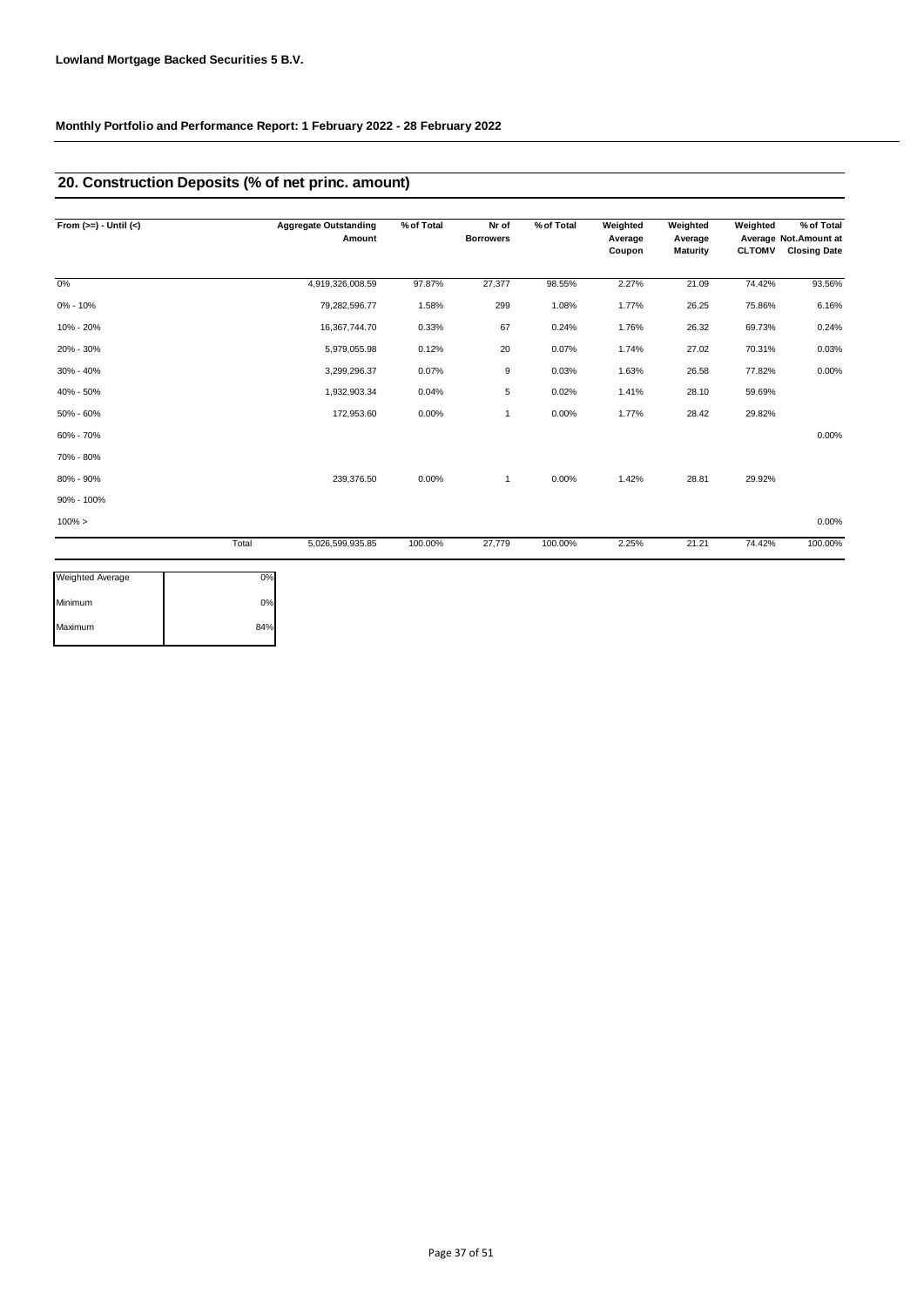**Lowland Mortgage Backed Securities 5 B.V.**

**Monthly Portfolio and Performance Report: 1 February 2022 - 28 February 2022**

## 20. Construction Deposits (% of net princ. amount)

| From (>=) - Until (<) | | Aggregate Outstanding Amount | % of Total | Nr of Borrowers | % of Total | Weighted Average Coupon | Weighted Average Maturity | Weighted Average CLTOMV | % of Total Not.Amount at Closing Date |
|---|---|---|---|---|---|---|---|---|---|
| 0% | | 4,919,326,008.59 | 97.87% | 27,377 | 98.55% | 2.27% | 21.09 | 74.42% | 93.56% |
| 0% - 10% | | 79,282,596.77 | 1.58% | 299 | 1.08% | 1.77% | 26.25 | 75.86% | 6.16% |
| 10% - 20% | | 16,367,744.70 | 0.33% | 67 | 0.24% | 1.76% | 26.32 | 69.73% | 0.24% |
| 20% - 30% | | 5,979,055.98 | 0.12% | 20 | 0.07% | 1.74% | 27.02 | 70.31% | 0.03% |
| 30% - 40% | | 3,299,296.37 | 0.07% | 9 | 0.03% | 1.63% | 26.58 | 77.82% | 0.00% |
| 40% - 50% | | 1,932,903.34 | 0.04% | 5 | 0.02% | 1.41% | 28.10 | 59.69% | |
| 50% - 60% | | 172,953.60 | 0.00% | 1 | 0.00% | 1.77% | 28.42 | 29.82% | |
| 60% - 70% | | | | | | | | | 0.00% |
| 70% - 80% | | | | | | | | | |
| 80% - 90% | | 239,376.50 | 0.00% | 1 | 0.00% | 1.42% | 28.81 | 29.92% | |
| 90% - 100% | | | | | | | | | |
| 100% > | | | | | | | | | 0.00% |
| | Total | 5,026,599,935.85 | 100.00% | 27,779 | 100.00% | 2.25% | 21.21 | 74.42% | 100.00% |

| | |
|---|---|
| Weighted Average | 0% |
| Minimum | 0% |
| Maximum | 84% |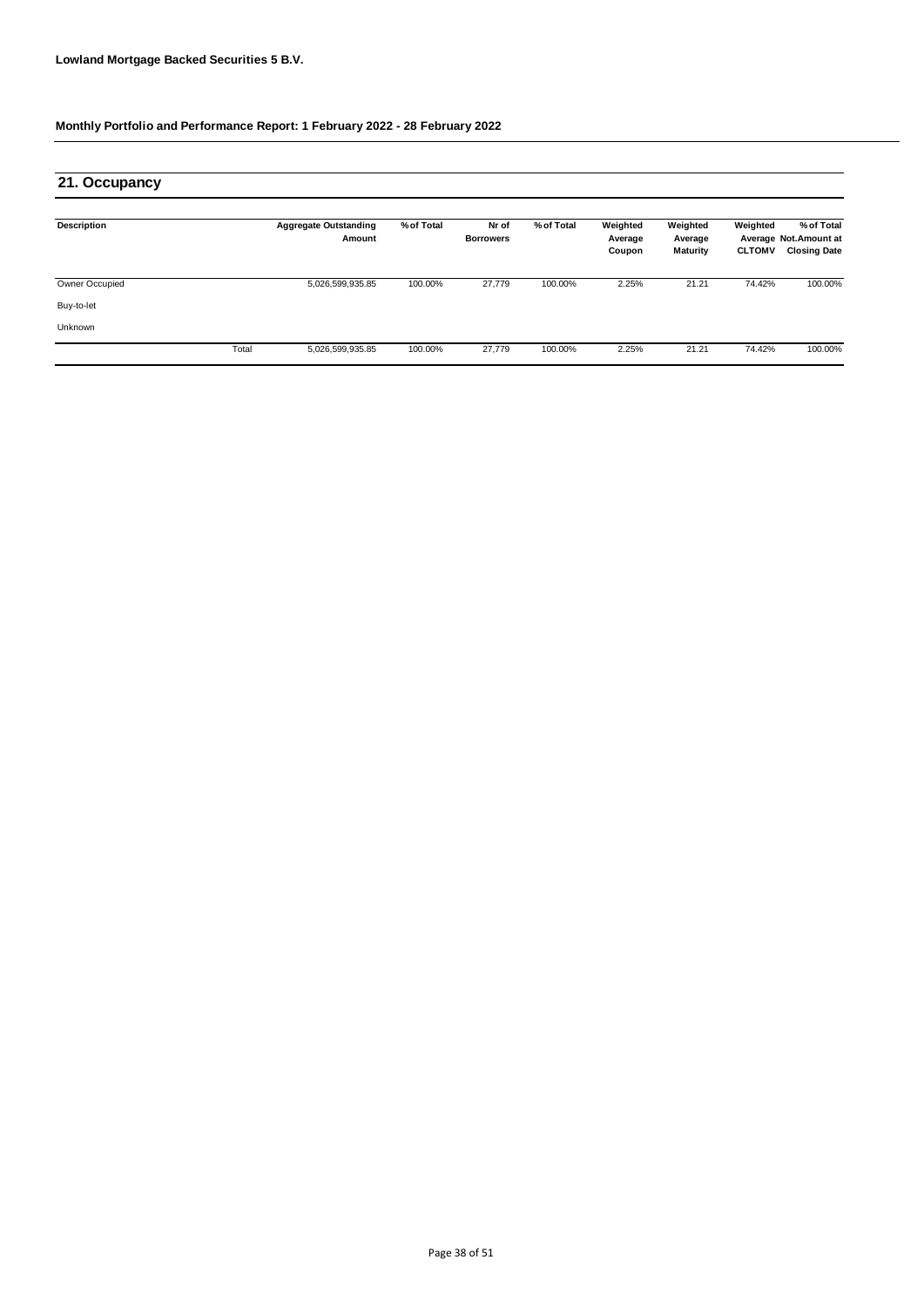**Lowland Mortgage Backed Securities 5 B.V.**

**Monthly Portfolio and Performance Report: 1 February 2022 - 28 February 2022**

## 21. Occupancy

| Description | | Aggregate Outstanding Amount | % of Total | Nr of Borrowers | % of Total | Weighted Average Coupon | Weighted Average Maturity | Weighted Average CLTOMV | % of Total Not.Amount at Closing Date |
|---|---|---|---|---|---|---|---|---|---|
| Owner Occupied | | 5,026,599,935.85 | 100.00% | 27,779 | 100.00% | 2.25% | 21.21 | 74.42% | 100.00% |
| Buy-to-let | | | | | | | | | |
| Unknown | | | | | | | | | |
| | Total | 5,026,599,935.85 | 100.00% | 27,779 | 100.00% | 2.25% | 21.21 | 74.42% | 100.00% |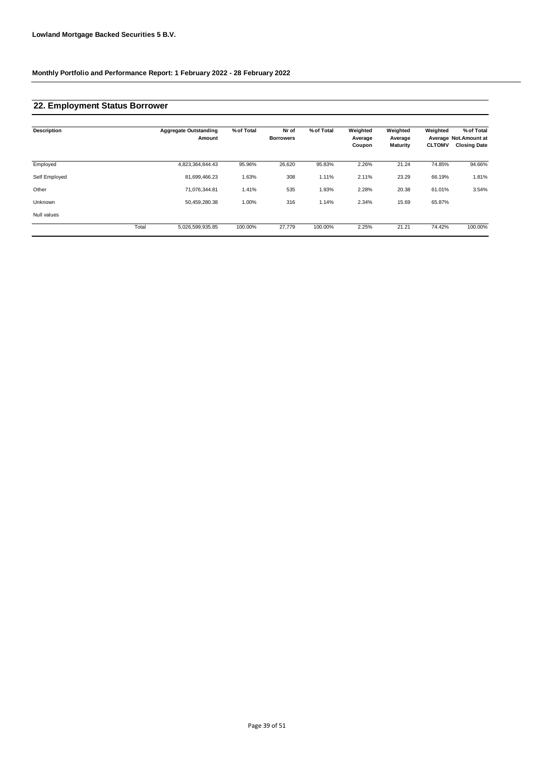**Lowland Mortgage Backed Securities 5 B.V.**

**Monthly Portfolio and Performance Report: 1 February 2022 - 28 February 2022**

## 22. Employment Status Borrower

| Description | | Aggregate Outstanding Amount | % of Total | Nr of Borrowers | % of Total | Weighted Average Coupon | Weighted Average Maturity | Weighted Average CLTOMV | % of Total Not.Amount at Closing Date |
|---|---|---|---|---|---|---|---|---|---|
| Employed | | 4,823,364,844.43 | 95.96% | 26,620 | 95.83% | 2.26% | 21.24 | 74.85% | 94.66% |
| Self Employed | | 81,699,466.23 | 1.63% | 308 | 1.11% | 2.11% | 23.29 | 66.19% | 1.81% |
| Other | | 71,076,344.81 | 1.41% | 535 | 1.93% | 2.28% | 20.38 | 61.01% | 3.54% |
| Unknown | | 50,459,280.38 | 1.00% | 316 | 1.14% | 2.34% | 15.69 | 65.87% | |
| Null values | | | | | | | | | |
| | Total | 5,026,599,935.85 | 100.00% | 27,779 | 100.00% | 2.25% | 21.21 | 74.42% | 100.00% |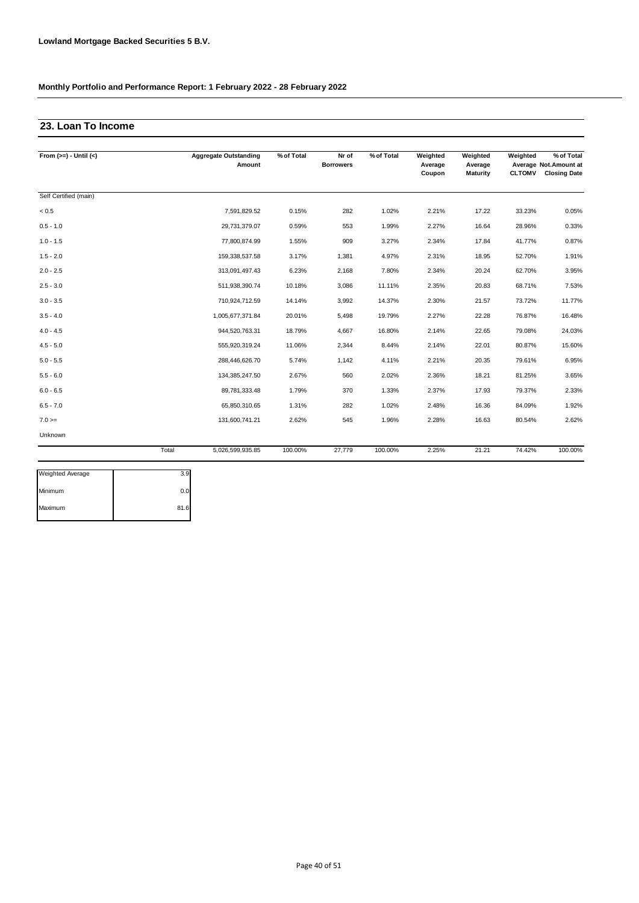**Lowland Mortgage Backed Securities 5 B.V.**

**Monthly Portfolio and Performance Report: 1 February 2022 - 28 February 2022**

## 23. Loan To Income

| From (>=) - Until (<) | Aggregate Outstanding Amount | % of Total | Nr of Borrowers | % of Total | Weighted Average Coupon | Weighted Average Maturity | Weighted Average CLTOMV | % of Total Not.Amount at Closing Date |
|---|---|---|---|---|---|---|---|---|
| Self Certified (main) | | | | | | | | |
| < 0.5 | 7,591,829.52 | 0.15% | 282 | 1.02% | 2.21% | 17.22 | 33.23% | 0.05% |
| 0.5 - 1.0 | 29,731,379.07 | 0.59% | 553 | 1.99% | 2.27% | 16.64 | 28.96% | 0.33% |
| 1.0 - 1.5 | 77,800,874.99 | 1.55% | 909 | 3.27% | 2.34% | 17.84 | 41.77% | 0.87% |
| 1.5 - 2.0 | 159,338,537.58 | 3.17% | 1,381 | 4.97% | 2.31% | 18.95 | 52.70% | 1.91% |
| 2.0 - 2.5 | 313,091,497.43 | 6.23% | 2,168 | 7.80% | 2.34% | 20.24 | 62.70% | 3.95% |
| 2.5 - 3.0 | 511,938,390.74 | 10.18% | 3,086 | 11.11% | 2.35% | 20.83 | 68.71% | 7.53% |
| 3.0 - 3.5 | 710,924,712.59 | 14.14% | 3,992 | 14.37% | 2.30% | 21.57 | 73.72% | 11.77% |
| 3.5 - 4.0 | 1,005,677,371.84 | 20.01% | 5,498 | 19.79% | 2.27% | 22.28 | 76.87% | 16.48% |
| 4.0 - 4.5 | 944,520,763.31 | 18.79% | 4,667 | 16.80% | 2.14% | 22.65 | 79.08% | 24.03% |
| 4.5 - 5.0 | 555,920,319.24 | 11.06% | 2,344 | 8.44% | 2.14% | 22.01 | 80.87% | 15.60% |
| 5.0 - 5.5 | 288,446,626.70 | 5.74% | 1,142 | 4.11% | 2.21% | 20.35 | 79.61% | 6.95% |
| 5.5 - 6.0 | 134,385,247.50 | 2.67% | 560 | 2.02% | 2.36% | 18.21 | 81.25% | 3.65% |
| 6.0 - 6.5 | 89,781,333.48 | 1.79% | 370 | 1.33% | 2.37% | 17.93 | 79.37% | 2.33% |
| 6.5 - 7.0 | 65,850,310.65 | 1.31% | 282 | 1.02% | 2.48% | 16.36 | 84.09% | 1.92% |
| 7.0 >= | 131,600,741.21 | 2.62% | 545 | 1.96% | 2.28% | 16.63 | 80.54% | 2.62% |
| Unknown | | | | | | | | |
| Total | 5,026,599,935.85 | 100.00% | 27,779 | 100.00% | 2.25% | 21.21 | 74.42% | 100.00% |

| | |
|---|---|
| Weighted Average | 3.9 |
| Minimum | 0.0 |
| Maximum | 81.6 |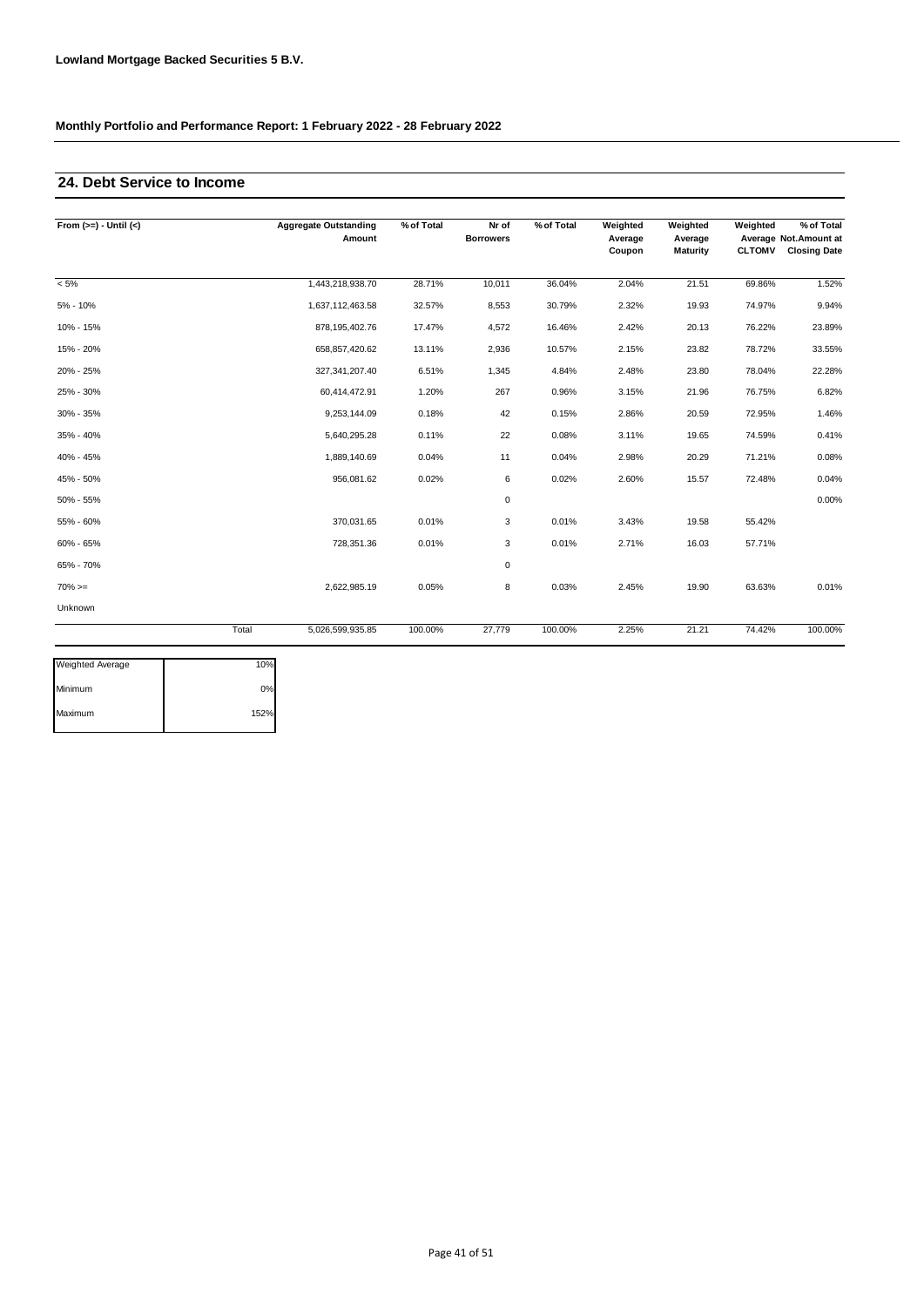**Lowland Mortgage Backed Securities 5 B.V.**

**Monthly Portfolio and Performance Report: 1 February 2022 - 28 February 2022**

## 24. Debt Service to Income

| From (>=) - Until (<) | Aggregate Outstanding Amount | % of Total | Nr of Borrowers | % of Total | Weighted Average Coupon | Weighted Average Maturity | Weighted Average CLTOMV | % of Total Not.Amount at Closing Date |
|---|---|---|---|---|---|---|---|---|
| < 5% | 1,443,218,938.70 | 28.71% | 10,011 | 36.04% | 2.04% | 21.51 | 69.86% | 1.52% |
| 5% - 10% | 1,637,112,463.58 | 32.57% | 8,553 | 30.79% | 2.32% | 19.93 | 74.97% | 9.94% |
| 10% - 15% | 878,195,402.76 | 17.47% | 4,572 | 16.46% | 2.42% | 20.13 | 76.22% | 23.89% |
| 15% - 20% | 658,857,420.62 | 13.11% | 2,936 | 10.57% | 2.15% | 23.82 | 78.72% | 33.55% |
| 20% - 25% | 327,341,207.40 | 6.51% | 1,345 | 4.84% | 2.48% | 23.80 | 78.04% | 22.28% |
| 25% - 30% | 60,414,472.91 | 1.20% | 267 | 0.96% | 3.15% | 21.96 | 76.75% | 6.82% |
| 30% - 35% | 9,253,144.09 | 0.18% | 42 | 0.15% | 2.86% | 20.59 | 72.95% | 1.46% |
| 35% - 40% | 5,640,295.28 | 0.11% | 22 | 0.08% | 3.11% | 19.65 | 74.59% | 0.41% |
| 40% - 45% | 1,889,140.69 | 0.04% | 11 | 0.04% | 2.98% | 20.29 | 71.21% | 0.08% |
| 45% - 50% | 956,081.62 | 0.02% | 6 | 0.02% | 2.60% | 15.57 | 72.48% | 0.04% |
| 50% - 55% | | | 0 | | | | | 0.00% |
| 55% - 60% | 370,031.65 | 0.01% | 3 | 0.01% | 3.43% | 19.58 | 55.42% | |
| 60% - 65% | 728,351.36 | 0.01% | 3 | 0.01% | 2.71% | 16.03 | 57.71% | |
| 65% - 70% | | | 0 | | | | | |
| 70% >= | 2,622,985.19 | 0.05% | 8 | 0.03% | 2.45% | 19.90 | 63.63% | 0.01% |
| Unknown | | | | | | | | |
| Total | 5,026,599,935.85 | 100.00% | 27,779 | 100.00% | 2.25% | 21.21 | 74.42% | 100.00% |

| | |
|---|---|
| Weighted Average | 10% |
| Minimum | 0% |
| Maximum | 152% |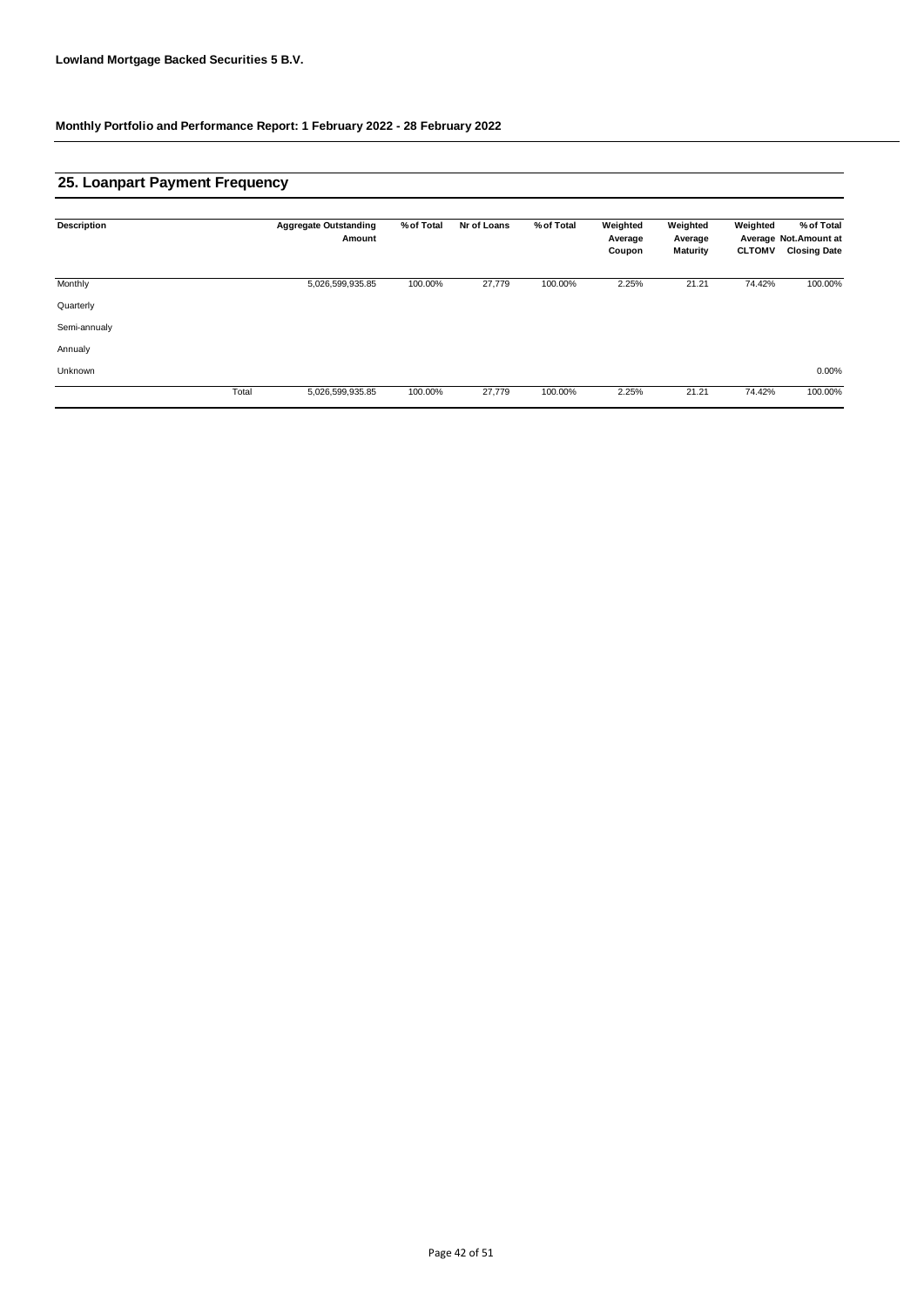**Lowland Mortgage Backed Securities 5 B.V.**

**Monthly Portfolio and Performance Report: 1 February 2022 - 28 February 2022**

## 25. Loanpart Payment Frequency

| Description | | Aggregate Outstanding Amount | % of Total | Nr of Loans | % of Total | Weighted Average Coupon | Weighted Average Maturity | Weighted Average CLTOMV | % of Total Not.Amount at Closing Date |
|---|---|---|---|---|---|---|---|---|---|
| Monthly | | 5,026,599,935.85 | 100.00% | 27,779 | 100.00% | 2.25% | 21.21 | 74.42% | 100.00% |
| Quarterly | | | | | | | | | |
| Semi-annualy | | | | | | | | | |
| Annualy | | | | | | | | | |
| Unknown | | | | | | | | | 0.00% |
| | Total | 5,026,599,935.85 | 100.00% | 27,779 | 100.00% | 2.25% | 21.21 | 74.42% | 100.00% |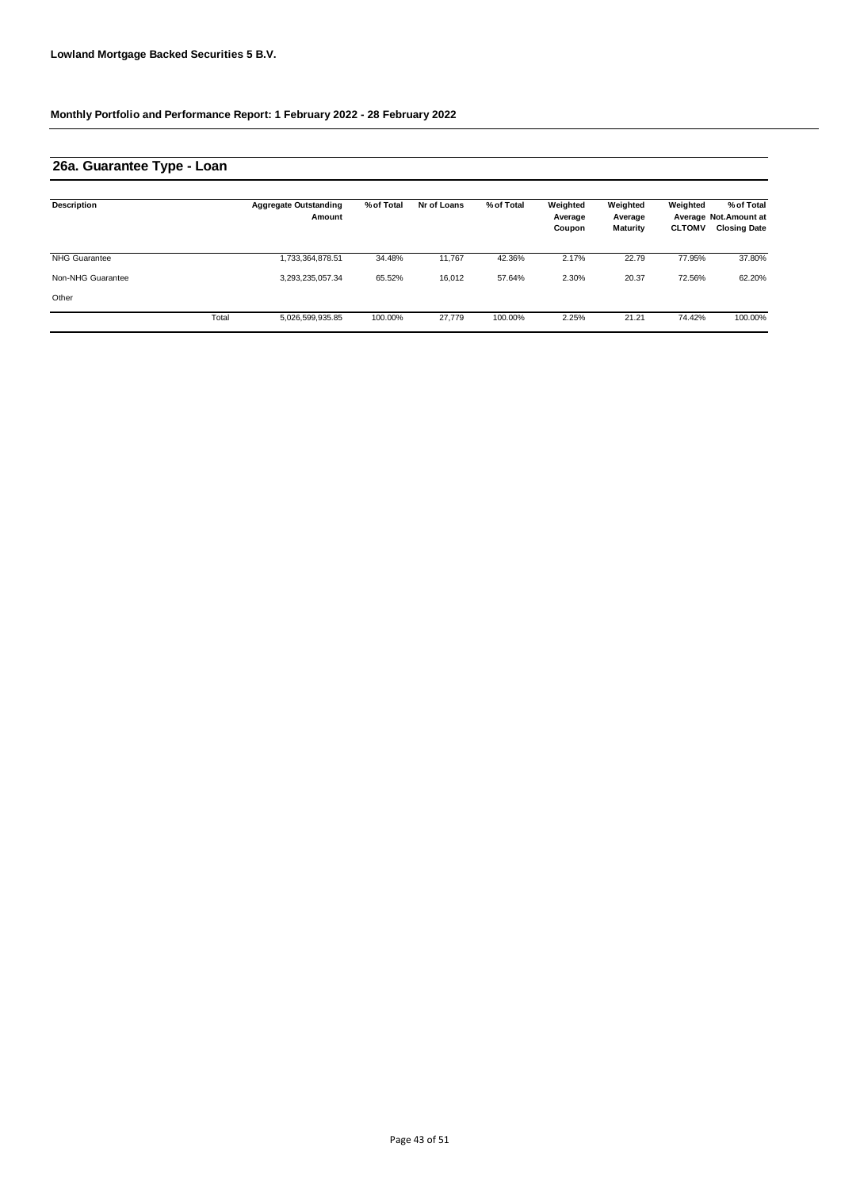**Lowland Mortgage Backed Securities 5 B.V.**

**Monthly Portfolio and Performance Report: 1 February 2022 - 28 February 2022**

## 26a. Guarantee Type - Loan

| Description | | Aggregate Outstanding Amount | % of Total | Nr of Loans | % of Total | Weighted Average Coupon | Weighted Average Maturity | Weighted Average CLTOMV | % of Total Not.Amount at Closing Date |
|---|---|---|---|---|---|---|---|---|---|
| NHG Guarantee | | 1,733,364,878.51 | 34.48% | 11,767 | 42.36% | 2.17% | 22.79 | 77.95% | 37.80% |
| Non-NHG Guarantee | | 3,293,235,057.34 | 65.52% | 16,012 | 57.64% | 2.30% | 20.37 | 72.56% | 62.20% |
| Other | | | | | | | | | |
| | Total | 5,026,599,935.85 | 100.00% | 27,779 | 100.00% | 2.25% | 21.21 | 74.42% | 100.00% |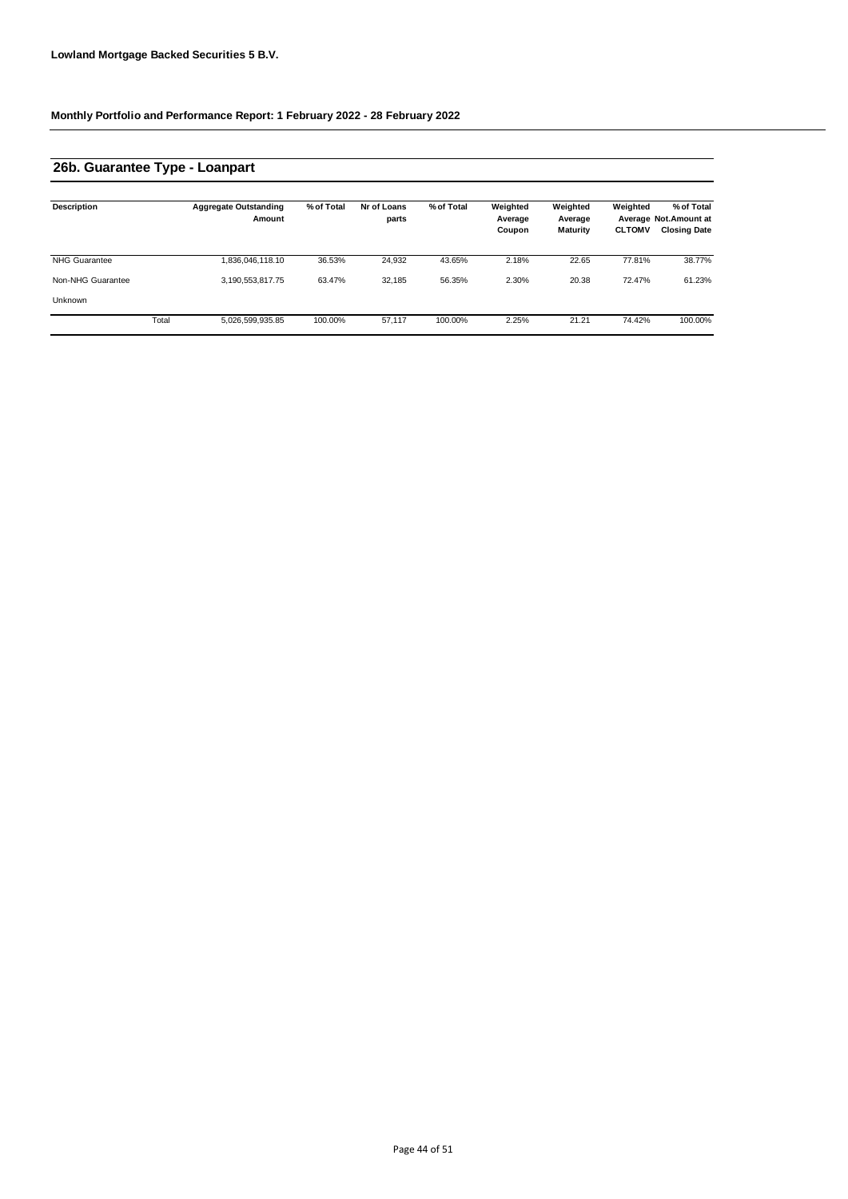**Lowland Mortgage Backed Securities 5 B.V.**

**Monthly Portfolio and Performance Report: 1 February 2022 - 28 February 2022**

## 26b. Guarantee Type - Loanpart

| Description | | Aggregate Outstanding Amount | % of Total | Nr of Loans parts | % of Total | Weighted Average Coupon | Weighted Average Maturity | Weighted Average CLTOMV | % of Total Not.Amount at Closing Date |
|---|---|---|---|---|---|---|---|---|---|
| NHG Guarantee | | 1,836,046,118.10 | 36.53% | 24,932 | 43.65% | 2.18% | 22.65 | 77.81% | 38.77% |
| Non-NHG Guarantee | | 3,190,553,817.75 | 63.47% | 32,185 | 56.35% | 2.30% | 20.38 | 72.47% | 61.23% |
| Unknown | | | | | | | | | |
| | Total | 5,026,599,935.85 | 100.00% | 57,117 | 100.00% | 2.25% | 21.21 | 74.42% | 100.00% |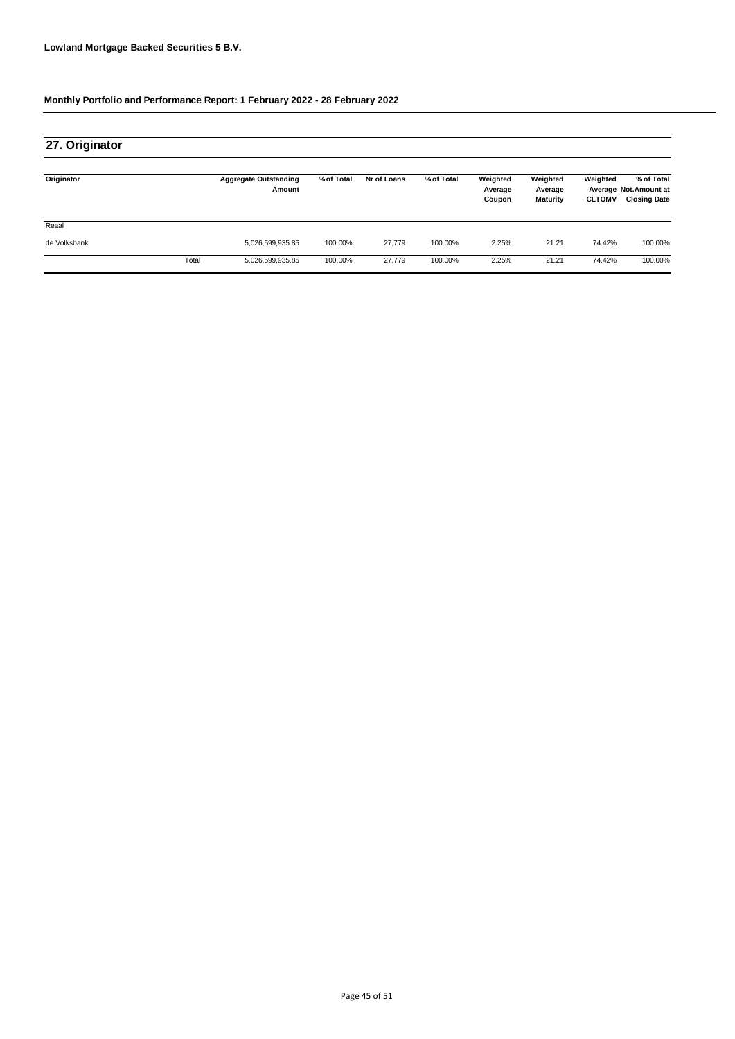**Lowland Mortgage Backed Securities 5 B.V.**

**Monthly Portfolio and Performance Report: 1 February 2022 - 28 February 2022**

## 27. Originator

| Originator | | Aggregate Outstanding Amount | % of Total | Nr of Loans | % of Total | Weighted Average Coupon | Weighted Average Maturity | Weighted Average CLTOMV | % of Total Not.Amount at Closing Date |
|---|---|---|---|---|---|---|---|---|---|
| Reaal | | | | | | | | | |
| de Volksbank | | 5,026,599,935.85 | 100.00% | 27,779 | 100.00% | 2.25% | 21.21 | 74.42% | 100.00% |
| | Total | 5,026,599,935.85 | 100.00% | 27,779 | 100.00% | 2.25% | 21.21 | 74.42% | 100.00% |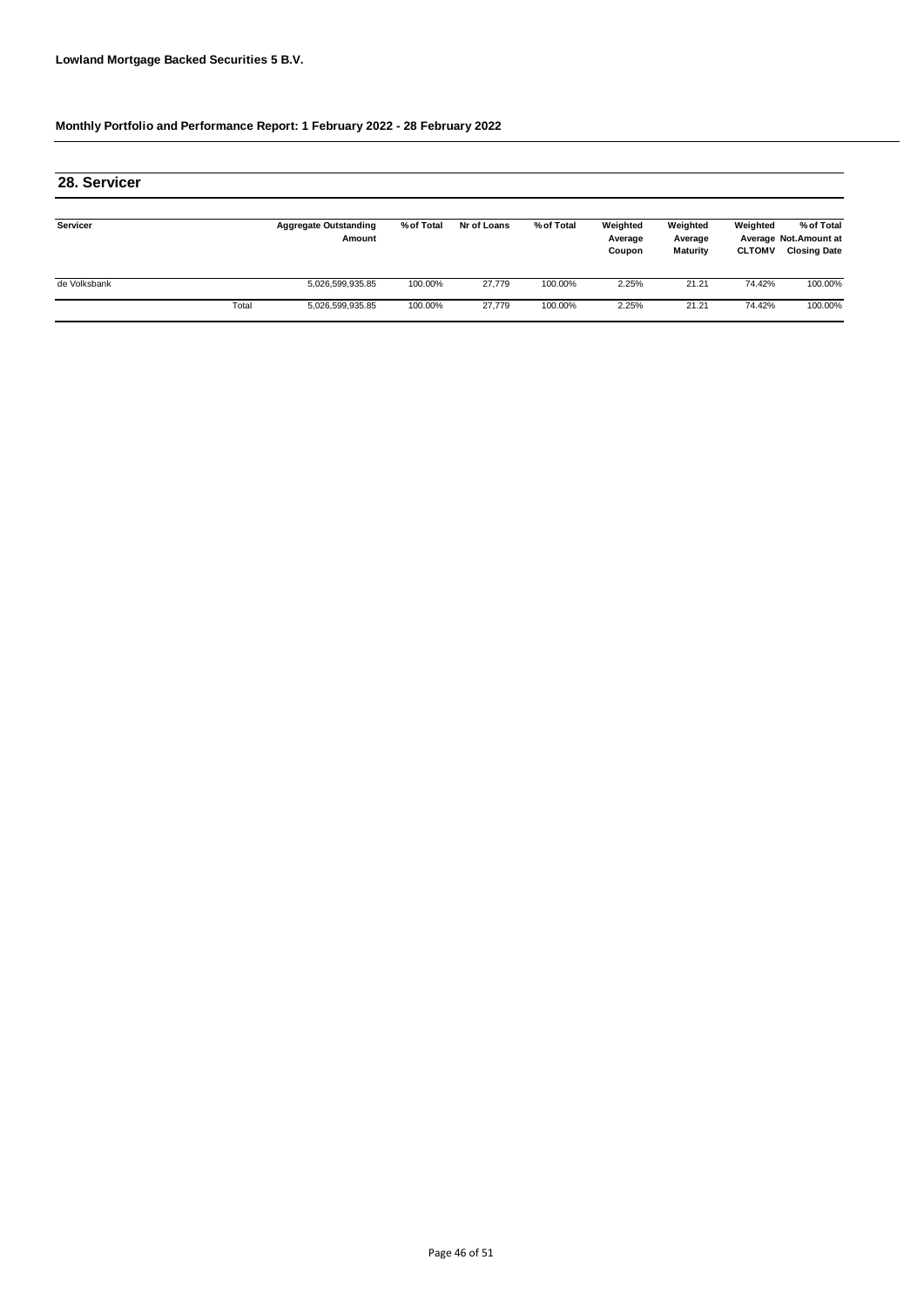**Lowland Mortgage Backed Securities 5 B.V.**

**Monthly Portfolio and Performance Report: 1 February 2022 - 28 February 2022**

## 28. Servicer

| Servicer | | Aggregate Outstanding Amount | % of Total | Nr of Loans | % of Total | Weighted Average Coupon | Weighted Average Maturity | Weighted Average CLTOMV | % of Total Not.Amount at Closing Date |
|---|---|---|---|---|---|---|---|---|---|
| de Volksbank | | 5,026,599,935.85 | 100.00% | 27,779 | 100.00% | 2.25% | 21.21 | 74.42% | 100.00% |
| | Total | 5,026,599,935.85 | 100.00% | 27,779 | 100.00% | 2.25% | 21.21 | 74.42% | 100.00% |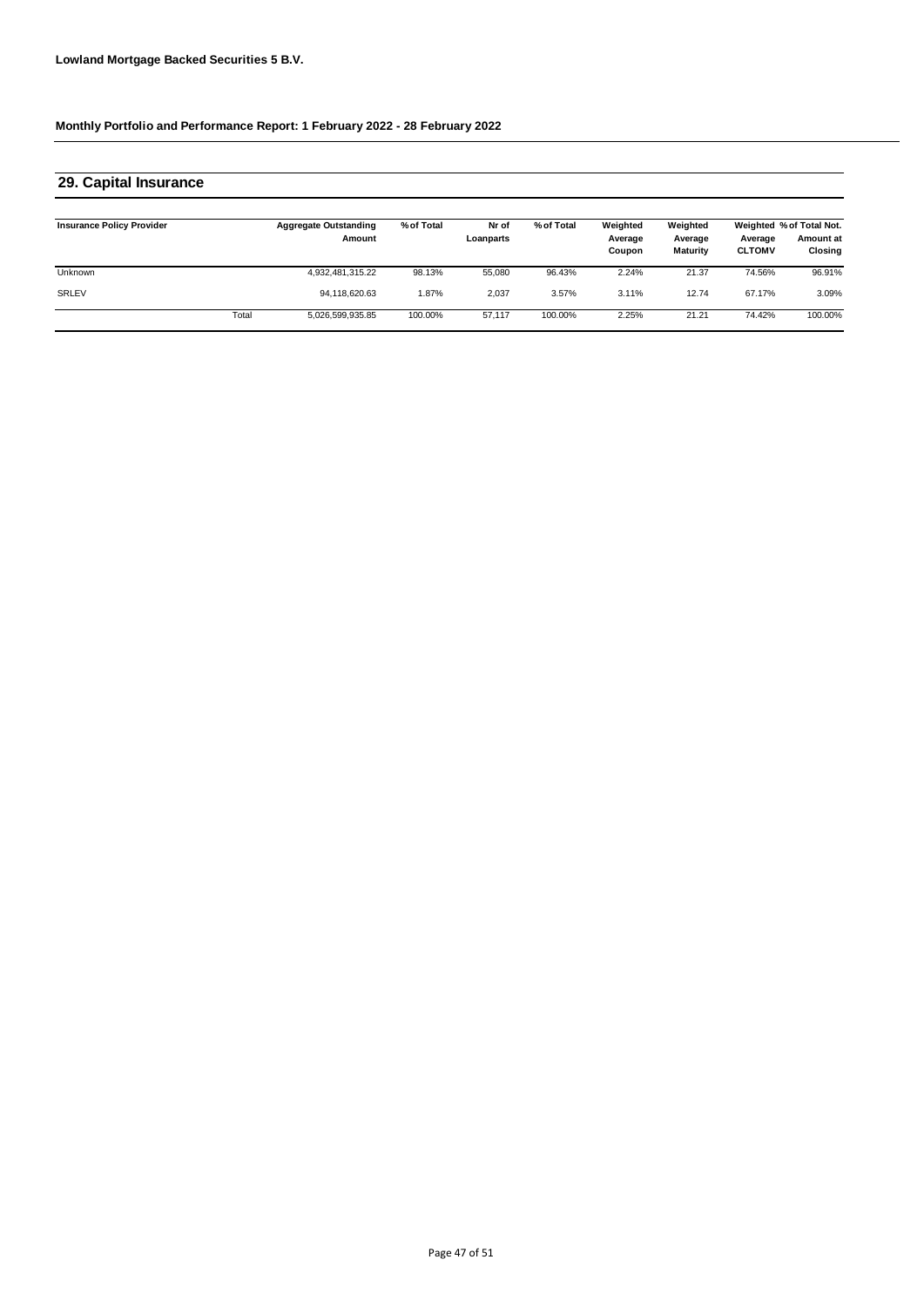**Lowland Mortgage Backed Securities 5 B.V.**

**Monthly Portfolio and Performance Report: 1 February 2022 - 28 February 2022**

## 29. Capital Insurance

| Insurance Policy Provider | | Aggregate Outstanding Amount | % of Total | Nr of Loanparts | % of Total | Weighted Average Coupon | Weighted Average Maturity | Weighted Average CLTOMV | % of Total Not. Amount at Closing |
|---|---|---|---|---|---|---|---|---|---|
| Unknown | | 4,932,481,315.22 | 98.13% | 55,080 | 96.43% | 2.24% | 21.37 | 74.56% | 96.91% |
| SRLEV | | 94,118,620.63 | 1.87% | 2,037 | 3.57% | 3.11% | 12.74 | 67.17% | 3.09% |
| | Total | 5,026,599,935.85 | 100.00% | 57,117 | 100.00% | 2.25% | 21.21 | 74.42% | 100.00% |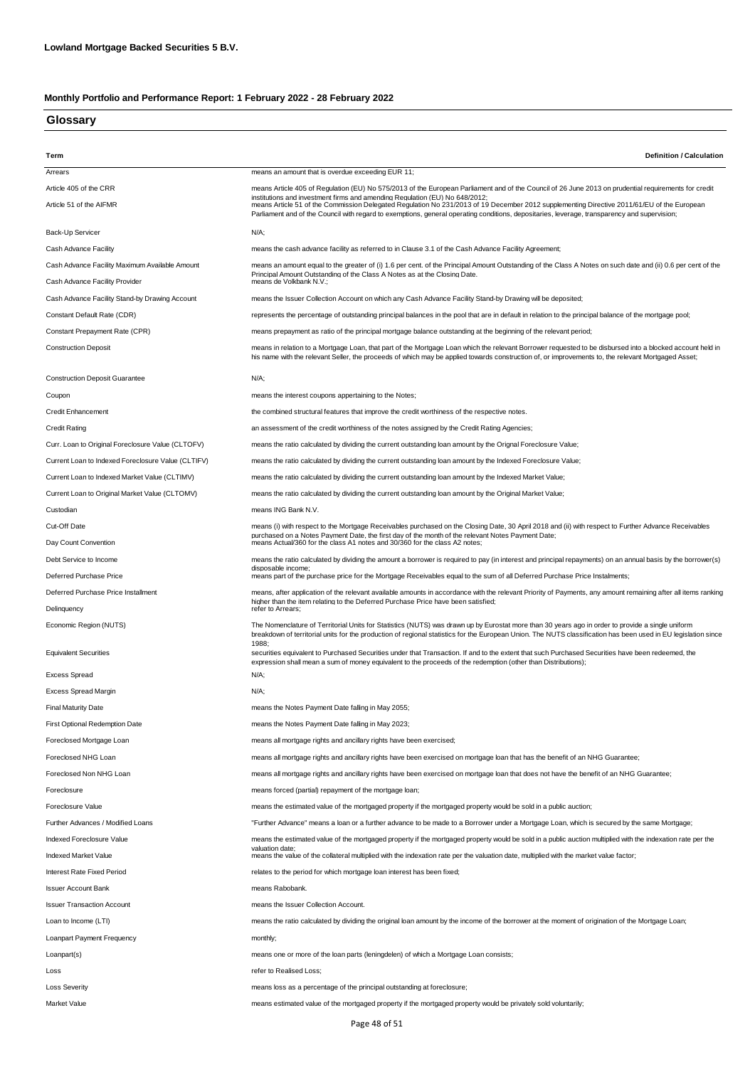**Lowland Mortgage Backed Securities 5 B.V.**

**Monthly Portfolio and Performance Report: 1 February 2022 - 28 February 2022**

## Glossary

| Term | Definition / Calculation |
|---|---|
| Arrears | means an amount that is overdue exceeding EUR 11; |
| Article 405 of the CRR | means Article 405 of Regulation (EU) No 575/2013 of the European Parliament and of the Council of 26 June 2013 on prudential requirements for credit institutions and investment firms and amending Regulation (EU) No 648/2012; |
| Article 51 of the AIFMR | means Article 51 of the Commission Delegated Regulation No 231/2013 of 19 December 2012 supplementing Directive 2011/61/EU of the European Parliament and of the Council with regard to exemptions, general operating conditions, depositaries, leverage, transparency and supervision; |
| Back-Up Servicer | N/A; |
| Cash Advance Facility | means the cash advance facility as referred to in Clause 3.1 of the Cash Advance Facility Agreement; |
| Cash Advance Facility Maximum Available Amount | means an amount equal to the greater of (i) 1.6 per cent. of the Principal Amount Outstanding of the Class A Notes on such date and (ii) 0.6 per cent of the Principal Amount Outstanding of the Class A Notes as at the Closing Date. |
| Cash Advance Facility Provider | means de Volkbank N.V.; |
| Cash Advance Facility Stand-by Drawing Account | means the Issuer Collection Account on which any Cash Advance Facility Stand-by Drawing will be deposited; |
| Constant Default Rate (CDR) | represents the percentage of outstanding principal balances in the pool that are in default in relation to the principal balance of the mortgage pool; |
| Constant Prepayment Rate (CPR) | means prepayment as ratio of the principal mortgage balance outstanding at the beginning of the relevant period; |
| Construction Deposit | means in relation to a Mortgage Loan, that part of the Mortgage Loan which the relevant Borrower requested to be disbursed into a blocked account held in his name with the relevant Seller, the proceeds of which may be applied towards construction of, or improvements to, the relevant Mortgaged Asset; |
| Construction Deposit Guarantee | N/A; |
| Coupon | means the interest coupons appertaining to the Notes; |
| Credit Enhancement | the combined structural features that improve the credit worthiness of the respective notes. |
| Credit Rating | an assessment of the credit worthiness of the notes assigned by the Credit Rating Agencies; |
| Curr. Loan to Original Foreclosure Value (CLTOFV) | means the ratio calculated by dividing the current outstanding loan amount by the Orignal Foreclosure Value; |
| Current Loan to Indexed Foreclosure Value (CLTIFV) | means the ratio calculated by dividing the current outstanding loan amount by the Indexed Foreclosure Value; |
| Current Loan to Indexed Market Value (CLTIMV) | means the ratio calculated by dividing the current outstanding loan amount by the Indexed Market Value; |
| Current Loan to Original Market Value (CLTOMV) | means the ratio calculated by dividing the current outstanding loan amount by the Original Market Value; |
| Custodian | means ING Bank N.V. |
| Cut-Off Date | means (i) with respect to the Mortgage Receivables purchased on the Closing Date, 30 April 2018 and (ii) with respect to Further Advance Receivables purchased on a Notes Payment Date, the first day of the month of the relevant Notes Payment Date; |
| Day Count Convention | means Actual/360 for the class A1 notes and 30/360 for the class A2 notes; |
| Debt Service to Income | means the ratio calculated by dividing the amount a borrower is required to pay (in interest and principal repayments) on an annual basis by the borrower(s) disposable income; |
| Deferred Purchase Price | means part of the purchase price for the Mortgage Receivables equal to the sum of all Deferred Purchase Price Instalments; |
| Deferred Purchase Price Installment | means, after application of the relevant available amounts in accordance with the relevant Priority of Payments, any amount remaining after all items ranking higher than the item relating to the Deferred Purchase Price have been satisfied; |
| Delinquency | refer to Arrears; |
| Economic Region (NUTS) | The Nomenclature of Territorial Units for Statistics (NUTS) was drawn up by Eurostat more than 30 years ago in order to provide a single uniform breakdown of territorial units for the production of regional statistics for the European Union. The NUTS classification has been used in EU legislation since 1988; |
| Equivalent Securities | securities equivalent to Purchased Securities under that Transaction. If and to the extent that such Purchased Securities have been redeemed, the expression shall mean a sum of money equivalent to the proceeds of the redemption (other than Distributions); |
| Excess Spread | N/A; |
| Excess Spread Margin | N/A; |
| Final Maturity Date | means the Notes Payment Date falling in May 2055; |
| First Optional Redemption Date | means the Notes Payment Date falling in May 2023; |
| Foreclosed Mortgage Loan | means all mortgage rights and ancillary rights have been exercised; |
| Foreclosed NHG Loan | means all mortgage rights and ancillary rights have been exercised on mortgage loan that has the benefit of an NHG Guarantee; |
| Foreclosed Non NHG Loan | means all mortgage rights and ancillary rights have been exercised on mortgage loan that does not have the benefit of an NHG Guarantee; |
| Foreclosure | means forced (partial) repayment of the mortgage loan; |
| Foreclosure Value | means the estimated value of the mortgaged property if the mortgaged property would be sold in a public auction; |
| Further Advances / Modified Loans | "Further Advance" means a loan or a further advance to be made to a Borrower under a Mortgage Loan, which is secured by the same Mortgage; |
| Indexed Foreclosure Value | means the estimated value of the mortgaged property if the mortgaged property would be sold in a public auction multiplied with the indexation rate per the valuation date; |
| Indexed Market Value | means the value of the collateral multiplied with the indexation rate per the valuation date, multiplied with the market value factor; |
| Interest Rate Fixed Period | relates to the period for which mortgage loan interest has been fixed; |
| Issuer Account Bank | means Rabobank. |
| Issuer Transaction Account | means the Issuer Collection Account. |
| Loan to Income (LTI) | means the ratio calculated by dividing the original loan amount by the income of the borrower at the moment of origination of the Mortgage Loan; |
| Loanpart Payment Frequency | monthly; |
| Loanpart(s) | means one or more of the loan parts (leningdelen) of which a Mortgage Loan consists; |
| Loss | refer to Realised Loss; |
| Loss Severity | means loss as a percentage of the principal outstanding at foreclosure; |
| Market Value | means estimated value of the mortgaged property if the mortgaged property would be privately sold voluntarily; |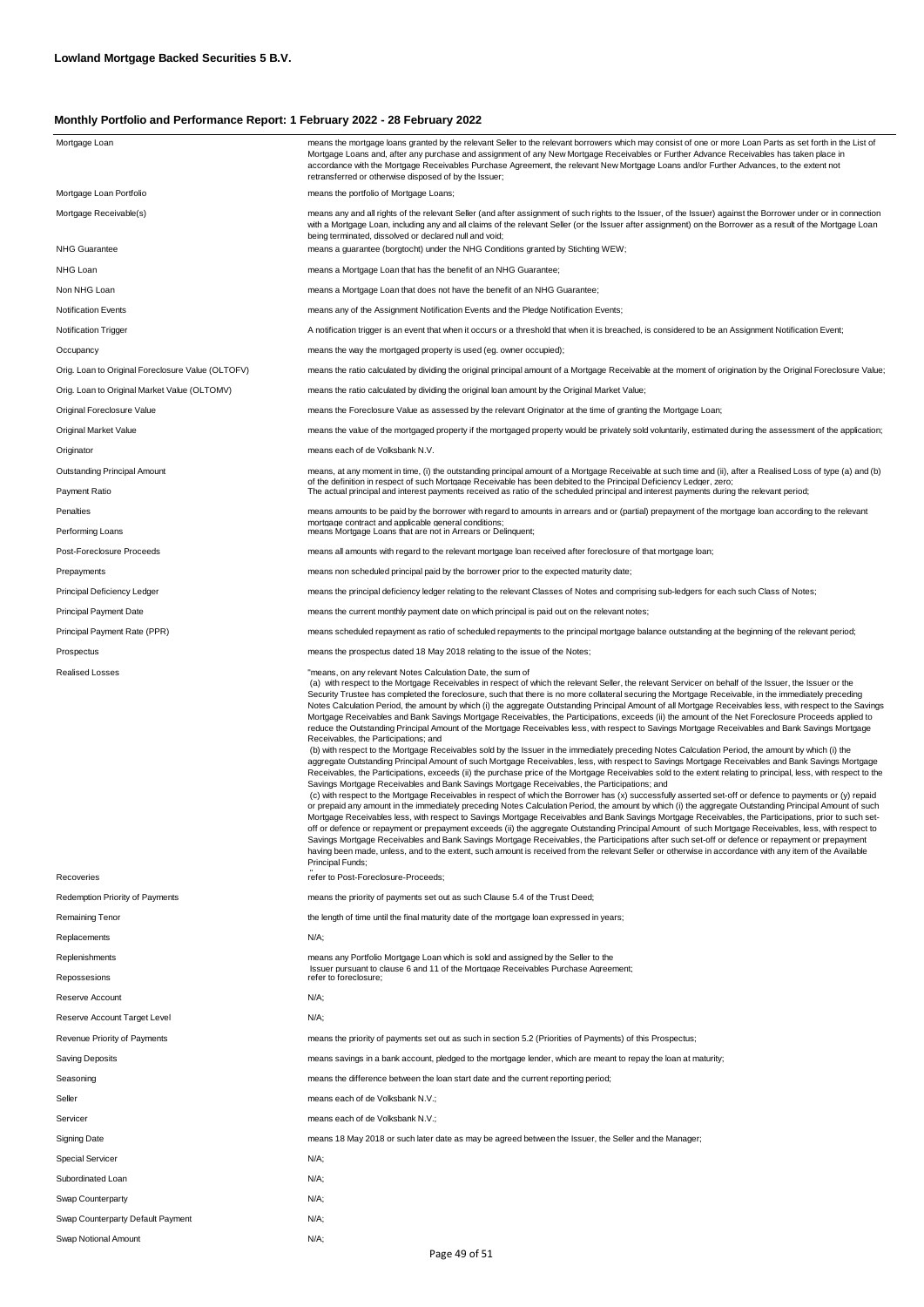**Lowland Mortgage Backed Securities 5 B.V.**

**Monthly Portfolio and Performance Report: 1 February 2022 - 28 February 2022**

| | |
|---|---|
| Mortgage Loan | means the mortgage loans granted by the relevant Seller to the relevant borrowers which may consist of one or more Loan Parts as set forth in the List of Mortgage Loans and, after any purchase and assignment of any New Mortgage Receivables or Further Advance Receivables has taken place in accordance with the Mortgage Receivables Purchase Agreement, the relevant New Mortgage Loans and/or Further Advances, to the extent not retransferred or otherwise disposed of by the Issuer; |
| Mortgage Loan Portfolio | means the portfolio of Mortgage Loans; |
| Mortgage Receivable(s) | means any and all rights of the relevant Seller (and after assignment of such rights to the Issuer, of the Issuer) against the Borrower under or in connection with a Mortgage Loan, including any and all claims of the relevant Seller (or the Issuer after assignment) on the Borrower as a result of the Mortgage Loan being terminated, dissolved or declared null and void; |
| NHG Guarantee | means a guarantee (borgtocht) under the NHG Conditions granted by Stichting WEW; |
| NHG Loan | means a Mortgage Loan that has the benefit of an NHG Guarantee; |
| Non NHG Loan | means a Mortgage Loan that does not have the benefit of an NHG Guarantee; |
| Notification Events | means any of the Assignment Notification Events and the Pledge Notification Events; |
| Notification Trigger | A notification trigger is an event that when it occurs or a threshold that when it is breached, is considered to be an Assignment Notification Event; |
| Occupancy | means the way the mortgaged property is used (eg. owner occupied); |
| Orig. Loan to Original Foreclosure Value (OLTOFV) | means the ratio calculated by dividing the original principal amount of a Mortgage Receivable at the moment of origination by the Original Foreclosure Value; |
| Orig. Loan to Original Market Value (OLTOMV) | means the ratio calculated by dividing the original loan amount by the Original Market Value; |
| Original Foreclosure Value | means the Foreclosure Value as assessed by the relevant Originator at the time of granting the Mortgage Loan; |
| Original Market Value | means the value of the mortgaged property if the mortgaged property would be privately sold voluntarily, estimated during the assessment of the application; |
| Originator | means each of de Volksbank N.V. |
| Outstanding Principal Amount | means, at any moment in time, (i) the outstanding principal amount of a Mortgage Receivable at such time and (ii), after a Realised Loss of type (a) and (b) of the definition in respect of such Mortgage Receivable has been debited to the Principal Deficiency Ledger, zero; |
| Payment Ratio | The actual principal and interest payments received as ratio of the scheduled principal and interest payments during the relevant period; |
| Penalties | means amounts to be paid by the borrower with regard to amounts in arrears and or (partial) prepayment of the mortgage loan according to the relevant mortgage contract and applicable general conditions; |
| Performing Loans | means Mortgage Loans that are not in Arrears or Delinquent; |
| Post-Foreclosure Proceeds | means all amounts with regard to the relevant mortgage loan received after foreclosure of that mortgage loan; |
| Prepayments | means non scheduled principal paid by the borrower prior to the expected maturity date; |
| Principal Deficiency Ledger | means the principal deficiency ledger relating to the relevant Classes of Notes and comprising sub-ledgers for each such Class of Notes; |
| Principal Payment Date | means the current monthly payment date on which principal is paid out on the relevant notes; |
| Principal Payment Rate (PPR) | means scheduled repayment as ratio of scheduled repayments to the principal mortgage balance outstanding at the beginning of the relevant period; |
| Prospectus | means the prospectus dated 18 May 2018 relating to the issue of the Notes; |
| Realised Losses | "means, on any relevant Notes Calculation Date, the sum of (a) with respect to the Mortgage Receivables in respect of which the relevant Seller, the relevant Servicer on behalf of the Issuer, the Issuer or the Security Trustee has completed the foreclosure, such that there is no more collateral securing the Mortgage Receivable, in the immediately preceding Notes Calculation Period, the amount by which (i) the aggregate Outstanding Principal Amount of all Mortgage Receivables less, with respect to the Savings Mortgage Receivables and Bank Savings Mortgage Receivables, the Participations, exceeds (ii) the amount of the Net Foreclosure Proceeds applied to reduce the Outstanding Principal Amount of the Mortgage Receivables less, with respect to Savings Mortgage Receivables and Bank Savings Mortgage Receivables, the Participations; and (b) with respect to the Mortgage Receivables sold by the Issuer in the immediately preceding Notes Calculation Period, the amount by which (i) the aggregate Outstanding Principal Amount of such Mortgage Receivables, less, with respect to Savings Mortgage Receivables and Bank Savings Mortgage Receivables, the Participations, exceeds (ii) the purchase price of the Mortgage Receivables sold to the extent relating to principal, less, with respect to the Savings Mortgage Receivables and Bank Savings Mortgage Receivables, the Participations; and (c) with respect to the Mortgage Receivables in respect of which the Borrower has (x) successfully asserted set-off or defence to payments or (y) repaid or prepaid any amount in the immediately preceding Notes Calculation Period, the amount by which (i) the aggregate Outstanding Principal Amount of such Mortgage Receivables less, with respect to Savings Mortgage Receivables and Bank Savings Mortgage Receivables, the Participations, prior to such set-off or defence or repayment or prepayment exceeds (ii) the aggregate Outstanding Principal Amount of such Mortgage Receivables, less, with respect to Savings Mortgage Receivables and Bank Savings Mortgage Receivables, the Participations after such set-off or defence or repayment or prepayment having been made, unless, and to the extent, such amount is received from the relevant Seller or otherwise in accordance with any item of the Available Principal Funds;" |
| Recoveries | refer to Post-Foreclosure-Proceeds; |
| Redemption Priority of Payments | means the priority of payments set out as such Clause 5.4 of the Trust Deed; |
| Remaining Tenor | the length of time until the final maturity date of the mortgage loan expressed in years; |
| Replacements | N/A; |
| Replenishments | means any Portfolio Mortgage Loan which is sold and assigned by the Seller to the Issuer pursuant to clause 6 and 11 of the Mortgage Receivables Purchase Agreement; |
| Repossesions | refer to foreclosure; |
| Reserve Account | N/A; |
| Reserve Account Target Level | N/A; |
| Revenue Priority of Payments | means the priority of payments set out as such in section 5.2 (Priorities of Payments) of this Prospectus; |
| Saving Deposits | means savings in a bank account, pledged to the mortgage lender, which are meant to repay the loan at maturity; |
| Seasoning | means the difference between the loan start date and the current reporting period; |
| Seller | means each of de Volksbank N.V.; |
| Servicer | means each of de Volksbank N.V.; |
| Signing Date | means 18 May 2018 or such later date as may be agreed between the Issuer, the Seller and the Manager; |
| Special Servicer | N/A; |
| Subordinated Loan | N/A; |
| Swap Counterparty | N/A; |
| Swap Counterparty Default Payment | N/A; |
| Swap Notional Amount | N/A; |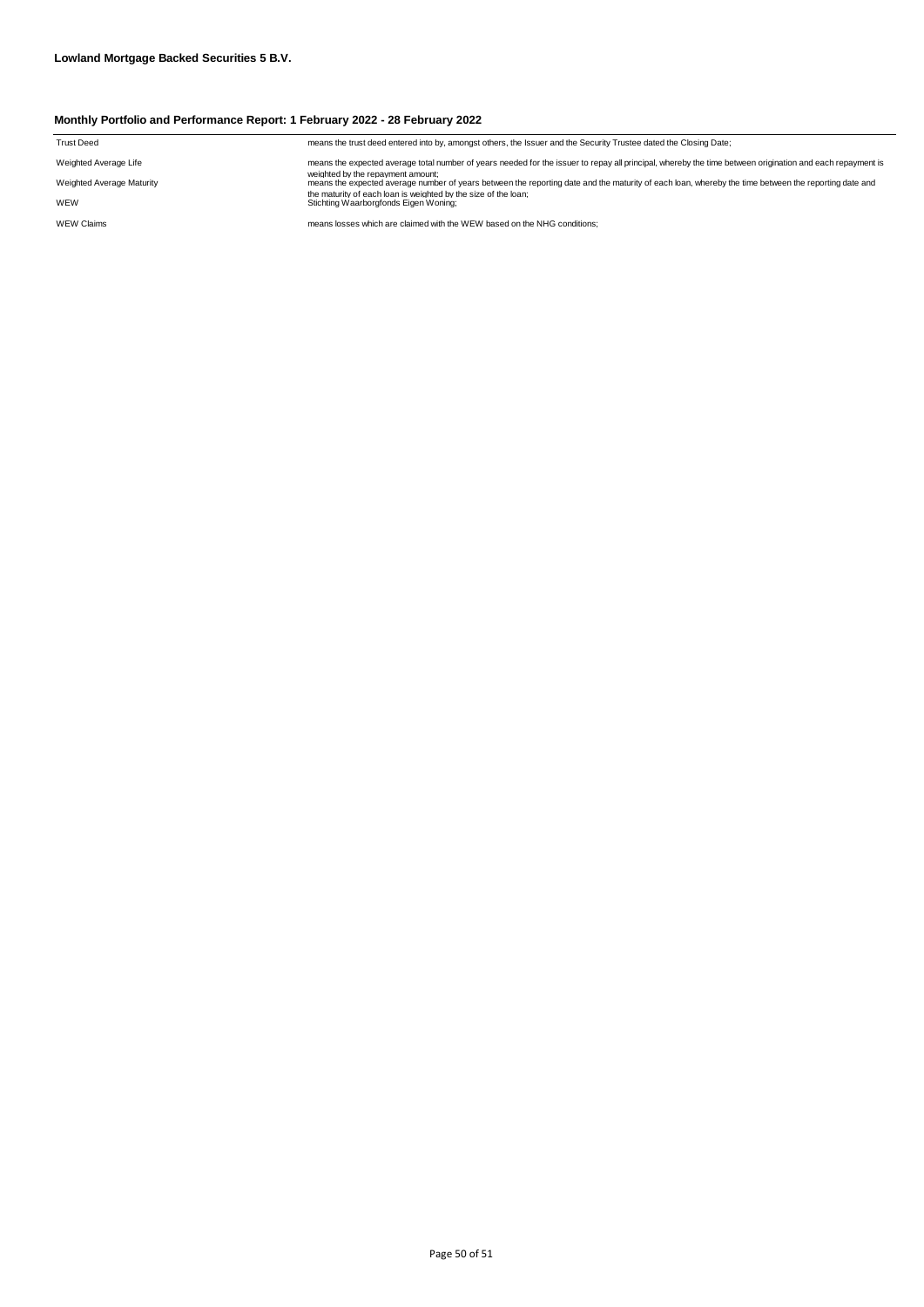**Lowland Mortgage Backed Securities 5 B.V.**

**Monthly Portfolio and Performance Report: 1 February 2022 - 28 February 2022**

| | |
|---|---|
| Trust Deed | means the trust deed entered into by, amongst others, the Issuer and the Security Trustee dated the Closing Date; |
| Weighted Average Life | means the expected average total number of years needed for the issuer to repay all principal, whereby the time between origination and each repayment is weighted by the repayment amount; |
| Weighted Average Maturity | means the expected average number of years between the reporting date and the maturity of each loan, whereby the time between the reporting date and the maturity of each loan is weighted by the size of the loan; |
| WEW | Stichting Waarborgfonds Eigen Woning; |
| WEW Claims | means losses which are claimed with the WEW based on the NHG conditions; |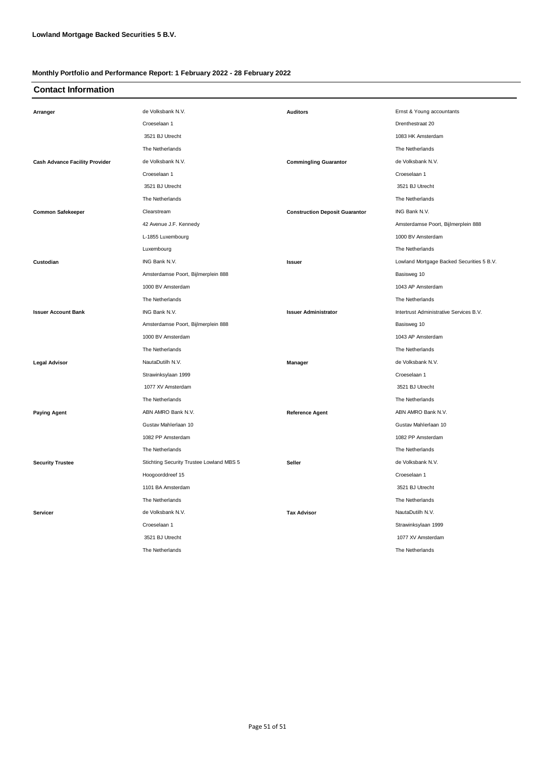**Lowland Mortgage Backed Securities 5 B.V.**

**Monthly Portfolio and Performance Report: 1 February 2022 - 28 February 2022**

## Contact Information

| | | | |
|---|---|---|---|
| **Arranger** | de Volksbank N.V. | **Auditors** | Ernst & Young accountants |
| | Croeselaan 1 | | Drenthestraat 20 |
| | 3521 BJ Utrecht | | 1083 HK Amsterdam |
| | The Netherlands | | The Netherlands |
| **Cash Advance Facility Provider** | de Volksbank N.V. | **Commingling Guarantor** | de Volksbank N.V. |
| | Croeselaan 1 | | Croeselaan 1 |
| | 3521 BJ Utrecht | | 3521 BJ Utrecht |
| | The Netherlands | | The Netherlands |
| **Common Safekeeper** | Clearstream | **Construction Deposit Guarantor** | ING Bank N.V. |
| | 42 Avenue J.F. Kennedy | | Amsterdamse Poort, Bijlmerplein 888 |
| | L-1855 Luxembourg | | 1000 BV Amsterdam |
| | Luxembourg | | The Netherlands |
| **Custodian** | ING Bank N.V. | **Issuer** | Lowland Mortgage Backed Securities 5 B.V. |
| | Amsterdamse Poort, Bijlmerplein 888 | | Basisweg 10 |
| | 1000 BV Amsterdam | | 1043 AP Amsterdam |
| | The Netherlands | | The Netherlands |
| **Issuer Account Bank** | ING Bank N.V. | **Issuer Administrator** | Intertrust Administrative Services B.V. |
| | Amsterdamse Poort, Bijlmerplein 888 | | Basisweg 10 |
| | 1000 BV Amsterdam | | 1043 AP Amsterdam |
| | The Netherlands | | The Netherlands |
| **Legal Advisor** | NautaDutilh N.V. | **Manager** | de Volksbank N.V. |
| | Strawinksylaan 1999 | | Croeselaan 1 |
| | 1077 XV Amsterdam | | 3521 BJ Utrecht |
| | The Netherlands | | The Netherlands |
| **Paying Agent** | ABN AMRO Bank N.V. | **Reference Agent** | ABN AMRO Bank N.V. |
| | Gustav Mahlerlaan 10 | | Gustav Mahlerlaan 10 |
| | 1082 PP Amsterdam | | 1082 PP Amsterdam |
| | The Netherlands | | The Netherlands |
| **Security Trustee** | Stichting Security Trustee Lowland MBS 5 | **Seller** | de Volksbank N.V. |
| | Hoogoorddreef 15 | | Croeselaan 1 |
| | 1101 BA Amsterdam | | 3521 BJ Utrecht |
| | The Netherlands | | The Netherlands |
| **Servicer** | de Volksbank N.V. | **Tax Advisor** | NautaDutilh N.V. |
| | Croeselaan 1 | | Strawinksylaan 1999 |
| | 3521 BJ Utrecht | | 1077 XV Amsterdam |
| | The Netherlands | | The Netherlands |